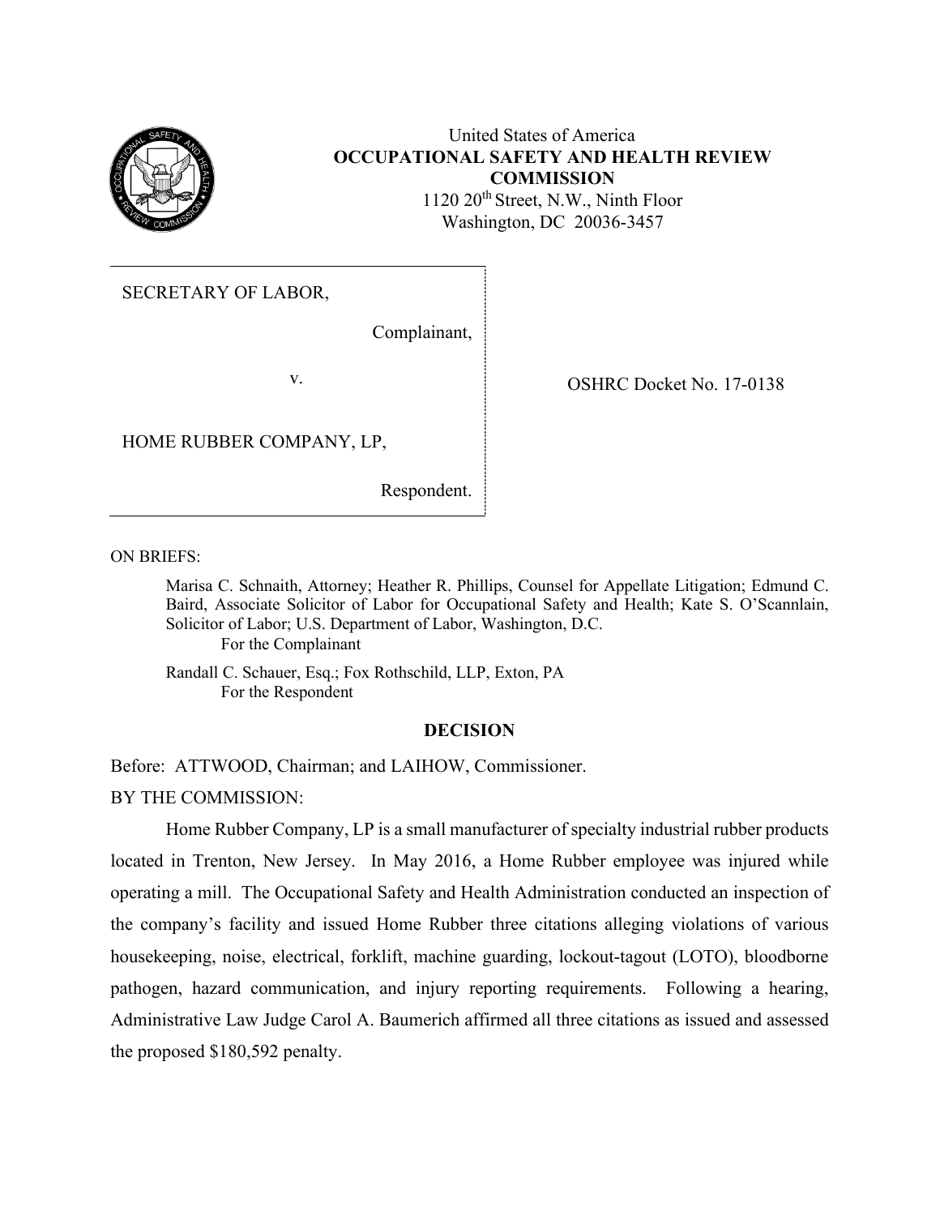United States of America
**OCCUPATIONAL SAFETY AND HEALTH REVIEW COMMISSION**
1120 20th Street, N.W., Ninth Floor
Washington, DC 20036-3457

| | |
|---|---|
| SECRETARY OF LABOR,<br><br>Complainant,<br><br>v.<br><br>HOME RUBBER COMPANY, LP,<br><br>Respondent. | OSHRC Docket No. 17-0138 |

ON BRIEFS:

Marisa C. Schnaith, Attorney; Heather R. Phillips, Counsel for Appellate Litigation; Edmund C. Baird, Associate Solicitor of Labor for Occupational Safety and Health; Kate S. O'Scannlain, Solicitor of Labor; U.S. Department of Labor, Washington, D.C.
For the Complainant

Randall C. Schauer, Esq.; Fox Rothschild, LLP, Exton, PA
For the Respondent

## DECISION

Before: ATTWOOD, Chairman; and LAIHOW, Commissioner.

BY THE COMMISSION:

Home Rubber Company, LP is a small manufacturer of specialty industrial rubber products located in Trenton, New Jersey. In May 2016, a Home Rubber employee was injured while operating a mill. The Occupational Safety and Health Administration conducted an inspection of the company's facility and issued Home Rubber three citations alleging violations of various housekeeping, noise, electrical, forklift, machine guarding, lockout-tagout (LOTO), bloodborne pathogen, hazard communication, and injury reporting requirements. Following a hearing, Administrative Law Judge Carol A. Baumerich affirmed all three citations as issued and assessed the proposed $180,592 penalty.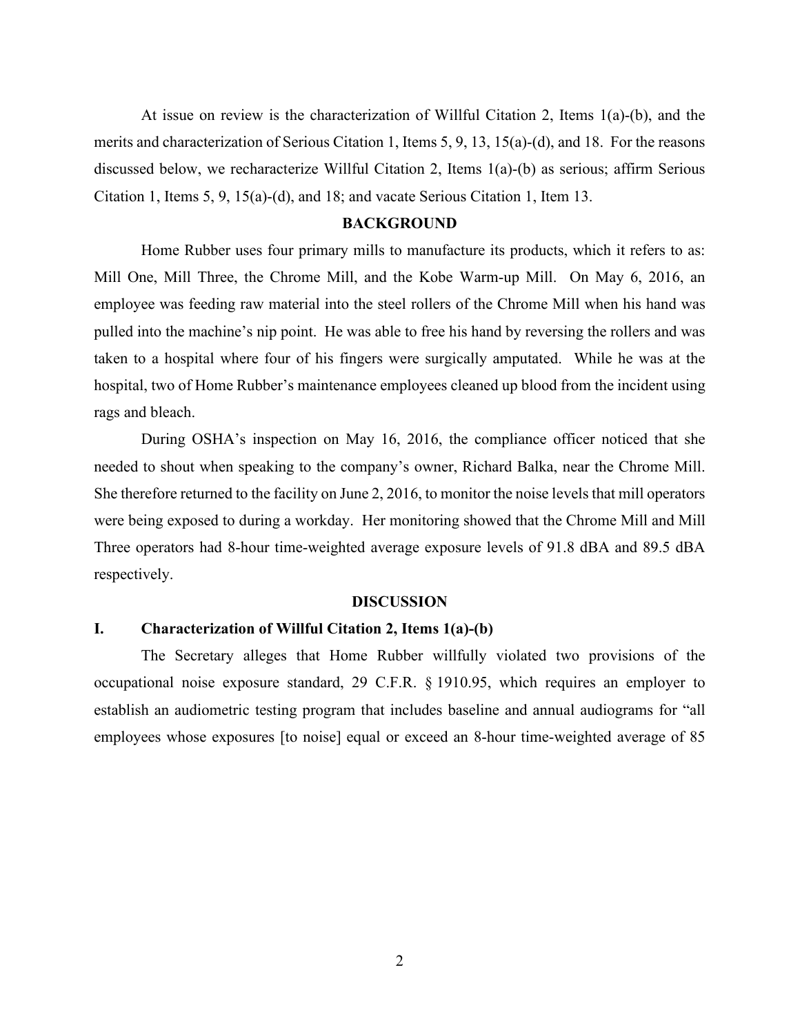At issue on review is the characterization of Willful Citation 2, Items 1(a)-(b), and the merits and characterization of Serious Citation 1, Items 5, 9, 13, 15(a)-(d), and 18. For the reasons discussed below, we recharacterize Willful Citation 2, Items 1(a)-(b) as serious; affirm Serious Citation 1, Items 5, 9, 15(a)-(d), and 18; and vacate Serious Citation 1, Item 13.

## BACKGROUND

Home Rubber uses four primary mills to manufacture its products, which it refers to as: Mill One, Mill Three, the Chrome Mill, and the Kobe Warm-up Mill. On May 6, 2016, an employee was feeding raw material into the steel rollers of the Chrome Mill when his hand was pulled into the machine's nip point. He was able to free his hand by reversing the rollers and was taken to a hospital where four of his fingers were surgically amputated. While he was at the hospital, two of Home Rubber's maintenance employees cleaned up blood from the incident using rags and bleach.

During OSHA's inspection on May 16, 2016, the compliance officer noticed that she needed to shout when speaking to the company's owner, Richard Balka, near the Chrome Mill. She therefore returned to the facility on June 2, 2016, to monitor the noise levels that mill operators were being exposed to during a workday. Her monitoring showed that the Chrome Mill and Mill Three operators had 8-hour time-weighted average exposure levels of 91.8 dBA and 89.5 dBA respectively.

## DISCUSSION

### I. Characterization of Willful Citation 2, Items 1(a)-(b)

The Secretary alleges that Home Rubber willfully violated two provisions of the occupational noise exposure standard, 29 C.F.R. § 1910.95, which requires an employer to establish an audiometric testing program that includes baseline and annual audiograms for "all employees whose exposures [to noise] equal or exceed an 8-hour time-weighted average of 85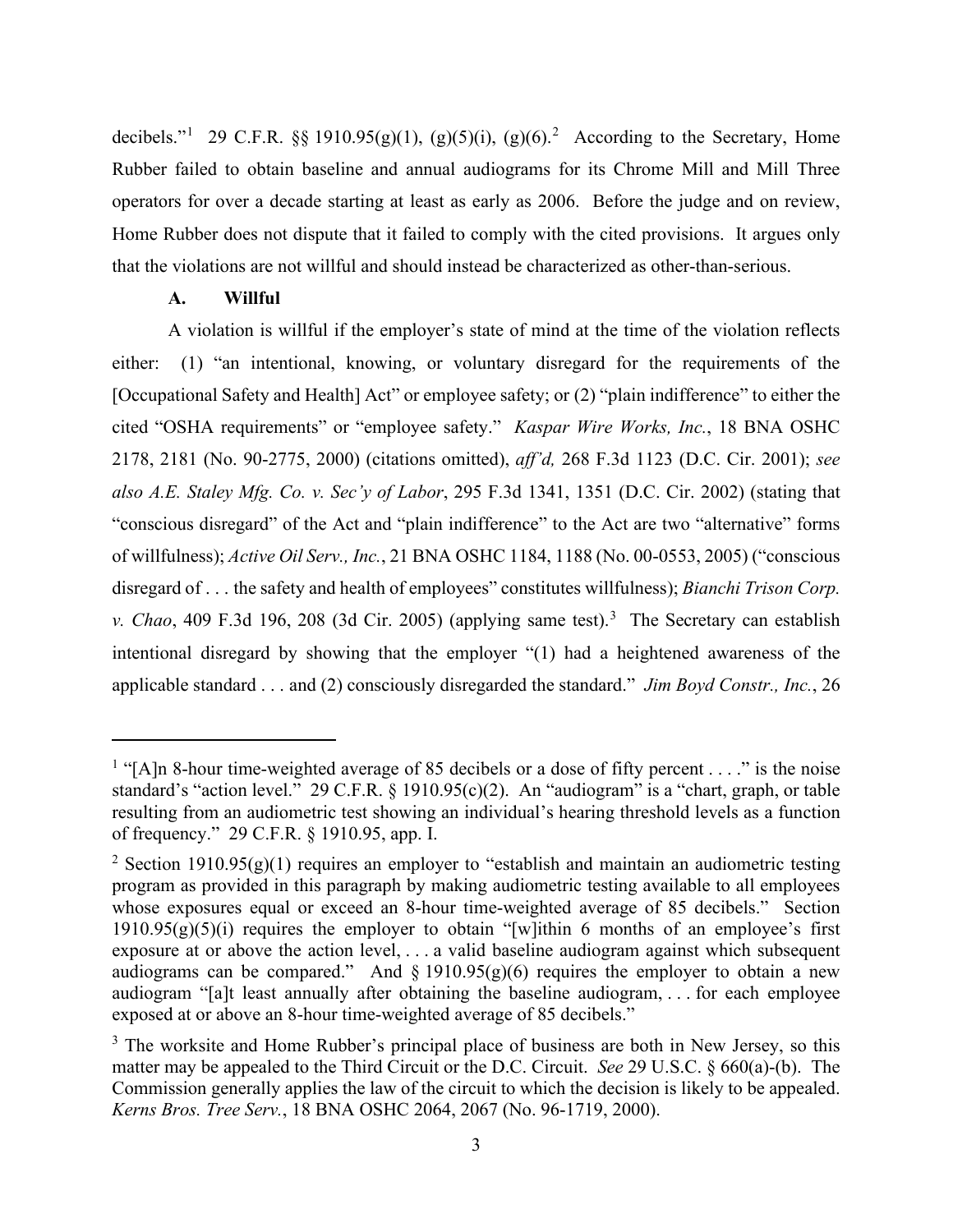decibels."[1] 29 C.F.R. §§ 1910.95(g)(1), (g)(5)(i), (g)(6).[2] According to the Secretary, Home Rubber failed to obtain baseline and annual audiograms for its Chrome Mill and Mill Three operators for over a decade starting at least as early as 2006. Before the judge and on review, Home Rubber does not dispute that it failed to comply with the cited provisions. It argues only that the violations are not willful and should instead be characterized as other-than-serious.

### A. Willful

A violation is willful if the employer's state of mind at the time of the violation reflects either: (1) "an intentional, knowing, or voluntary disregard for the requirements of the [Occupational Safety and Health] Act" or employee safety; or (2) "plain indifference" to either the cited "OSHA requirements" or "employee safety." *Kaspar Wire Works, Inc.*, 18 BNA OSHC 2178, 2181 (No. 90-2775, 2000) (citations omitted), *aff'd,* 268 F.3d 1123 (D.C. Cir. 2001); *see also A.E. Staley Mfg. Co. v. Sec'y of Labor*, 295 F.3d 1341, 1351 (D.C. Cir. 2002) (stating that "conscious disregard" of the Act and "plain indifference" to the Act are two "alternative" forms of willfulness); *Active Oil Serv., Inc.*, 21 BNA OSHC 1184, 1188 (No. 00-0553, 2005) ("conscious disregard of . . . the safety and health of employees" constitutes willfulness); *Bianchi Trison Corp. v. Chao*, 409 F.3d 196, 208 (3d Cir. 2005) (applying same test).[3] The Secretary can establish intentional disregard by showing that the employer "(1) had a heightened awareness of the applicable standard . . . and (2) consciously disregarded the standard." *Jim Boyd Constr., Inc.*, 26

---

[1] "[A]n 8-hour time-weighted average of 85 decibels or a dose of fifty percent . . . ." is the noise standard's "action level." 29 C.F.R. § 1910.95(c)(2). An "audiogram" is a "chart, graph, or table resulting from an audiometric test showing an individual's hearing threshold levels as a function of frequency." 29 C.F.R. § 1910.95, app. I.

[2] Section 1910.95(g)(1) requires an employer to "establish and maintain an audiometric testing program as provided in this paragraph by making audiometric testing available to all employees whose exposures equal or exceed an 8-hour time-weighted average of 85 decibels." Section 1910.95(g)(5)(i) requires the employer to obtain "[w]ithin 6 months of an employee's first exposure at or above the action level, . . . a valid baseline audiogram against which subsequent audiograms can be compared." And § 1910.95(g)(6) requires the employer to obtain a new audiogram "[a]t least annually after obtaining the baseline audiogram, . . . for each employee exposed at or above an 8-hour time-weighted average of 85 decibels."

[3] The worksite and Home Rubber's principal place of business are both in New Jersey, so this matter may be appealed to the Third Circuit or the D.C. Circuit. *See* 29 U.S.C. § 660(a)-(b). The Commission generally applies the law of the circuit to which the decision is likely to be appealed. *Kerns Bros. Tree Serv.*, 18 BNA OSHC 2064, 2067 (No. 96-1719, 2000).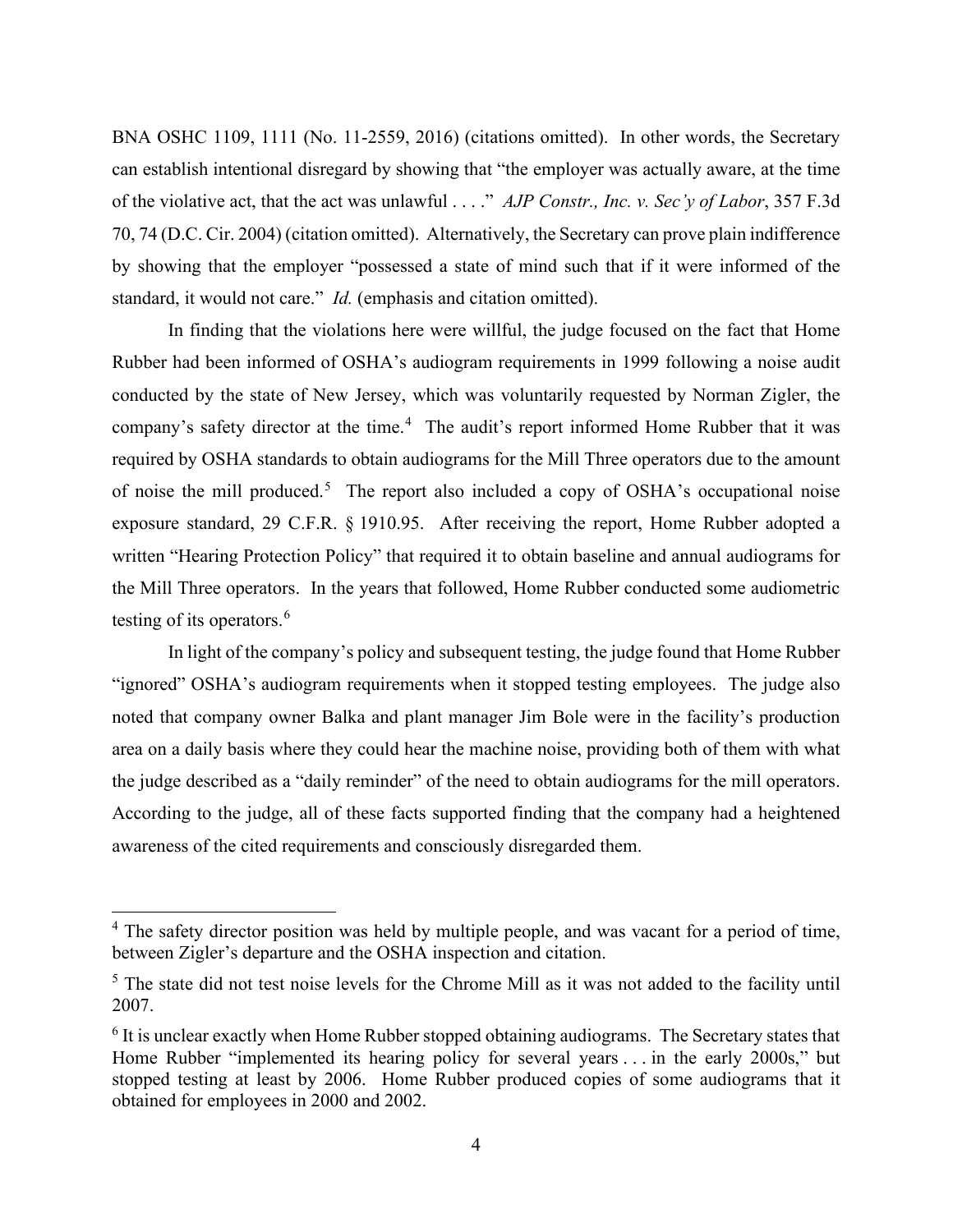BNA OSHC 1109, 1111 (No. 11-2559, 2016) (citations omitted). In other words, the Secretary can establish intentional disregard by showing that "the employer was actually aware, at the time of the violative act, that the act was unlawful . . . ." *AJP Constr., Inc. v. Sec'y of Labor*, 357 F.3d 70, 74 (D.C. Cir. 2004) (citation omitted). Alternatively, the Secretary can prove plain indifference by showing that the employer "possessed a state of mind such that if it were informed of the standard, it would not care." *Id.* (emphasis and citation omitted).

In finding that the violations here were willful, the judge focused on the fact that Home Rubber had been informed of OSHA's audiogram requirements in 1999 following a noise audit conducted by the state of New Jersey, which was voluntarily requested by Norman Zigler, the company's safety director at the time.[4] The audit's report informed Home Rubber that it was required by OSHA standards to obtain audiograms for the Mill Three operators due to the amount of noise the mill produced.[5] The report also included a copy of OSHA's occupational noise exposure standard, 29 C.F.R. § 1910.95. After receiving the report, Home Rubber adopted a written "Hearing Protection Policy" that required it to obtain baseline and annual audiograms for the Mill Three operators. In the years that followed, Home Rubber conducted some audiometric testing of its operators.[6]

In light of the company's policy and subsequent testing, the judge found that Home Rubber "ignored" OSHA's audiogram requirements when it stopped testing employees. The judge also noted that company owner Balka and plant manager Jim Bole were in the facility's production area on a daily basis where they could hear the machine noise, providing both of them with what the judge described as a "daily reminder" of the need to obtain audiograms for the mill operators. According to the judge, all of these facts supported finding that the company had a heightened awareness of the cited requirements and consciously disregarded them.

---

[4] The safety director position was held by multiple people, and was vacant for a period of time, between Zigler's departure and the OSHA inspection and citation.

[5] The state did not test noise levels for the Chrome Mill as it was not added to the facility until 2007.

[6] It is unclear exactly when Home Rubber stopped obtaining audiograms. The Secretary states that Home Rubber "implemented its hearing policy for several years . . . in the early 2000s," but stopped testing at least by 2006. Home Rubber produced copies of some audiograms that it obtained for employees in 2000 and 2002.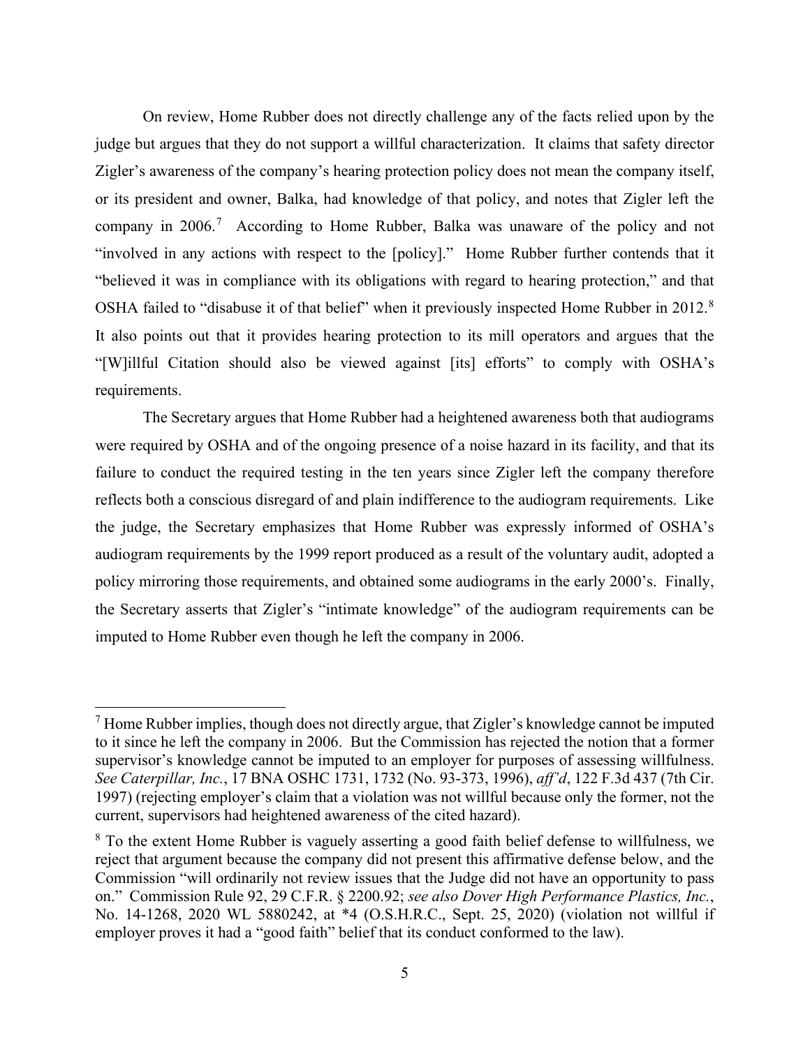On review, Home Rubber does not directly challenge any of the facts relied upon by the judge but argues that they do not support a willful characterization. It claims that safety director Zigler's awareness of the company's hearing protection policy does not mean the company itself, or its president and owner, Balka, had knowledge of that policy, and notes that Zigler left the company in 2006.[7] According to Home Rubber, Balka was unaware of the policy and not "involved in any actions with respect to the [policy]." Home Rubber further contends that it "believed it was in compliance with its obligations with regard to hearing protection," and that OSHA failed to "disabuse it of that belief" when it previously inspected Home Rubber in 2012.[8] It also points out that it provides hearing protection to its mill operators and argues that the "[W]illful Citation should also be viewed against [its] efforts" to comply with OSHA's requirements.

The Secretary argues that Home Rubber had a heightened awareness both that audiograms were required by OSHA and of the ongoing presence of a noise hazard in its facility, and that its failure to conduct the required testing in the ten years since Zigler left the company therefore reflects both a conscious disregard of and plain indifference to the audiogram requirements. Like the judge, the Secretary emphasizes that Home Rubber was expressly informed of OSHA's audiogram requirements by the 1999 report produced as a result of the voluntary audit, adopted a policy mirroring those requirements, and obtained some audiograms in the early 2000's. Finally, the Secretary asserts that Zigler's "intimate knowledge" of the audiogram requirements can be imputed to Home Rubber even though he left the company in 2006.

---

[7] Home Rubber implies, though does not directly argue, that Zigler's knowledge cannot be imputed to it since he left the company in 2006. But the Commission has rejected the notion that a former supervisor's knowledge cannot be imputed to an employer for purposes of assessing willfulness. *See Caterpillar, Inc.*, 17 BNA OSHC 1731, 1732 (No. 93-373, 1996), *aff'd*, 122 F.3d 437 (7th Cir. 1997) (rejecting employer's claim that a violation was not willful because only the former, not the current, supervisors had heightened awareness of the cited hazard).

[8] To the extent Home Rubber is vaguely asserting a good faith belief defense to willfulness, we reject that argument because the company did not present this affirmative defense below, and the Commission "will ordinarily not review issues that the Judge did not have an opportunity to pass on." Commission Rule 92, 29 C.F.R. § 2200.92; *see also Dover High Performance Plastics, Inc.*, No. 14-1268, 2020 WL 5880242, at *4 (O.S.H.R.C., Sept. 25, 2020) (violation not willful if employer proves it had a "good faith" belief that its conduct conformed to the law).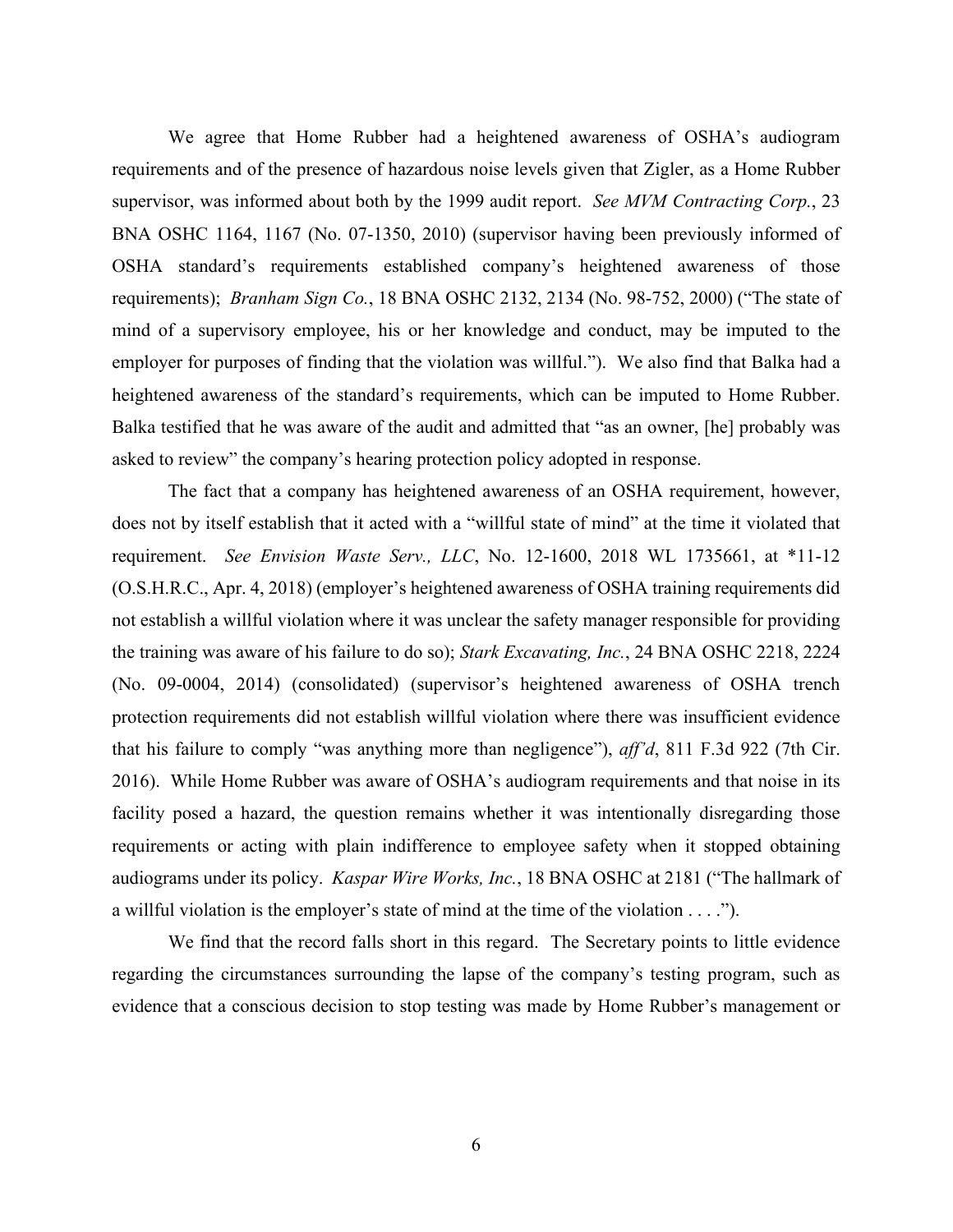We agree that Home Rubber had a heightened awareness of OSHA's audiogram requirements and of the presence of hazardous noise levels given that Zigler, as a Home Rubber supervisor, was informed about both by the 1999 audit report. *See MVM Contracting Corp.*, 23 BNA OSHC 1164, 1167 (No. 07-1350, 2010) (supervisor having been previously informed of OSHA standard's requirements established company's heightened awareness of those requirements); *Branham Sign Co.*, 18 BNA OSHC 2132, 2134 (No. 98-752, 2000) ("The state of mind of a supervisory employee, his or her knowledge and conduct, may be imputed to the employer for purposes of finding that the violation was willful."). We also find that Balka had a heightened awareness of the standard's requirements, which can be imputed to Home Rubber. Balka testified that he was aware of the audit and admitted that "as an owner, [he] probably was asked to review" the company's hearing protection policy adopted in response.

The fact that a company has heightened awareness of an OSHA requirement, however, does not by itself establish that it acted with a "willful state of mind" at the time it violated that requirement. *See Envision Waste Serv., LLC*, No. 12-1600, 2018 WL 1735661, at *11-12 (O.S.H.R.C., Apr. 4, 2018) (employer's heightened awareness of OSHA training requirements did not establish a willful violation where it was unclear the safety manager responsible for providing the training was aware of his failure to do so); *Stark Excavating, Inc.*, 24 BNA OSHC 2218, 2224 (No. 09-0004, 2014) (consolidated) (supervisor's heightened awareness of OSHA trench protection requirements did not establish willful violation where there was insufficient evidence that his failure to comply "was anything more than negligence"), *aff'd*, 811 F.3d 922 (7th Cir. 2016). While Home Rubber was aware of OSHA's audiogram requirements and that noise in its facility posed a hazard, the question remains whether it was intentionally disregarding those requirements or acting with plain indifference to employee safety when it stopped obtaining audiograms under its policy. *Kaspar Wire Works, Inc.*, 18 BNA OSHC at 2181 ("The hallmark of a willful violation is the employer's state of mind at the time of the violation . . . .").

We find that the record falls short in this regard. The Secretary points to little evidence regarding the circumstances surrounding the lapse of the company's testing program, such as evidence that a conscious decision to stop testing was made by Home Rubber's management or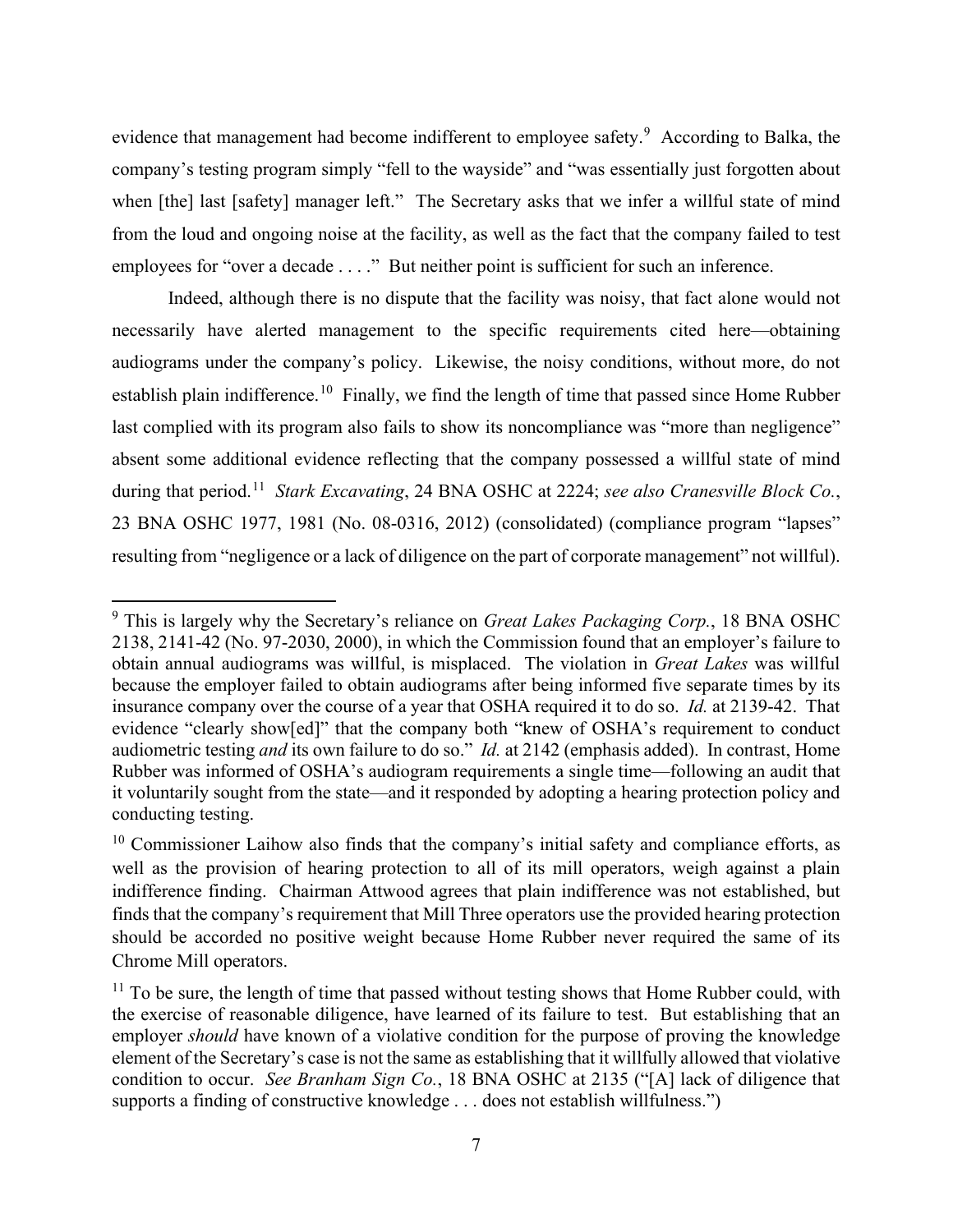evidence that management had become indifferent to employee safety.[9] According to Balka, the company's testing program simply "fell to the wayside" and "was essentially just forgotten about when [the] last [safety] manager left." The Secretary asks that we infer a willful state of mind from the loud and ongoing noise at the facility, as well as the fact that the company failed to test employees for "over a decade . . . ." But neither point is sufficient for such an inference.

Indeed, although there is no dispute that the facility was noisy, that fact alone would not necessarily have alerted management to the specific requirements cited here—obtaining audiograms under the company's policy. Likewise, the noisy conditions, without more, do not establish plain indifference.[10] Finally, we find the length of time that passed since Home Rubber last complied with its program also fails to show its noncompliance was "more than negligence" absent some additional evidence reflecting that the company possessed a willful state of mind during that period.[11] *Stark Excavating*, 24 BNA OSHC at 2224; *see also Cranesville Block Co.*, 23 BNA OSHC 1977, 1981 (No. 08-0316, 2012) (consolidated) (compliance program "lapses" resulting from "negligence or a lack of diligence on the part of corporate management" not willful).

---

[9] This is largely why the Secretary's reliance on *Great Lakes Packaging Corp.*, 18 BNA OSHC 2138, 2141-42 (No. 97-2030, 2000), in which the Commission found that an employer's failure to obtain annual audiograms was willful, is misplaced. The violation in *Great Lakes* was willful because the employer failed to obtain audiograms after being informed five separate times by its insurance company over the course of a year that OSHA required it to do so. *Id.* at 2139-42. That evidence "clearly show[ed]" that the company both "knew of OSHA's requirement to conduct audiometric testing *and* its own failure to do so." *Id.* at 2142 (emphasis added). In contrast, Home Rubber was informed of OSHA's audiogram requirements a single time—following an audit that it voluntarily sought from the state—and it responded by adopting a hearing protection policy and conducting testing.

[10] Commissioner Laihow also finds that the company's initial safety and compliance efforts, as well as the provision of hearing protection to all of its mill operators, weigh against a plain indifference finding. Chairman Attwood agrees that plain indifference was not established, but finds that the company's requirement that Mill Three operators use the provided hearing protection should be accorded no positive weight because Home Rubber never required the same of its Chrome Mill operators.

[11] To be sure, the length of time that passed without testing shows that Home Rubber could, with the exercise of reasonable diligence, have learned of its failure to test. But establishing that an employer *should* have known of a violative condition for the purpose of proving the knowledge element of the Secretary's case is not the same as establishing that it willfully allowed that violative condition to occur. *See Branham Sign Co.*, 18 BNA OSHC at 2135 ("[A] lack of diligence that supports a finding of constructive knowledge . . . does not establish willfulness.")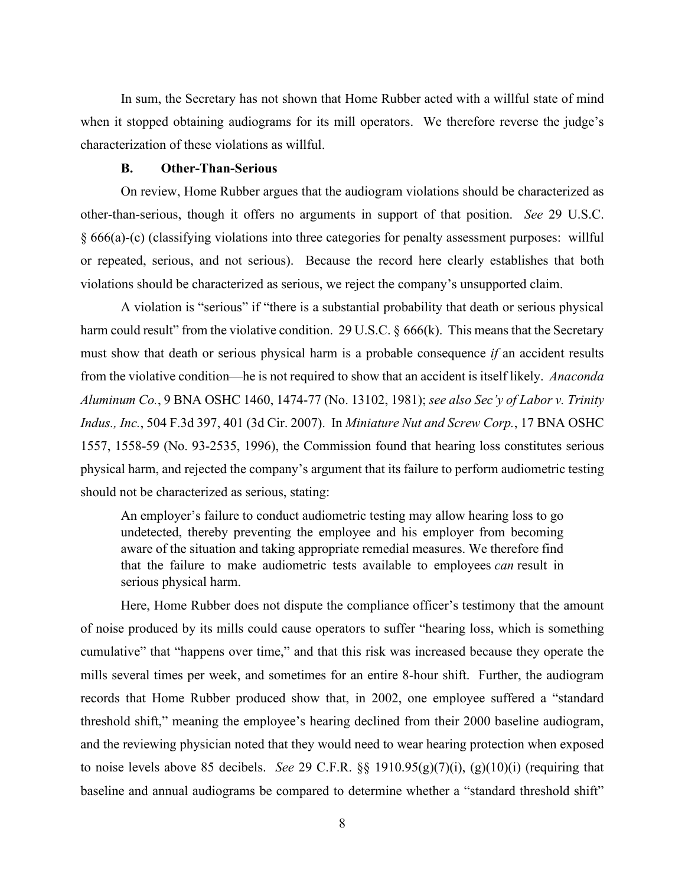In sum, the Secretary has not shown that Home Rubber acted with a willful state of mind when it stopped obtaining audiograms for its mill operators. We therefore reverse the judge's characterization of these violations as willful.

### B. Other-Than-Serious

On review, Home Rubber argues that the audiogram violations should be characterized as other-than-serious, though it offers no arguments in support of that position. *See* 29 U.S.C. § 666(a)-(c) (classifying violations into three categories for penalty assessment purposes: willful or repeated, serious, and not serious). Because the record here clearly establishes that both violations should be characterized as serious, we reject the company's unsupported claim.

A violation is "serious" if "there is a substantial probability that death or serious physical harm could result" from the violative condition. 29 U.S.C. § 666(k). This means that the Secretary must show that death or serious physical harm is a probable consequence *if* an accident results from the violative condition—he is not required to show that an accident is itself likely. *Anaconda Aluminum Co.*, 9 BNA OSHC 1460, 1474-77 (No. 13102, 1981); *see also Sec'y of Labor v. Trinity Indus., Inc.*, 504 F.3d 397, 401 (3d Cir. 2007). In *Miniature Nut and Screw Corp.*, 17 BNA OSHC 1557, 1558-59 (No. 93-2535, 1996), the Commission found that hearing loss constitutes serious physical harm, and rejected the company's argument that its failure to perform audiometric testing should not be characterized as serious, stating:

> An employer's failure to conduct audiometric testing may allow hearing loss to go undetected, thereby preventing the employee and his employer from becoming aware of the situation and taking appropriate remedial measures. We therefore find that the failure to make audiometric tests available to employees *can* result in serious physical harm.

Here, Home Rubber does not dispute the compliance officer's testimony that the amount of noise produced by its mills could cause operators to suffer "hearing loss, which is something cumulative" that "happens over time," and that this risk was increased because they operate the mills several times per week, and sometimes for an entire 8-hour shift. Further, the audiogram records that Home Rubber produced show that, in 2002, one employee suffered a "standard threshold shift," meaning the employee's hearing declined from their 2000 baseline audiogram, and the reviewing physician noted that they would need to wear hearing protection when exposed to noise levels above 85 decibels. *See* 29 C.F.R. §§ 1910.95(g)(7)(i), (g)(10)(i) (requiring that baseline and annual audiograms be compared to determine whether a "standard threshold shift"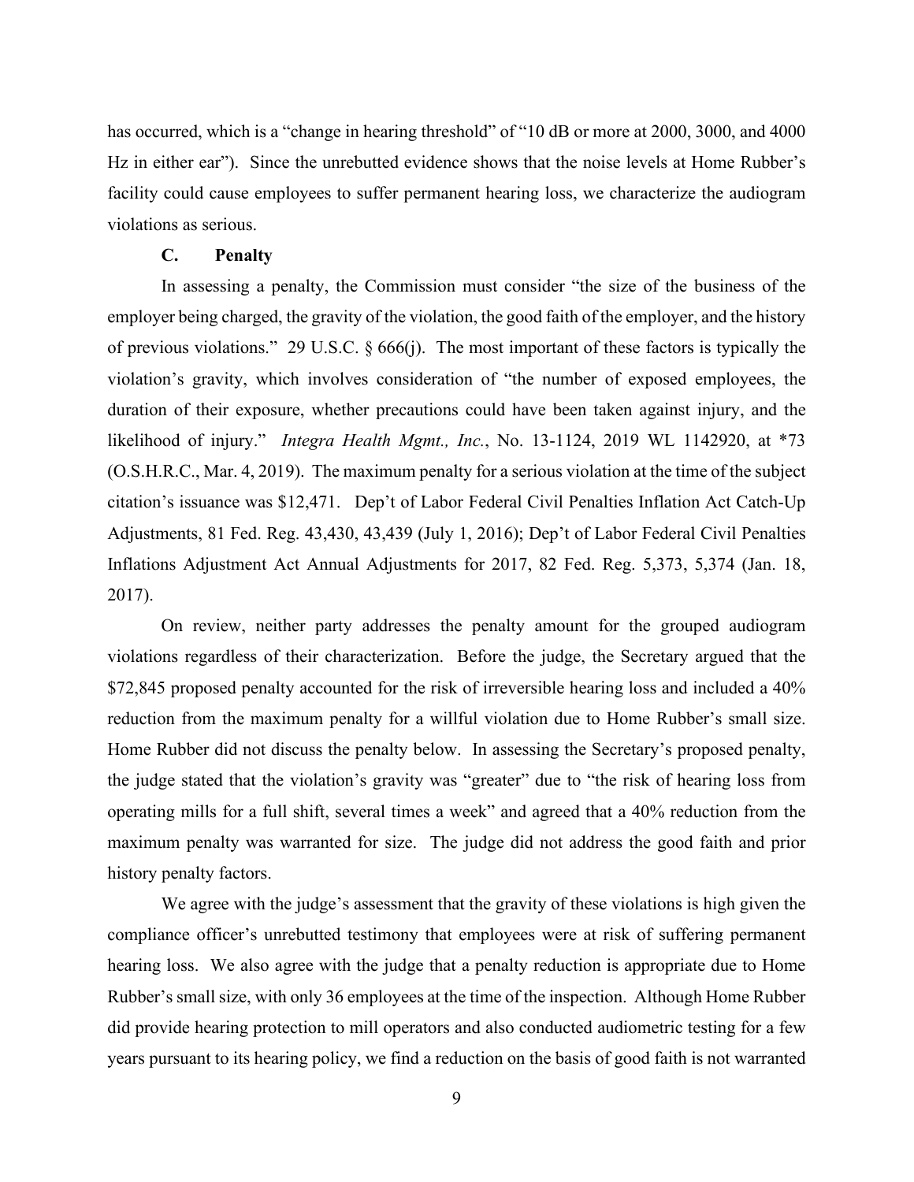has occurred, which is a "change in hearing threshold" of "10 dB or more at 2000, 3000, and 4000 Hz in either ear"). Since the unrebutted evidence shows that the noise levels at Home Rubber's facility could cause employees to suffer permanent hearing loss, we characterize the audiogram violations as serious.

### C. Penalty

In assessing a penalty, the Commission must consider "the size of the business of the employer being charged, the gravity of the violation, the good faith of the employer, and the history of previous violations." 29 U.S.C. § 666(j). The most important of these factors is typically the violation's gravity, which involves consideration of "the number of exposed employees, the duration of their exposure, whether precautions could have been taken against injury, and the likelihood of injury." *Integra Health Mgmt., Inc.*, No. 13-1124, 2019 WL 1142920, at *73 (O.S.H.R.C., Mar. 4, 2019). The maximum penalty for a serious violation at the time of the subject citation's issuance was $12,471. Dep't of Labor Federal Civil Penalties Inflation Act Catch-Up Adjustments, 81 Fed. Reg. 43,430, 43,439 (July 1, 2016); Dep't of Labor Federal Civil Penalties Inflations Adjustment Act Annual Adjustments for 2017, 82 Fed. Reg. 5,373, 5,374 (Jan. 18, 2017).

On review, neither party addresses the penalty amount for the grouped audiogram violations regardless of their characterization. Before the judge, the Secretary argued that the $72,845 proposed penalty accounted for the risk of irreversible hearing loss and included a 40% reduction from the maximum penalty for a willful violation due to Home Rubber's small size. Home Rubber did not discuss the penalty below. In assessing the Secretary's proposed penalty, the judge stated that the violation's gravity was "greater" due to "the risk of hearing loss from operating mills for a full shift, several times a week" and agreed that a 40% reduction from the maximum penalty was warranted for size. The judge did not address the good faith and prior history penalty factors.

We agree with the judge's assessment that the gravity of these violations is high given the compliance officer's unrebutted testimony that employees were at risk of suffering permanent hearing loss. We also agree with the judge that a penalty reduction is appropriate due to Home Rubber's small size, with only 36 employees at the time of the inspection. Although Home Rubber did provide hearing protection to mill operators and also conducted audiometric testing for a few years pursuant to its hearing policy, we find a reduction on the basis of good faith is not warranted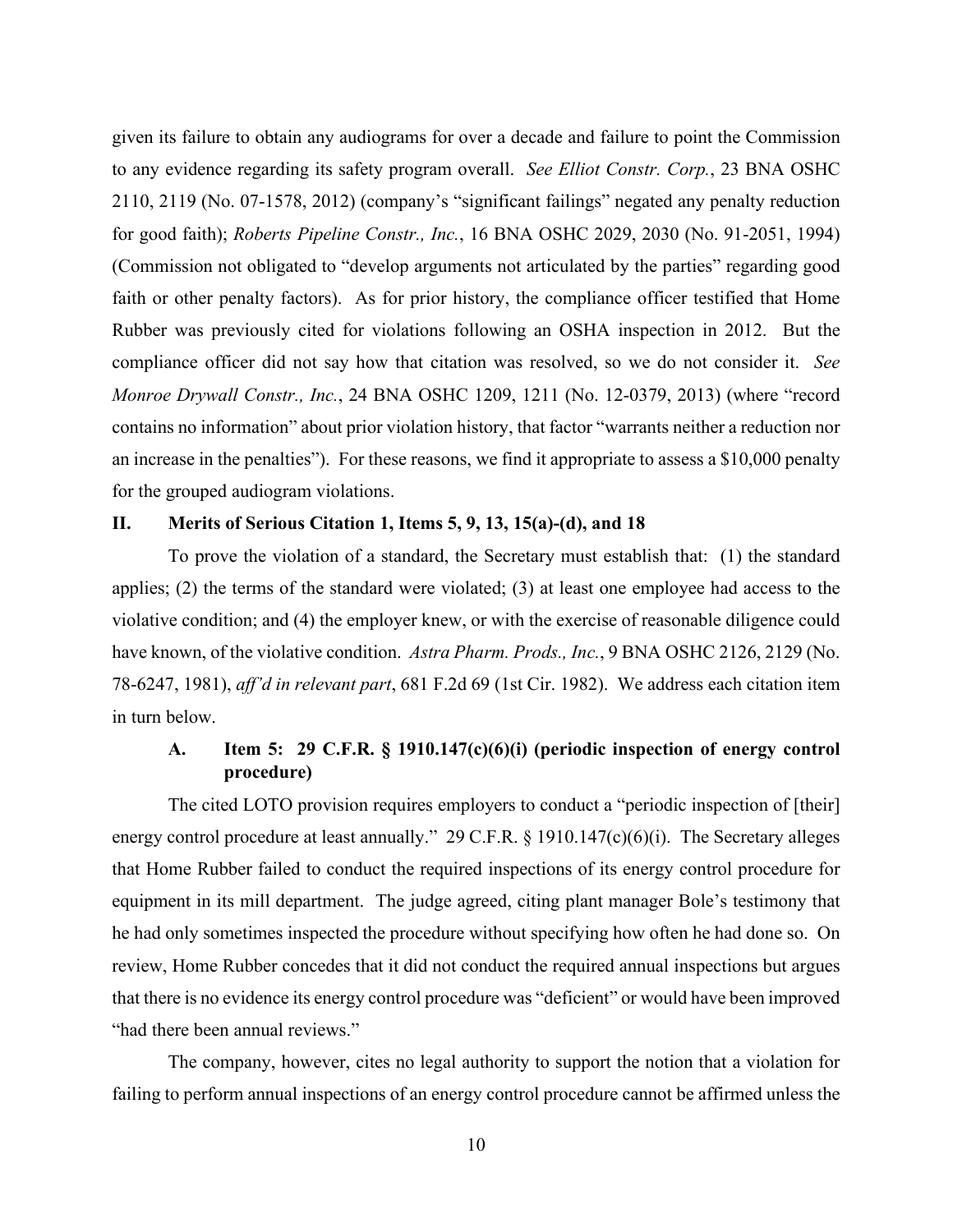given its failure to obtain any audiograms for over a decade and failure to point the Commission to any evidence regarding its safety program overall. *See Elliot Constr. Corp.*, 23 BNA OSHC 2110, 2119 (No. 07-1578, 2012) (company's "significant failings" negated any penalty reduction for good faith); *Roberts Pipeline Constr., Inc.*, 16 BNA OSHC 2029, 2030 (No. 91-2051, 1994) (Commission not obligated to "develop arguments not articulated by the parties" regarding good faith or other penalty factors). As for prior history, the compliance officer testified that Home Rubber was previously cited for violations following an OSHA inspection in 2012. But the compliance officer did not say how that citation was resolved, so we do not consider it. *See Monroe Drywall Constr., Inc.*, 24 BNA OSHC 1209, 1211 (No. 12-0379, 2013) (where "record contains no information" about prior violation history, that factor "warrants neither a reduction nor an increase in the penalties"). For these reasons, we find it appropriate to assess a $10,000 penalty for the grouped audiogram violations.

## II. Merits of Serious Citation 1, Items 5, 9, 13, 15(a)-(d), and 18

To prove the violation of a standard, the Secretary must establish that: (1) the standard applies; (2) the terms of the standard were violated; (3) at least one employee had access to the violative condition; and (4) the employer knew, or with the exercise of reasonable diligence could have known, of the violative condition. *Astra Pharm. Prods., Inc.*, 9 BNA OSHC 2126, 2129 (No. 78-6247, 1981), *aff'd in relevant part*, 681 F.2d 69 (1st Cir. 1982). We address each citation item in turn below.

### A. Item 5: 29 C.F.R. § 1910.147(c)(6)(i) (periodic inspection of energy control procedure)

The cited LOTO provision requires employers to conduct a "periodic inspection of [their] energy control procedure at least annually." 29 C.F.R. § 1910.147(c)(6)(i). The Secretary alleges that Home Rubber failed to conduct the required inspections of its energy control procedure for equipment in its mill department. The judge agreed, citing plant manager Bole's testimony that he had only sometimes inspected the procedure without specifying how often he had done so. On review, Home Rubber concedes that it did not conduct the required annual inspections but argues that there is no evidence its energy control procedure was "deficient" or would have been improved "had there been annual reviews."

The company, however, cites no legal authority to support the notion that a violation for failing to perform annual inspections of an energy control procedure cannot be affirmed unless the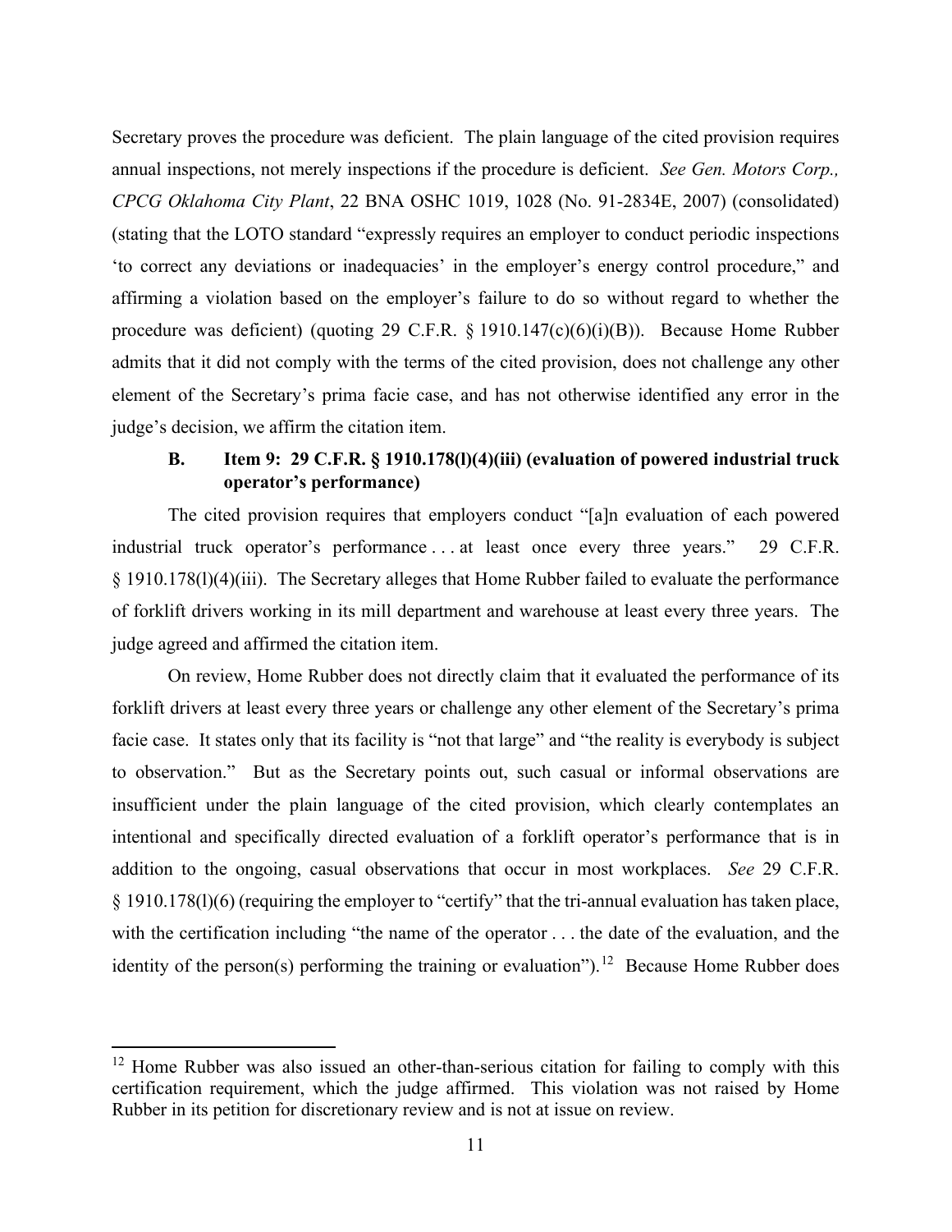Secretary proves the procedure was deficient. The plain language of the cited provision requires annual inspections, not merely inspections if the procedure is deficient. *See Gen. Motors Corp., CPCG Oklahoma City Plant*, 22 BNA OSHC 1019, 1028 (No. 91-2834E, 2007) (consolidated) (stating that the LOTO standard "expressly requires an employer to conduct periodic inspections 'to correct any deviations or inadequacies' in the employer's energy control procedure," and affirming a violation based on the employer's failure to do so without regard to whether the procedure was deficient) (quoting 29 C.F.R. § 1910.147(c)(6)(i)(B)). Because Home Rubber admits that it did not comply with the terms of the cited provision, does not challenge any other element of the Secretary's prima facie case, and has not otherwise identified any error in the judge's decision, we affirm the citation item.

### B. Item 9: 29 C.F.R. § 1910.178(l)(4)(iii) (evaluation of powered industrial truck operator's performance)

The cited provision requires that employers conduct "[a]n evaluation of each powered industrial truck operator's performance . . . at least once every three years." 29 C.F.R. § 1910.178(l)(4)(iii). The Secretary alleges that Home Rubber failed to evaluate the performance of forklift drivers working in its mill department and warehouse at least every three years. The judge agreed and affirmed the citation item.

On review, Home Rubber does not directly claim that it evaluated the performance of its forklift drivers at least every three years or challenge any other element of the Secretary's prima facie case. It states only that its facility is "not that large" and "the reality is everybody is subject to observation." But as the Secretary points out, such casual or informal observations are insufficient under the plain language of the cited provision, which clearly contemplates an intentional and specifically directed evaluation of a forklift operator's performance that is in addition to the ongoing, casual observations that occur in most workplaces. *See* 29 C.F.R. § 1910.178(l)(6) (requiring the employer to "certify" that the tri-annual evaluation has taken place, with the certification including "the name of the operator . . . the date of the evaluation, and the identity of the person(s) performing the training or evaluation").[12] Because Home Rubber does

[12] Home Rubber was also issued an other-than-serious citation for failing to comply with this certification requirement, which the judge affirmed. This violation was not raised by Home Rubber in its petition for discretionary review and is not at issue on review.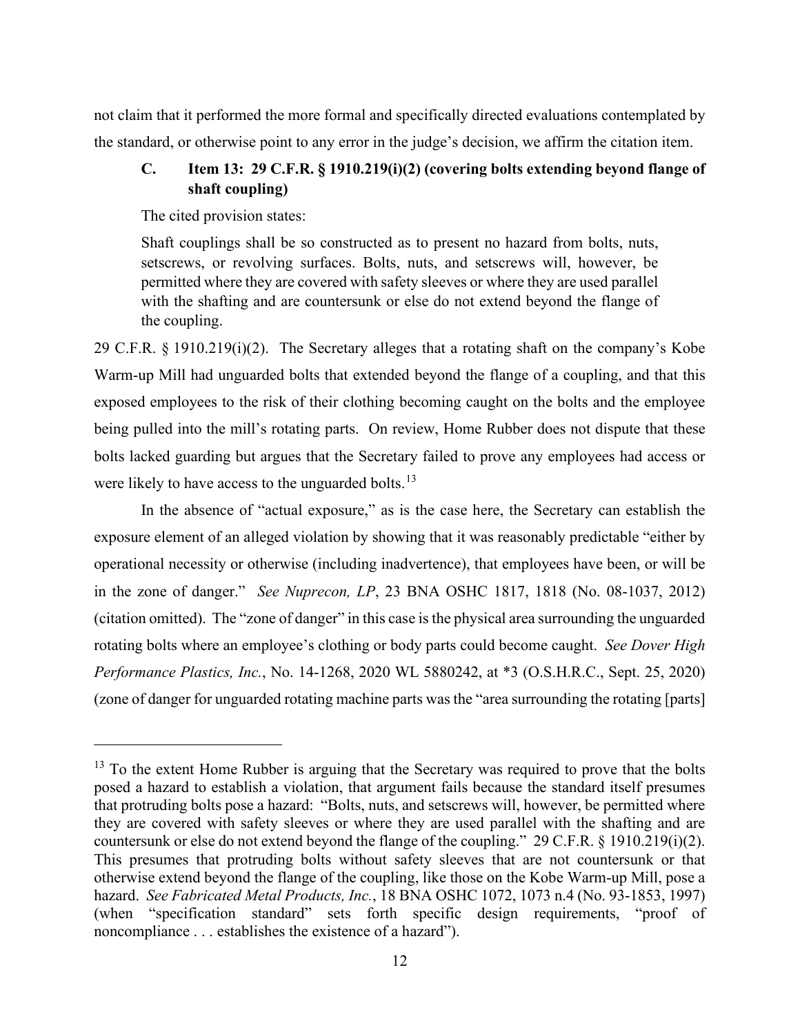not claim that it performed the more formal and specifically directed evaluations contemplated by the standard, or otherwise point to any error in the judge's decision, we affirm the citation item.

### C. Item 13: 29 C.F.R. § 1910.219(i)(2) (covering bolts extending beyond flange of shaft coupling)

The cited provision states:

> Shaft couplings shall be so constructed as to present no hazard from bolts, nuts, setscrews, or revolving surfaces. Bolts, nuts, and setscrews will, however, be permitted where they are covered with safety sleeves or where they are used parallel with the shafting and are countersunk or else do not extend beyond the flange of the coupling.

29 C.F.R. § 1910.219(i)(2). The Secretary alleges that a rotating shaft on the company's Kobe Warm-up Mill had unguarded bolts that extended beyond the flange of a coupling, and that this exposed employees to the risk of their clothing becoming caught on the bolts and the employee being pulled into the mill's rotating parts. On review, Home Rubber does not dispute that these bolts lacked guarding but argues that the Secretary failed to prove any employees had access or were likely to have access to the unguarded bolts.[13]

In the absence of "actual exposure," as is the case here, the Secretary can establish the exposure element of an alleged violation by showing that it was reasonably predictable "either by operational necessity or otherwise (including inadvertence), that employees have been, or will be in the zone of danger." *See Nuprecon, LP*, 23 BNA OSHC 1817, 1818 (No. 08-1037, 2012) (citation omitted). The "zone of danger" in this case is the physical area surrounding the unguarded rotating bolts where an employee's clothing or body parts could become caught. *See Dover High Performance Plastics, Inc.*, No. 14-1268, 2020 WL 5880242, at *3 (O.S.H.R.C., Sept. 25, 2020) (zone of danger for unguarded rotating machine parts was the "area surrounding the rotating [parts]

---

[13] To the extent Home Rubber is arguing that the Secretary was required to prove that the bolts posed a hazard to establish a violation, that argument fails because the standard itself presumes that protruding bolts pose a hazard: "Bolts, nuts, and setscrews will, however, be permitted where they are covered with safety sleeves or where they are used parallel with the shafting and are countersunk or else do not extend beyond the flange of the coupling." 29 C.F.R. § 1910.219(i)(2). This presumes that protruding bolts without safety sleeves that are not countersunk or that otherwise extend beyond the flange of the coupling, like those on the Kobe Warm-up Mill, pose a hazard. *See Fabricated Metal Products, Inc.*, 18 BNA OSHC 1072, 1073 n.4 (No. 93-1853, 1997) (when "specification standard" sets forth specific design requirements, "proof of noncompliance . . . establishes the existence of a hazard").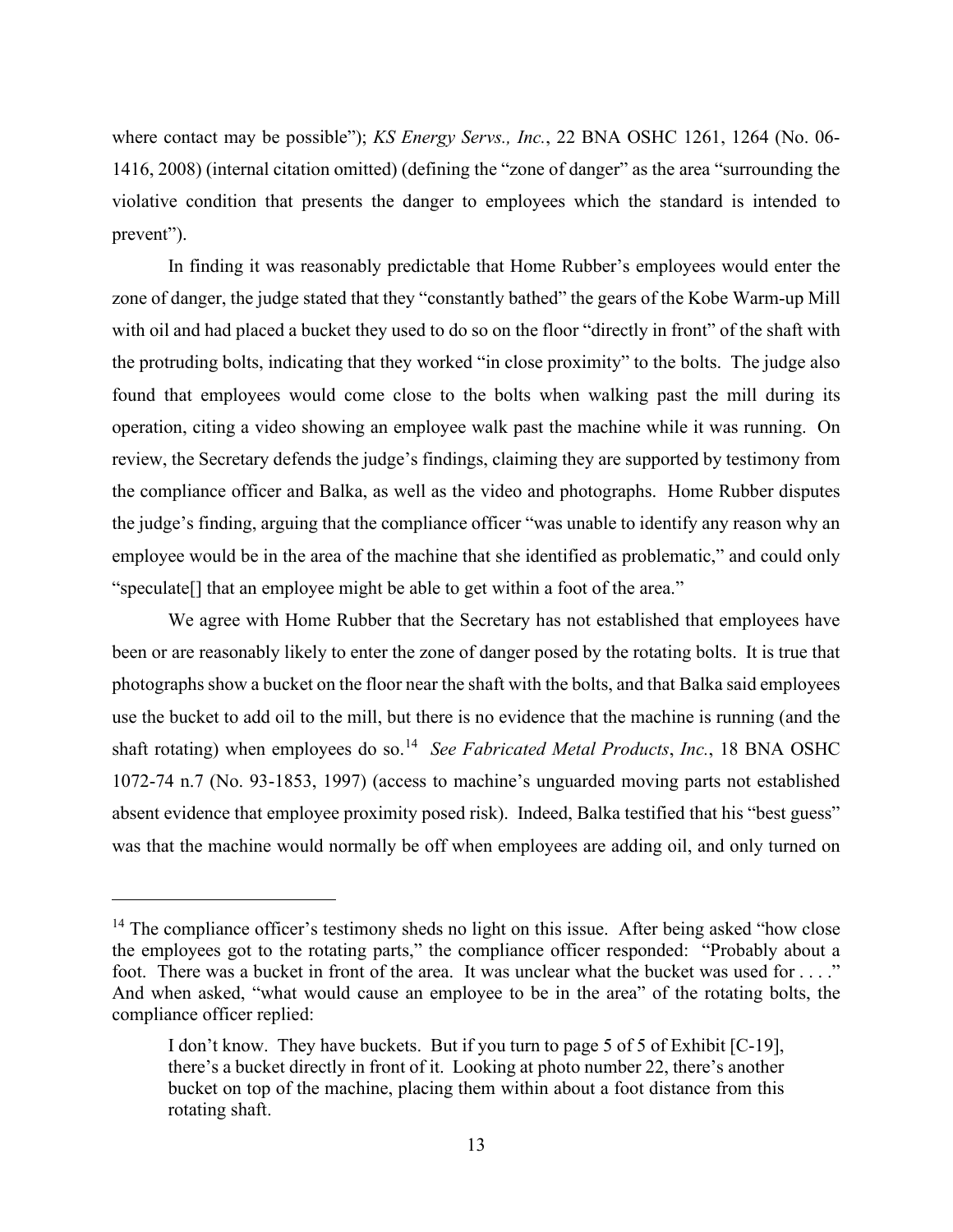where contact may be possible"); *KS Energy Servs., Inc.*, 22 BNA OSHC 1261, 1264 (No. 06-1416, 2008) (internal citation omitted) (defining the "zone of danger" as the area "surrounding the violative condition that presents the danger to employees which the standard is intended to prevent").

In finding it was reasonably predictable that Home Rubber's employees would enter the zone of danger, the judge stated that they "constantly bathed" the gears of the Kobe Warm-up Mill with oil and had placed a bucket they used to do so on the floor "directly in front" of the shaft with the protruding bolts, indicating that they worked "in close proximity" to the bolts. The judge also found that employees would come close to the bolts when walking past the mill during its operation, citing a video showing an employee walk past the machine while it was running. On review, the Secretary defends the judge's findings, claiming they are supported by testimony from the compliance officer and Balka, as well as the video and photographs. Home Rubber disputes the judge's finding, arguing that the compliance officer "was unable to identify any reason why an employee would be in the area of the machine that she identified as problematic," and could only "speculate[] that an employee might be able to get within a foot of the area."

We agree with Home Rubber that the Secretary has not established that employees have been or are reasonably likely to enter the zone of danger posed by the rotating bolts. It is true that photographs show a bucket on the floor near the shaft with the bolts, and that Balka said employees use the bucket to add oil to the mill, but there is no evidence that the machine is running (and the shaft rotating) when employees do so.[14] *See Fabricated Metal Products*, *Inc.*, 18 BNA OSHC 1072-74 n.7 (No. 93-1853, 1997) (access to machine's unguarded moving parts not established absent evidence that employee proximity posed risk). Indeed, Balka testified that his "best guess" was that the machine would normally be off when employees are adding oil, and only turned on

---

[14] The compliance officer's testimony sheds no light on this issue. After being asked "how close the employees got to the rotating parts," the compliance officer responded: "Probably about a foot. There was a bucket in front of the area. It was unclear what the bucket was used for . . . ." And when asked, "what would cause an employee to be in the area" of the rotating bolts, the compliance officer replied:

> I don't know. They have buckets. But if you turn to page 5 of 5 of Exhibit [C-19], there's a bucket directly in front of it. Looking at photo number 22, there's another bucket on top of the machine, placing them within about a foot distance from this rotating shaft.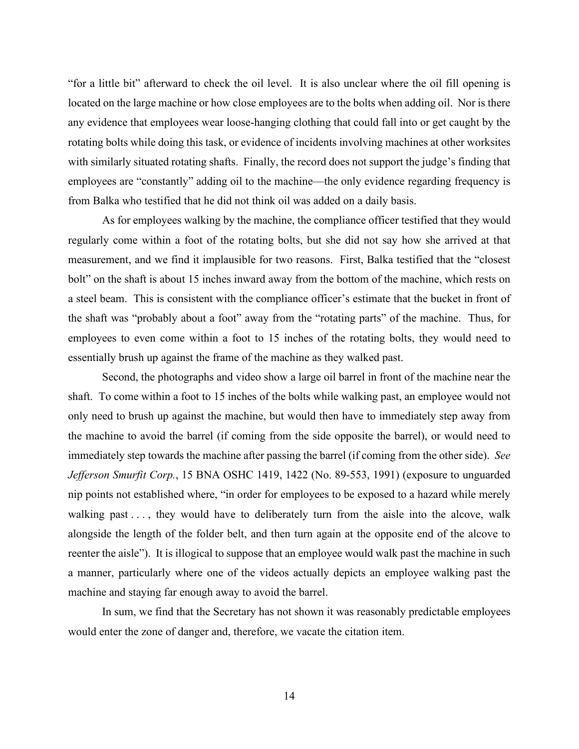"for a little bit" afterward to check the oil level. It is also unclear where the oil fill opening is located on the large machine or how close employees are to the bolts when adding oil. Nor is there any evidence that employees wear loose-hanging clothing that could fall into or get caught by the rotating bolts while doing this task, or evidence of incidents involving machines at other worksites with similarly situated rotating shafts. Finally, the record does not support the judge's finding that employees are "constantly" adding oil to the machine—the only evidence regarding frequency is from Balka who testified that he did not think oil was added on a daily basis.

As for employees walking by the machine, the compliance officer testified that they would regularly come within a foot of the rotating bolts, but she did not say how she arrived at that measurement, and we find it implausible for two reasons. First, Balka testified that the "closest bolt" on the shaft is about 15 inches inward away from the bottom of the machine, which rests on a steel beam. This is consistent with the compliance officer's estimate that the bucket in front of the shaft was "probably about a foot" away from the "rotating parts" of the machine. Thus, for employees to even come within a foot to 15 inches of the rotating bolts, they would need to essentially brush up against the frame of the machine as they walked past.

Second, the photographs and video show a large oil barrel in front of the machine near the shaft. To come within a foot to 15 inches of the bolts while walking past, an employee would not only need to brush up against the machine, but would then have to immediately step away from the machine to avoid the barrel (if coming from the side opposite the barrel), or would need to immediately step towards the machine after passing the barrel (if coming from the other side). *See Jefferson Smurfit Corp.*, 15 BNA OSHC 1419, 1422 (No. 89-553, 1991) (exposure to unguarded nip points not established where, "in order for employees to be exposed to a hazard while merely walking past . . . , they would have to deliberately turn from the aisle into the alcove, walk alongside the length of the folder belt, and then turn again at the opposite end of the alcove to reenter the aisle"). It is illogical to suppose that an employee would walk past the machine in such a manner, particularly where one of the videos actually depicts an employee walking past the machine and staying far enough away to avoid the barrel.

In sum, we find that the Secretary has not shown it was reasonably predictable employees would enter the zone of danger and, therefore, we vacate the citation item.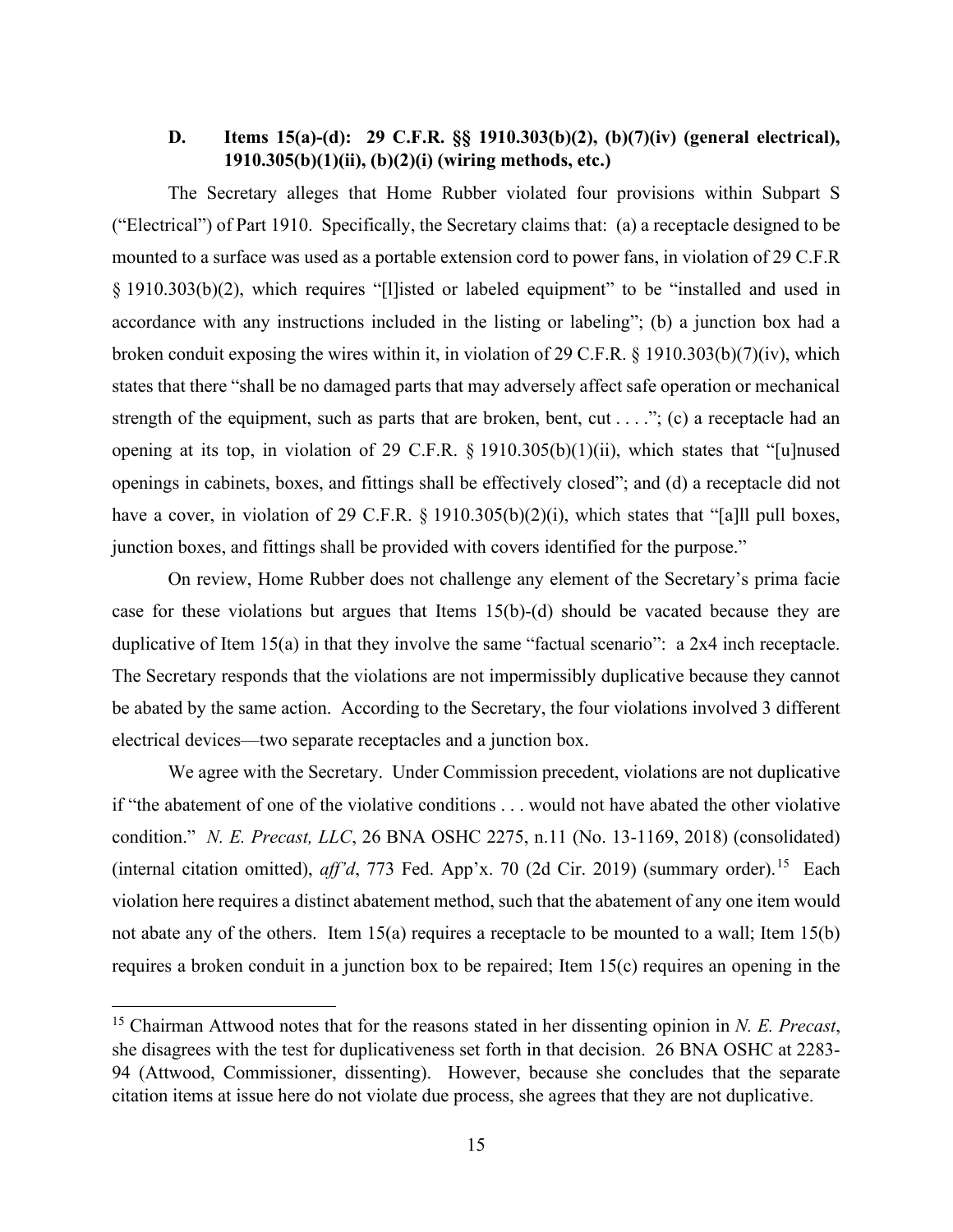### D. Items 15(a)-(d): 29 C.F.R. §§ 1910.303(b)(2), (b)(7)(iv) (general electrical), 1910.305(b)(1)(ii), (b)(2)(i) (wiring methods, etc.)

The Secretary alleges that Home Rubber violated four provisions within Subpart S ("Electrical") of Part 1910. Specifically, the Secretary claims that: (a) a receptacle designed to be mounted to a surface was used as a portable extension cord to power fans, in violation of 29 C.F.R § 1910.303(b)(2), which requires "[l]isted or labeled equipment" to be "installed and used in accordance with any instructions included in the listing or labeling"; (b) a junction box had a broken conduit exposing the wires within it, in violation of 29 C.F.R. § 1910.303(b)(7)(iv), which states that there "shall be no damaged parts that may adversely affect safe operation or mechanical strength of the equipment, such as parts that are broken, bent, cut . . . ."; (c) a receptacle had an opening at its top, in violation of 29 C.F.R. § 1910.305(b)(1)(ii), which states that "[u]nused openings in cabinets, boxes, and fittings shall be effectively closed"; and (d) a receptacle did not have a cover, in violation of 29 C.F.R. § 1910.305(b)(2)(i), which states that "[a]ll pull boxes, junction boxes, and fittings shall be provided with covers identified for the purpose."

On review, Home Rubber does not challenge any element of the Secretary's prima facie case for these violations but argues that Items 15(b)-(d) should be vacated because they are duplicative of Item 15(a) in that they involve the same "factual scenario": a 2x4 inch receptacle. The Secretary responds that the violations are not impermissibly duplicative because they cannot be abated by the same action. According to the Secretary, the four violations involved 3 different electrical devices—two separate receptacles and a junction box.

We agree with the Secretary. Under Commission precedent, violations are not duplicative if "the abatement of one of the violative conditions . . . would not have abated the other violative condition." *N. E. Precast, LLC*, 26 BNA OSHC 2275, n.11 (No. 13-1169, 2018) (consolidated) (internal citation omitted), *aff'd*, 773 Fed. App'x. 70 (2d Cir. 2019) (summary order).[15] Each violation here requires a distinct abatement method, such that the abatement of any one item would not abate any of the others. Item 15(a) requires a receptacle to be mounted to a wall; Item 15(b) requires a broken conduit in a junction box to be repaired; Item 15(c) requires an opening in the

[15] Chairman Attwood notes that for the reasons stated in her dissenting opinion in *N. E. Precast*, she disagrees with the test for duplicativeness set forth in that decision. 26 BNA OSHC at 2283-94 (Attwood, Commissioner, dissenting). However, because she concludes that the separate citation items at issue here do not violate due process, she agrees that they are not duplicative.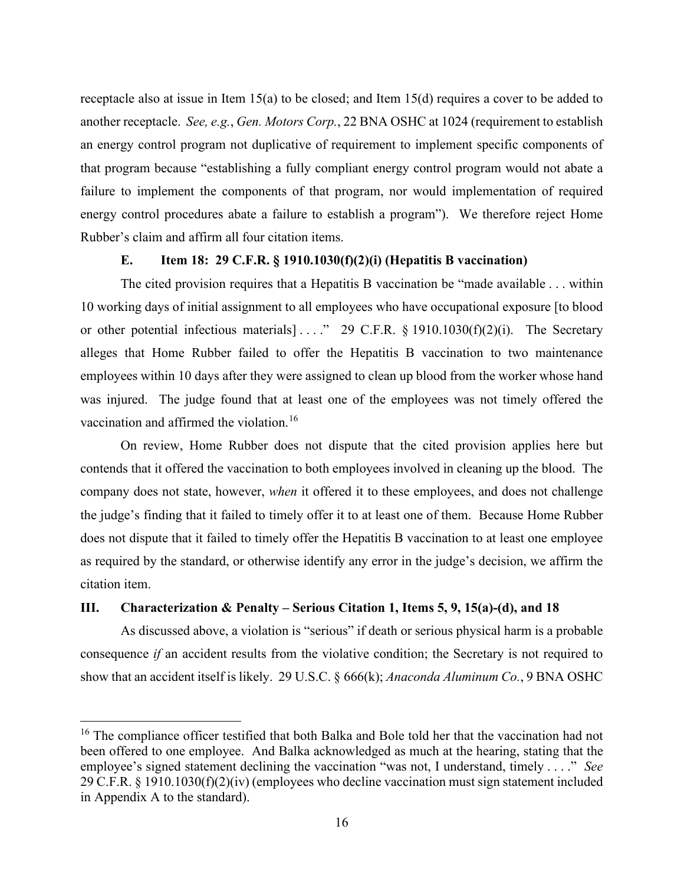receptacle also at issue in Item 15(a) to be closed; and Item 15(d) requires a cover to be added to another receptacle. *See, e.g.*, *Gen. Motors Corp.*, 22 BNA OSHC at 1024 (requirement to establish an energy control program not duplicative of requirement to implement specific components of that program because "establishing a fully compliant energy control program would not abate a failure to implement the components of that program, nor would implementation of required energy control procedures abate a failure to establish a program"). We therefore reject Home Rubber's claim and affirm all four citation items.

### E. Item 18: 29 C.F.R. § 1910.1030(f)(2)(i) (Hepatitis B vaccination)

The cited provision requires that a Hepatitis B vaccination be "made available . . . within 10 working days of initial assignment to all employees who have occupational exposure [to blood or other potential infectious materials] . . . ." 29 C.F.R. § 1910.1030(f)(2)(i). The Secretary alleges that Home Rubber failed to offer the Hepatitis B vaccination to two maintenance employees within 10 days after they were assigned to clean up blood from the worker whose hand was injured. The judge found that at least one of the employees was not timely offered the vaccination and affirmed the violation.[16]

On review, Home Rubber does not dispute that the cited provision applies here but contends that it offered the vaccination to both employees involved in cleaning up the blood. The company does not state, however, *when* it offered it to these employees, and does not challenge the judge's finding that it failed to timely offer it to at least one of them. Because Home Rubber does not dispute that it failed to timely offer the Hepatitis B vaccination to at least one employee as required by the standard, or otherwise identify any error in the judge's decision, we affirm the citation item.

## III. Characterization & Penalty – Serious Citation 1, Items 5, 9, 15(a)-(d), and 18

As discussed above, a violation is "serious" if death or serious physical harm is a probable consequence *if* an accident results from the violative condition; the Secretary is not required to show that an accident itself is likely. 29 U.S.C. § 666(k); *Anaconda Aluminum Co.*, 9 BNA OSHC

---

[16] The compliance officer testified that both Balka and Bole told her that the vaccination had not been offered to one employee. And Balka acknowledged as much at the hearing, stating that the employee's signed statement declining the vaccination "was not, I understand, timely . . . ." *See* 29 C.F.R. § 1910.1030(f)(2)(iv) (employees who decline vaccination must sign statement included in Appendix A to the standard).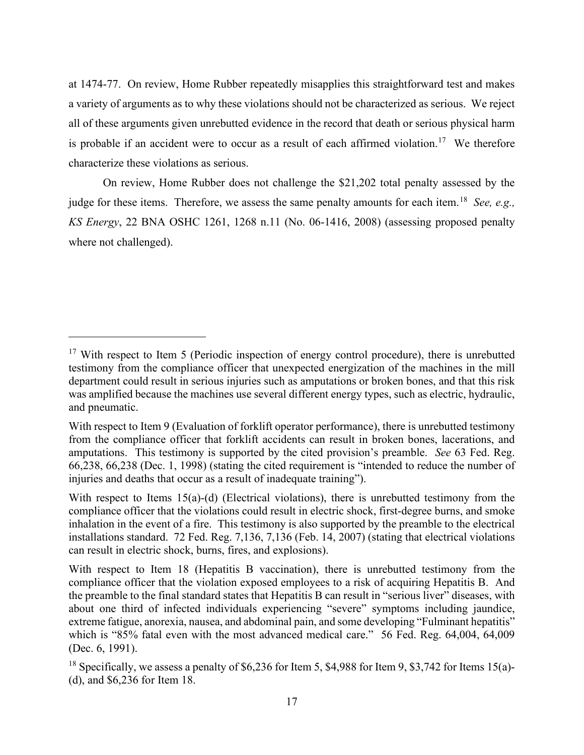at 1474-77. On review, Home Rubber repeatedly misapplies this straightforward test and makes a variety of arguments as to why these violations should not be characterized as serious. We reject all of these arguments given unrebutted evidence in the record that death or serious physical harm is probable if an accident were to occur as a result of each affirmed violation.[17] We therefore characterize these violations as serious.

On review, Home Rubber does not challenge the $21,202 total penalty assessed by the judge for these items. Therefore, we assess the same penalty amounts for each item.[18] *See, e.g., KS Energy*, 22 BNA OSHC 1261, 1268 n.11 (No. 06-1416, 2008) (assessing proposed penalty where not challenged).

---

[17] With respect to Item 5 (Periodic inspection of energy control procedure), there is unrebutted testimony from the compliance officer that unexpected energization of the machines in the mill department could result in serious injuries such as amputations or broken bones, and that this risk was amplified because the machines use several different energy types, such as electric, hydraulic, and pneumatic.

With respect to Item 9 (Evaluation of forklift operator performance), there is unrebutted testimony from the compliance officer that forklift accidents can result in broken bones, lacerations, and amputations. This testimony is supported by the cited provision's preamble. *See* 63 Fed. Reg. 66,238, 66,238 (Dec. 1, 1998) (stating the cited requirement is "intended to reduce the number of injuries and deaths that occur as a result of inadequate training").

With respect to Items 15(a)-(d) (Electrical violations), there is unrebutted testimony from the compliance officer that the violations could result in electric shock, first-degree burns, and smoke inhalation in the event of a fire. This testimony is also supported by the preamble to the electrical installations standard. 72 Fed. Reg. 7,136, 7,136 (Feb. 14, 2007) (stating that electrical violations can result in electric shock, burns, fires, and explosions).

With respect to Item 18 (Hepatitis B vaccination), there is unrebutted testimony from the compliance officer that the violation exposed employees to a risk of acquiring Hepatitis B. And the preamble to the final standard states that Hepatitis B can result in "serious liver" diseases, with about one third of infected individuals experiencing "severe" symptoms including jaundice, extreme fatigue, anorexia, nausea, and abdominal pain, and some developing "Fulminant hepatitis" which is "85% fatal even with the most advanced medical care." 56 Fed. Reg. 64,004, 64,009 (Dec. 6, 1991).

[18] Specifically, we assess a penalty of $6,236 for Item 5, $4,988 for Item 9, $3,742 for Items 15(a)-(d), and $6,236 for Item 18.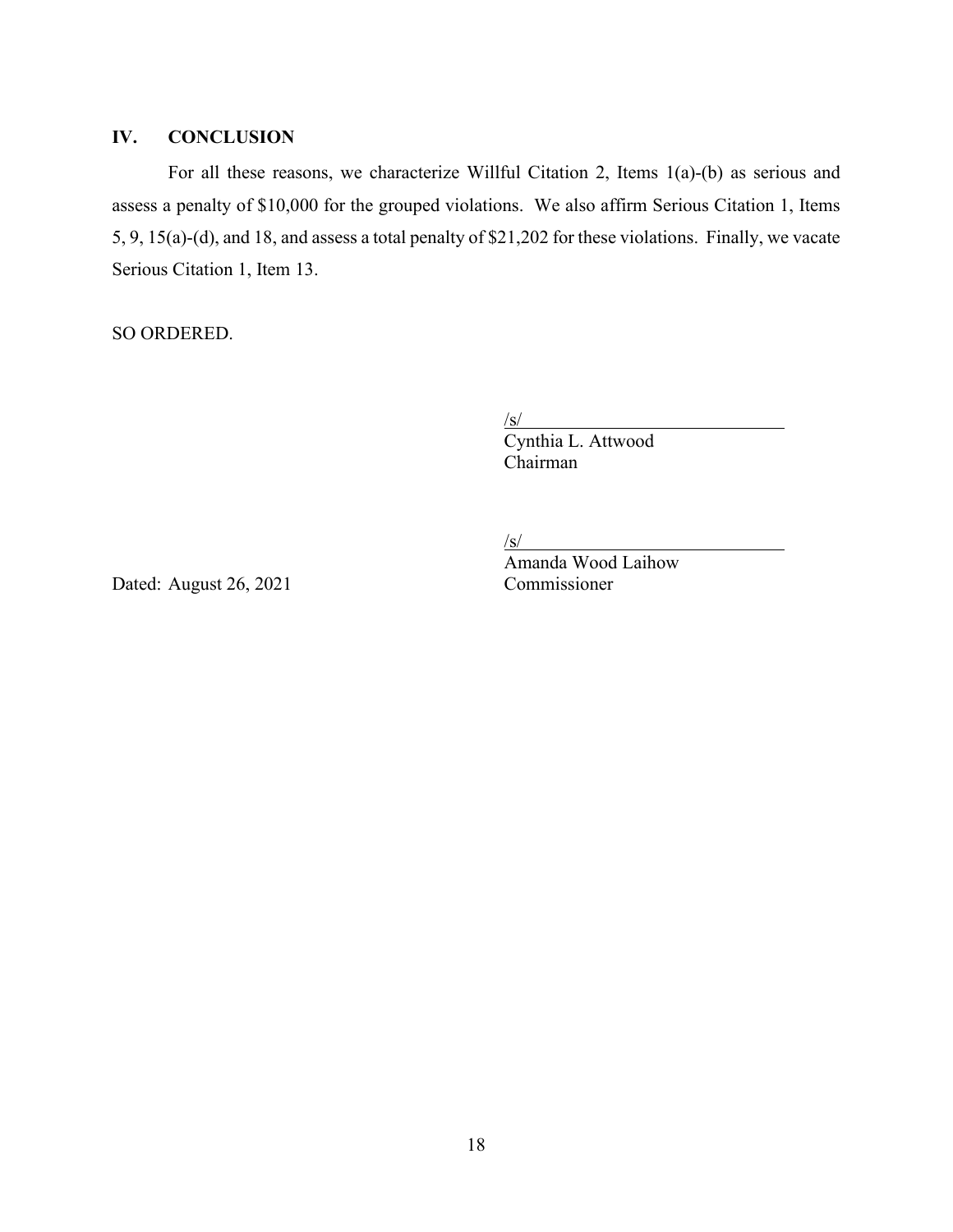## IV. CONCLUSION

For all these reasons, we characterize Willful Citation 2, Items 1(a)-(b) as serious and assess a penalty of $10,000 for the grouped violations. We also affirm Serious Citation 1, Items 5, 9, 15(a)-(d), and 18, and assess a total penalty of $21,202 for these violations. Finally, we vacate Serious Citation 1, Item 13.

SO ORDERED.

/s/
Cynthia L. Attwood
Chairman

/s/
Amanda Wood Laihow
Commissioner

Dated: August 26, 2021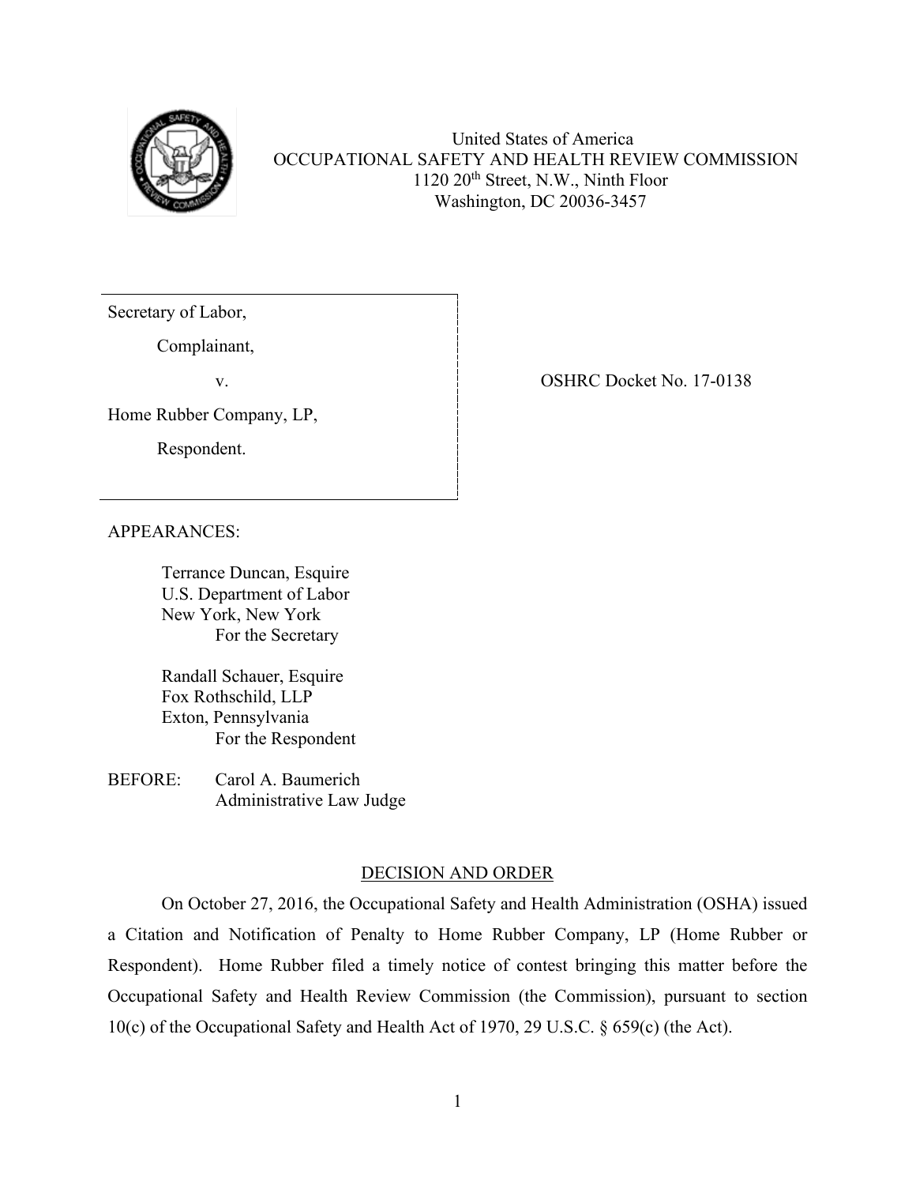United States of America
OCCUPATIONAL SAFETY AND HEALTH REVIEW COMMISSION
1120 20th Street, N.W., Ninth Floor
Washington, DC 20036-3457

Secretary of Labor,

Complainant,

v.

Home Rubber Company, LP,

Respondent.

OSHRC Docket No. 17-0138

APPEARANCES:

Terrance Duncan, Esquire
U.S. Department of Labor
New York, New York
For the Secretary

Randall Schauer, Esquire
Fox Rothschild, LLP
Exton, Pennsylvania
For the Respondent

BEFORE: Carol A. Baumerich
Administrative Law Judge

## DECISION AND ORDER

On October 27, 2016, the Occupational Safety and Health Administration (OSHA) issued a Citation and Notification of Penalty to Home Rubber Company, LP (Home Rubber or Respondent). Home Rubber filed a timely notice of contest bringing this matter before the Occupational Safety and Health Review Commission (the Commission), pursuant to section 10(c) of the Occupational Safety and Health Act of 1970, 29 U.S.C. § 659(c) (the Act).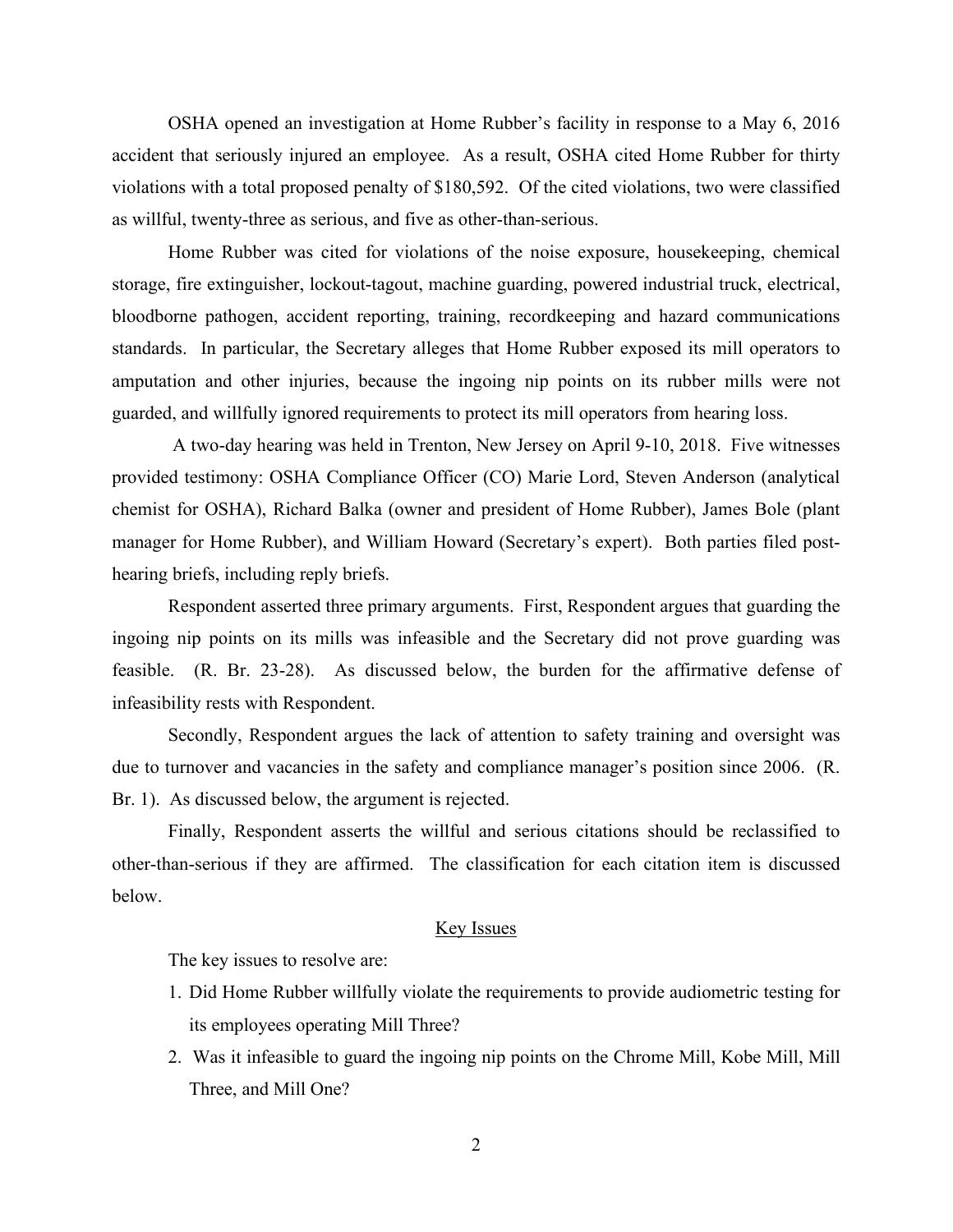OSHA opened an investigation at Home Rubber's facility in response to a May 6, 2016 accident that seriously injured an employee. As a result, OSHA cited Home Rubber for thirty violations with a total proposed penalty of $180,592. Of the cited violations, two were classified as willful, twenty-three as serious, and five as other-than-serious.

Home Rubber was cited for violations of the noise exposure, housekeeping, chemical storage, fire extinguisher, lockout-tagout, machine guarding, powered industrial truck, electrical, bloodborne pathogen, accident reporting, training, recordkeeping and hazard communications standards. In particular, the Secretary alleges that Home Rubber exposed its mill operators to amputation and other injuries, because the ingoing nip points on its rubber mills were not guarded, and willfully ignored requirements to protect its mill operators from hearing loss.

A two-day hearing was held in Trenton, New Jersey on April 9-10, 2018. Five witnesses provided testimony: OSHA Compliance Officer (CO) Marie Lord, Steven Anderson (analytical chemist for OSHA), Richard Balka (owner and president of Home Rubber), James Bole (plant manager for Home Rubber), and William Howard (Secretary's expert). Both parties filed post-hearing briefs, including reply briefs.

Respondent asserted three primary arguments. First, Respondent argues that guarding the ingoing nip points on its mills was infeasible and the Secretary did not prove guarding was feasible. (R. Br. 23-28). As discussed below, the burden for the affirmative defense of infeasibility rests with Respondent.

Secondly, Respondent argues the lack of attention to safety training and oversight was due to turnover and vacancies in the safety and compliance manager's position since 2006. (R. Br. 1). As discussed below, the argument is rejected.

Finally, Respondent asserts the willful and serious citations should be reclassified to other-than-serious if they are affirmed. The classification for each citation item is discussed below.

## Key Issues

The key issues to resolve are:

1. Did Home Rubber willfully violate the requirements to provide audiometric testing for its employees operating Mill Three?
2. Was it infeasible to guard the ingoing nip points on the Chrome Mill, Kobe Mill, Mill Three, and Mill One?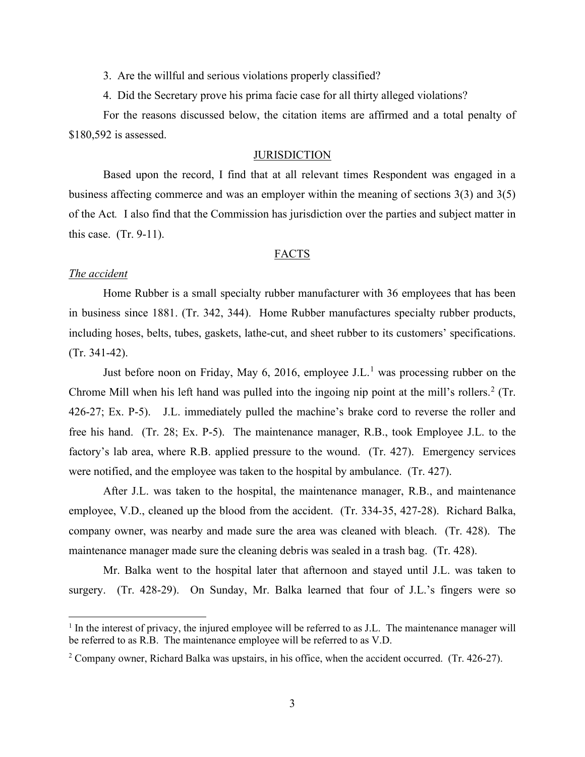3. Are the willful and serious violations properly classified?

4. Did the Secretary prove his prima facie case for all thirty alleged violations?

For the reasons discussed below, the citation items are affirmed and a total penalty of $180,592 is assessed.

## JURISDICTION

Based upon the record, I find that at all relevant times Respondent was engaged in a business affecting commerce and was an employer within the meaning of sections 3(3) and 3(5) of the Act*.* I also find that the Commission has jurisdiction over the parties and subject matter in this case. (Tr. 9-11).

## FACTS

*The accident*

Home Rubber is a small specialty rubber manufacturer with 36 employees that has been in business since 1881. (Tr. 342, 344). Home Rubber manufactures specialty rubber products, including hoses, belts, tubes, gaskets, lathe-cut, and sheet rubber to its customers' specifications. (Tr. 341-42).

Just before noon on Friday, May 6, 2016, employee J.L.[1] was processing rubber on the Chrome Mill when his left hand was pulled into the ingoing nip point at the mill's rollers.[2] (Tr. 426-27; Ex. P-5). J.L. immediately pulled the machine's brake cord to reverse the roller and free his hand. (Tr. 28; Ex. P-5). The maintenance manager, R.B., took Employee J.L. to the factory's lab area, where R.B. applied pressure to the wound. (Tr. 427). Emergency services were notified, and the employee was taken to the hospital by ambulance. (Tr. 427).

After J.L. was taken to the hospital, the maintenance manager, R.B., and maintenance employee, V.D., cleaned up the blood from the accident. (Tr. 334-35, 427-28). Richard Balka, company owner, was nearby and made sure the area was cleaned with bleach. (Tr. 428). The maintenance manager made sure the cleaning debris was sealed in a trash bag. (Tr. 428).

Mr. Balka went to the hospital later that afternoon and stayed until J.L. was taken to surgery. (Tr. 428-29). On Sunday, Mr. Balka learned that four of J.L.'s fingers were so

---

[1] In the interest of privacy, the injured employee will be referred to as J.L. The maintenance manager will be referred to as R.B. The maintenance employee will be referred to as V.D.

[2] Company owner, Richard Balka was upstairs, in his office, when the accident occurred. (Tr. 426-27).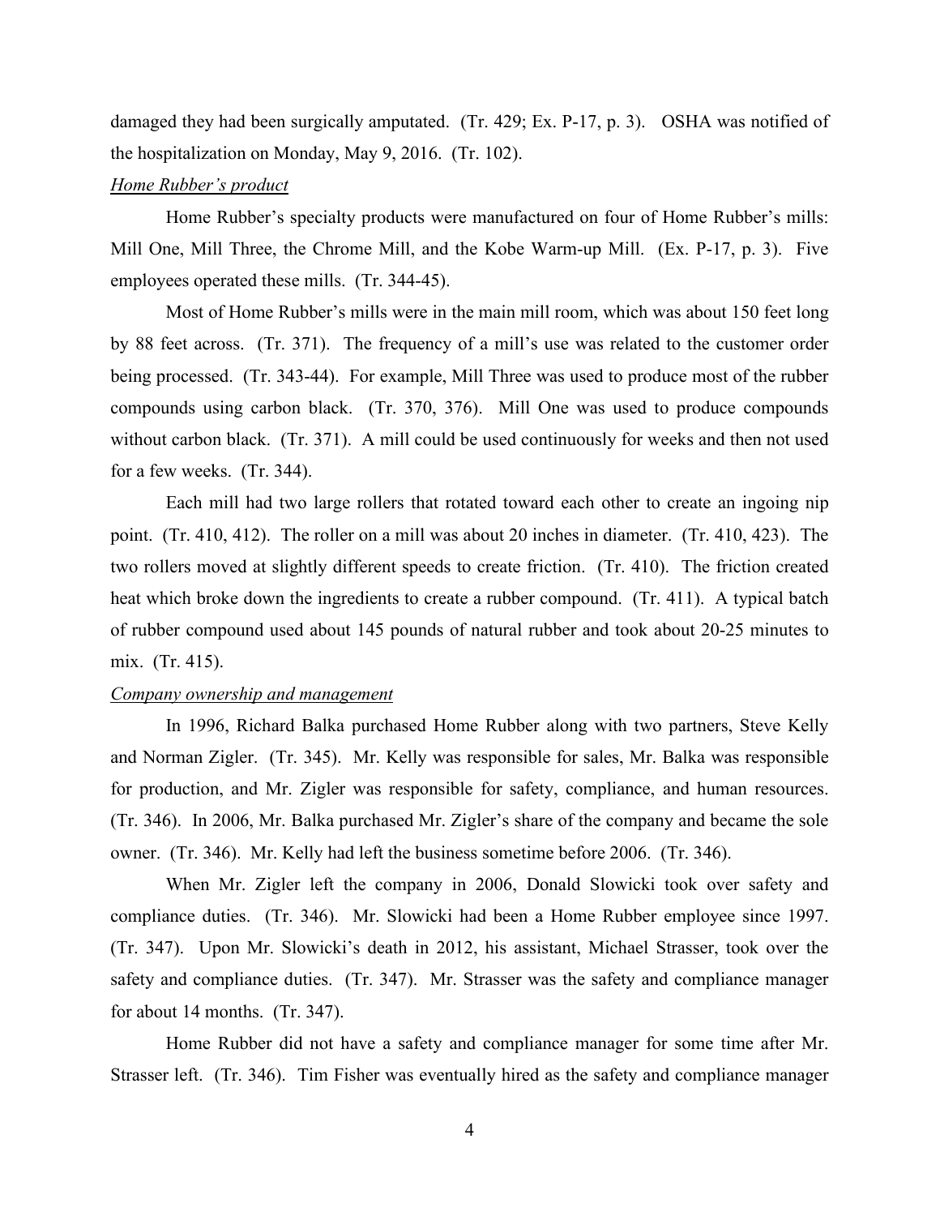damaged they had been surgically amputated. (Tr. 429; Ex. P-17, p. 3). OSHA was notified of the hospitalization on Monday, May 9, 2016. (Tr. 102).

*Home Rubber's product*

Home Rubber's specialty products were manufactured on four of Home Rubber's mills: Mill One, Mill Three, the Chrome Mill, and the Kobe Warm-up Mill. (Ex. P-17, p. 3). Five employees operated these mills. (Tr. 344-45).

Most of Home Rubber's mills were in the main mill room, which was about 150 feet long by 88 feet across. (Tr. 371). The frequency of a mill's use was related to the customer order being processed. (Tr. 343-44). For example, Mill Three was used to produce most of the rubber compounds using carbon black. (Tr. 370, 376). Mill One was used to produce compounds without carbon black. (Tr. 371). A mill could be used continuously for weeks and then not used for a few weeks. (Tr. 344).

Each mill had two large rollers that rotated toward each other to create an ingoing nip point. (Tr. 410, 412). The roller on a mill was about 20 inches in diameter. (Tr. 410, 423). The two rollers moved at slightly different speeds to create friction. (Tr. 410). The friction created heat which broke down the ingredients to create a rubber compound. (Tr. 411). A typical batch of rubber compound used about 145 pounds of natural rubber and took about 20-25 minutes to mix. (Tr. 415).

*Company ownership and management*

In 1996, Richard Balka purchased Home Rubber along with two partners, Steve Kelly and Norman Zigler. (Tr. 345). Mr. Kelly was responsible for sales, Mr. Balka was responsible for production, and Mr. Zigler was responsible for safety, compliance, and human resources. (Tr. 346). In 2006, Mr. Balka purchased Mr. Zigler's share of the company and became the sole owner. (Tr. 346). Mr. Kelly had left the business sometime before 2006. (Tr. 346).

When Mr. Zigler left the company in 2006, Donald Slowicki took over safety and compliance duties. (Tr. 346). Mr. Slowicki had been a Home Rubber employee since 1997. (Tr. 347). Upon Mr. Slowicki's death in 2012, his assistant, Michael Strasser, took over the safety and compliance duties. (Tr. 347). Mr. Strasser was the safety and compliance manager for about 14 months. (Tr. 347).

Home Rubber did not have a safety and compliance manager for some time after Mr. Strasser left. (Tr. 346). Tim Fisher was eventually hired as the safety and compliance manager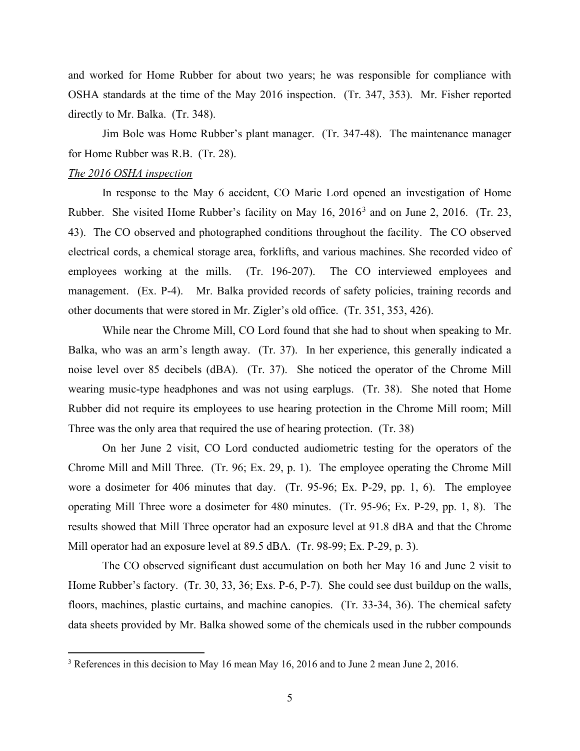and worked for Home Rubber for about two years; he was responsible for compliance with OSHA standards at the time of the May 2016 inspection. (Tr. 347, 353). Mr. Fisher reported directly to Mr. Balka. (Tr. 348).

Jim Bole was Home Rubber's plant manager. (Tr. 347-48). The maintenance manager for Home Rubber was R.B. (Tr. 28).

*The 2016 OSHA inspection*

In response to the May 6 accident, CO Marie Lord opened an investigation of Home Rubber. She visited Home Rubber's facility on May 16, 2016[3] and on June 2, 2016. (Tr. 23, 43). The CO observed and photographed conditions throughout the facility. The CO observed electrical cords, a chemical storage area, forklifts, and various machines. She recorded video of employees working at the mills. (Tr. 196-207). The CO interviewed employees and management. (Ex. P-4). Mr. Balka provided records of safety policies, training records and other documents that were stored in Mr. Zigler's old office. (Tr. 351, 353, 426).

While near the Chrome Mill, CO Lord found that she had to shout when speaking to Mr. Balka, who was an arm's length away. (Tr. 37). In her experience, this generally indicated a noise level over 85 decibels (dBA). (Tr. 37). She noticed the operator of the Chrome Mill wearing music-type headphones and was not using earplugs. (Tr. 38). She noted that Home Rubber did not require its employees to use hearing protection in the Chrome Mill room; Mill Three was the only area that required the use of hearing protection. (Tr. 38)

On her June 2 visit, CO Lord conducted audiometric testing for the operators of the Chrome Mill and Mill Three. (Tr. 96; Ex. 29, p. 1). The employee operating the Chrome Mill wore a dosimeter for 406 minutes that day. (Tr. 95-96; Ex. P-29, pp. 1, 6). The employee operating Mill Three wore a dosimeter for 480 minutes. (Tr. 95-96; Ex. P-29, pp. 1, 8). The results showed that Mill Three operator had an exposure level at 91.8 dBA and that the Chrome Mill operator had an exposure level at 89.5 dBA. (Tr. 98-99; Ex. P-29, p. 3).

The CO observed significant dust accumulation on both her May 16 and June 2 visit to Home Rubber's factory. (Tr. 30, 33, 36; Exs. P-6, P-7). She could see dust buildup on the walls, floors, machines, plastic curtains, and machine canopies. (Tr. 33-34, 36). The chemical safety data sheets provided by Mr. Balka showed some of the chemicals used in the rubber compounds

[3] References in this decision to May 16 mean May 16, 2016 and to June 2 mean June 2, 2016.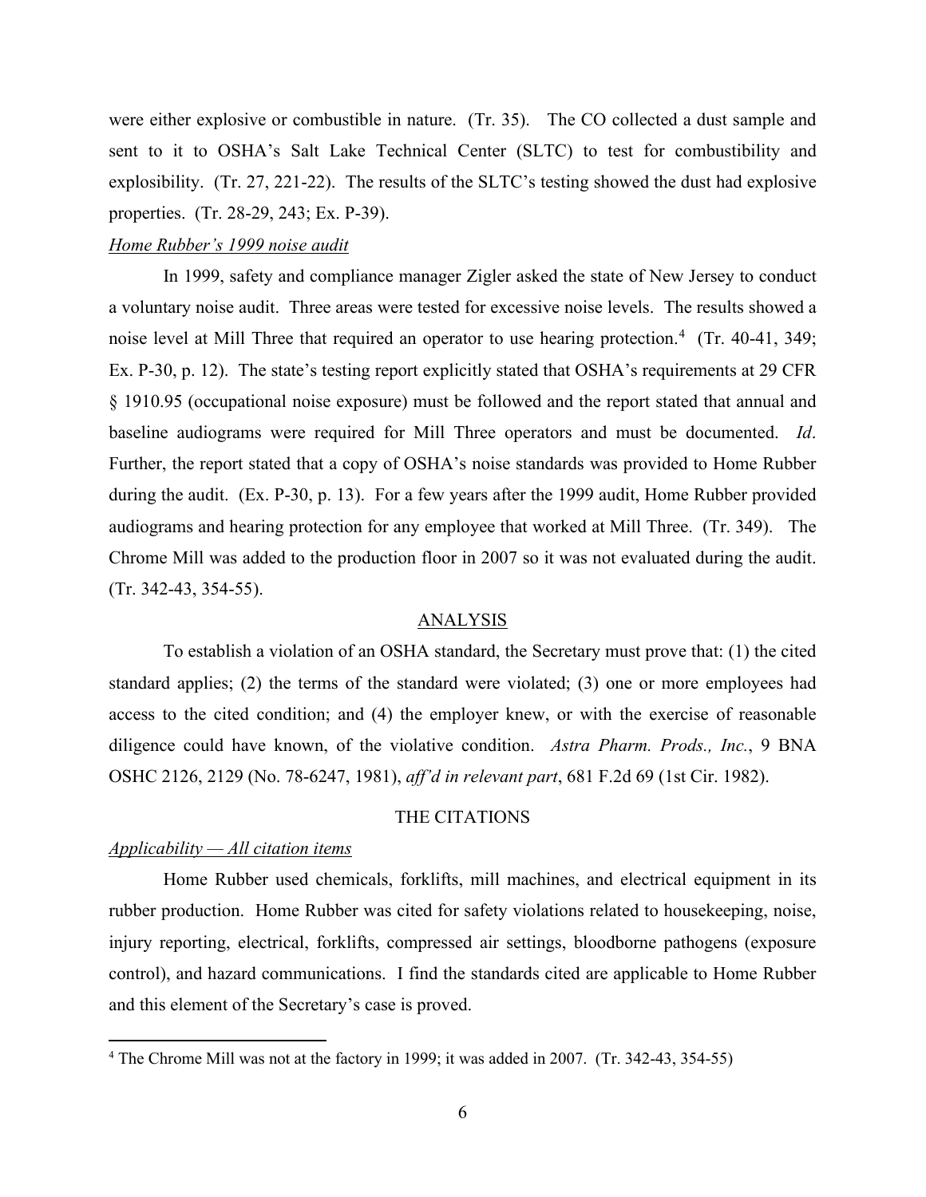were either explosive or combustible in nature. (Tr. 35). The CO collected a dust sample and sent to it to OSHA's Salt Lake Technical Center (SLTC) to test for combustibility and explosibility. (Tr. 27, 221-22). The results of the SLTC's testing showed the dust had explosive properties. (Tr. 28-29, 243; Ex. P-39).

*Home Rubber's 1999 noise audit*

In 1999, safety and compliance manager Zigler asked the state of New Jersey to conduct a voluntary noise audit. Three areas were tested for excessive noise levels. The results showed a noise level at Mill Three that required an operator to use hearing protection.[4] (Tr. 40-41, 349; Ex. P-30, p. 12). The state's testing report explicitly stated that OSHA's requirements at 29 CFR § 1910.95 (occupational noise exposure) must be followed and the report stated that annual and baseline audiograms were required for Mill Three operators and must be documented. *Id*. Further, the report stated that a copy of OSHA's noise standards was provided to Home Rubber during the audit. (Ex. P-30, p. 13). For a few years after the 1999 audit, Home Rubber provided audiograms and hearing protection for any employee that worked at Mill Three. (Tr. 349). The Chrome Mill was added to the production floor in 2007 so it was not evaluated during the audit. (Tr. 342-43, 354-55).

## ANALYSIS

To establish a violation of an OSHA standard, the Secretary must prove that: (1) the cited standard applies; (2) the terms of the standard were violated; (3) one or more employees had access to the cited condition; and (4) the employer knew, or with the exercise of reasonable diligence could have known, of the violative condition. *Astra Pharm. Prods., Inc.*, 9 BNA OSHC 2126, 2129 (No. 78-6247, 1981), *aff'd in relevant part*, 681 F.2d 69 (1st Cir. 1982).

## THE CITATIONS

*Applicability — All citation items*

Home Rubber used chemicals, forklifts, mill machines, and electrical equipment in its rubber production. Home Rubber was cited for safety violations related to housekeeping, noise, injury reporting, electrical, forklifts, compressed air settings, bloodborne pathogens (exposure control), and hazard communications. I find the standards cited are applicable to Home Rubber and this element of the Secretary's case is proved.

---

[4] The Chrome Mill was not at the factory in 1999; it was added in 2007. (Tr. 342-43, 354-55)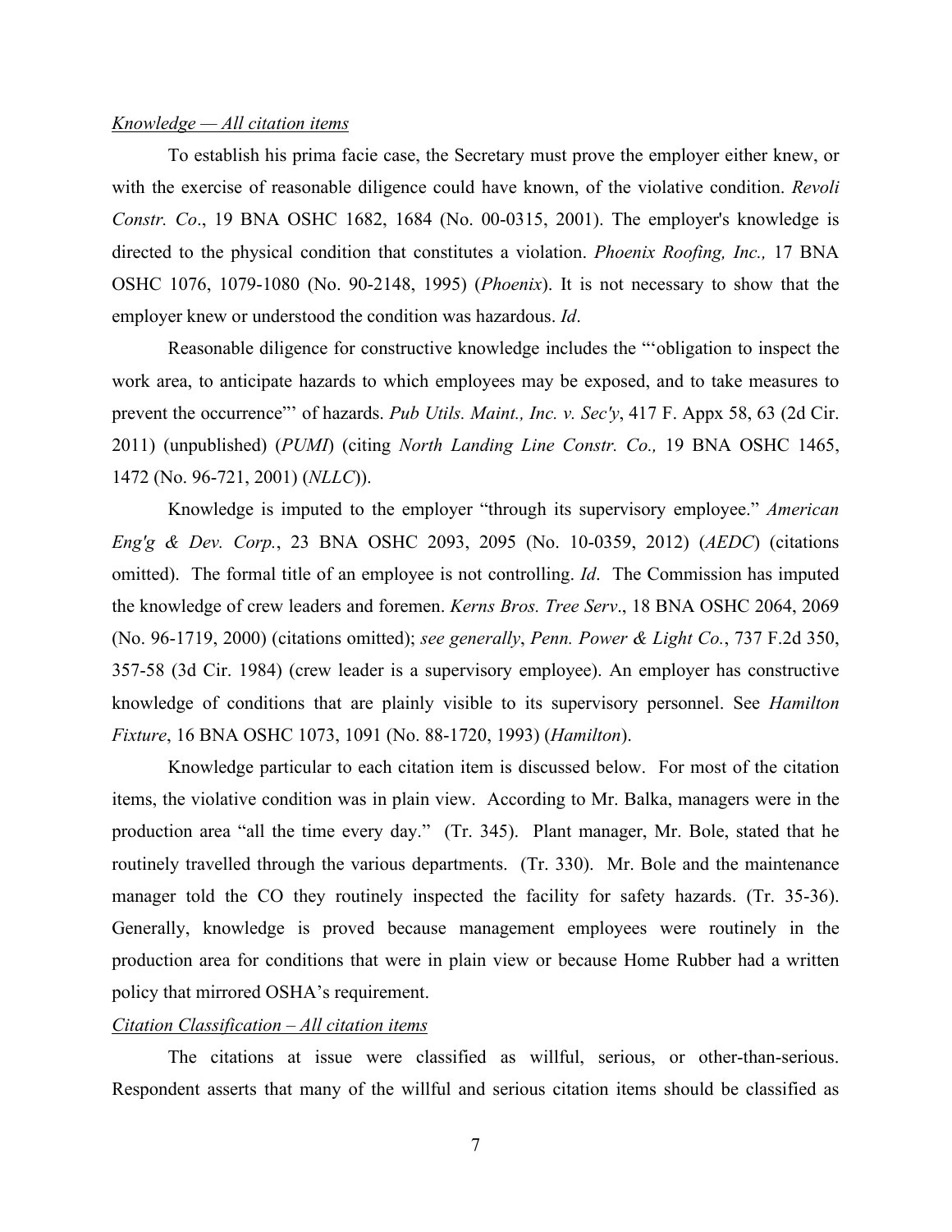*Knowledge — All citation items*

To establish his prima facie case, the Secretary must prove the employer either knew, or with the exercise of reasonable diligence could have known, of the violative condition. *Revoli Constr. Co*., 19 BNA OSHC 1682, 1684 (No. 00-0315, 2001). The employer's knowledge is directed to the physical condition that constitutes a violation. *Phoenix Roofing, Inc.,* 17 BNA OSHC 1076, 1079-1080 (No. 90-2148, 1995) (*Phoenix*). It is not necessary to show that the employer knew or understood the condition was hazardous. *Id*.

Reasonable diligence for constructive knowledge includes the "'obligation to inspect the work area, to anticipate hazards to which employees may be exposed, and to take measures to prevent the occurrence"' of hazards. *Pub Utils. Maint., Inc. v. Sec'y*, 417 F. Appx 58, 63 (2d Cir. 2011) (unpublished) (*PUMI*) (citing *North Landing Line Constr. Co.,* 19 BNA OSHC 1465, 1472 (No. 96-721, 2001) (*NLLC*)).

Knowledge is imputed to the employer "through its supervisory employee." *American Eng'g & Dev. Corp.*, 23 BNA OSHC 2093, 2095 (No. 10-0359, 2012) (*AEDC*) (citations omitted). The formal title of an employee is not controlling. *Id*. The Commission has imputed the knowledge of crew leaders and foremen. *Kerns Bros. Tree Serv*., 18 BNA OSHC 2064, 2069 (No. 96-1719, 2000) (citations omitted); *see generally*, *Penn. Power & Light Co.*, 737 F.2d 350, 357-58 (3d Cir. 1984) (crew leader is a supervisory employee). An employer has constructive knowledge of conditions that are plainly visible to its supervisory personnel. See *Hamilton Fixture*, 16 BNA OSHC 1073, 1091 (No. 88-1720, 1993) (*Hamilton*).

Knowledge particular to each citation item is discussed below. For most of the citation items, the violative condition was in plain view. According to Mr. Balka, managers were in the production area "all the time every day." (Tr. 345). Plant manager, Mr. Bole, stated that he routinely travelled through the various departments. (Tr. 330). Mr. Bole and the maintenance manager told the CO they routinely inspected the facility for safety hazards. (Tr. 35-36). Generally, knowledge is proved because management employees were routinely in the production area for conditions that were in plain view or because Home Rubber had a written policy that mirrored OSHA's requirement.

*Citation Classification – All citation items*

The citations at issue were classified as willful, serious, or other-than-serious. Respondent asserts that many of the willful and serious citation items should be classified as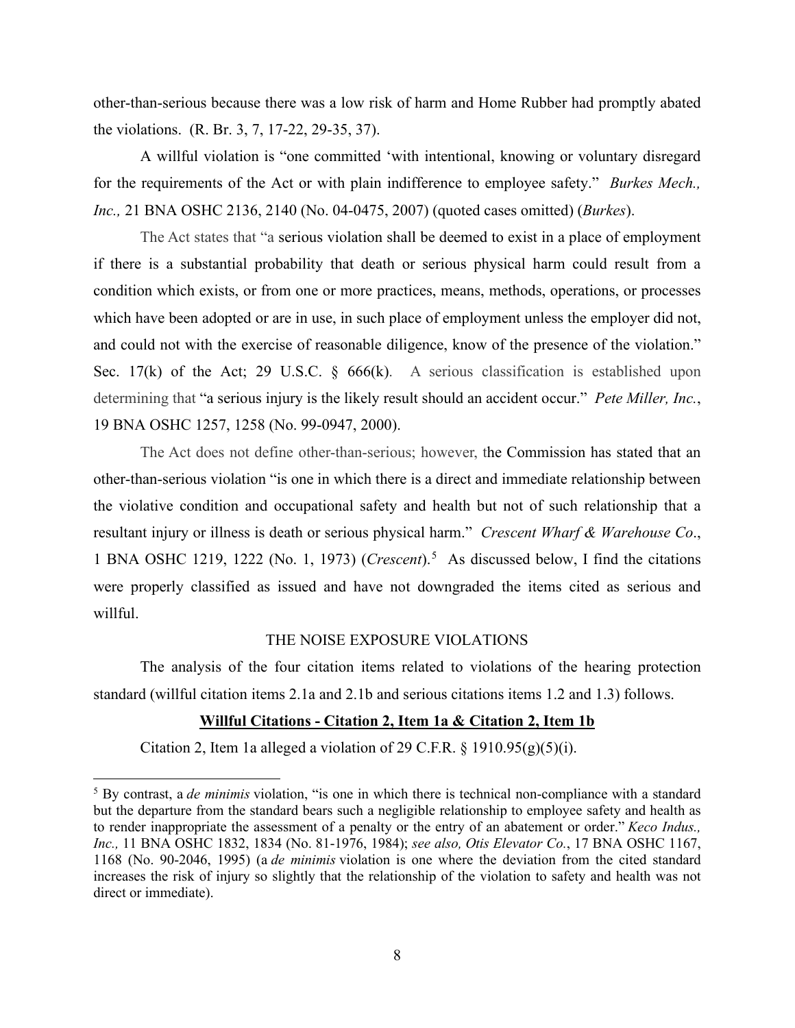other-than-serious because there was a low risk of harm and Home Rubber had promptly abated the violations. (R. Br. 3, 7, 17-22, 29-35, 37).

A willful violation is "one committed 'with intentional, knowing or voluntary disregard for the requirements of the Act or with plain indifference to employee safety." *Burkes Mech., Inc.,* 21 BNA OSHC 2136, 2140 (No. 04-0475, 2007) (quoted cases omitted) (*Burkes*).

The Act states that "a serious violation shall be deemed to exist in a place of employment if there is a substantial probability that death or serious physical harm could result from a condition which exists, or from one or more practices, means, methods, operations, or processes which have been adopted or are in use, in such place of employment unless the employer did not, and could not with the exercise of reasonable diligence, know of the presence of the violation." Sec. 17(k) of the Act; 29 U.S.C. § 666(k). A serious classification is established upon determining that "a serious injury is the likely result should an accident occur." *Pete Miller, Inc.*, 19 BNA OSHC 1257, 1258 (No. 99-0947, 2000).

The Act does not define other-than-serious; however, the Commission has stated that an other-than-serious violation "is one in which there is a direct and immediate relationship between the violative condition and occupational safety and health but not of such relationship that a resultant injury or illness is death or serious physical harm." *Crescent Wharf & Warehouse Co*., 1 BNA OSHC 1219, 1222 (No. 1, 1973) (*Crescent*).[5] As discussed below, I find the citations were properly classified as issued and have not downgraded the items cited as serious and willful.

## THE NOISE EXPOSURE VIOLATIONS

The analysis of the four citation items related to violations of the hearing protection standard (willful citation items 2.1a and 2.1b and serious citations items 1.2 and 1.3) follows.

### Willful Citations - Citation 2, Item 1a & Citation 2, Item 1b

Citation 2, Item 1a alleged a violation of 29 C.F.R. § 1910.95(g)(5)(i).

---

[5] By contrast, a *de minimis* violation, "is one in which there is technical non-compliance with a standard but the departure from the standard bears such a negligible relationship to employee safety and health as to render inappropriate the assessment of a penalty or the entry of an abatement or order." *Keco Indus., Inc.,* 11 BNA OSHC 1832, 1834 (No. 81-1976, 1984); *see also, Otis Elevator Co.*, 17 BNA OSHC 1167, 1168 (No. 90-2046, 1995) (a *de minimis* violation is one where the deviation from the cited standard increases the risk of injury so slightly that the relationship of the violation to safety and health was not direct or immediate).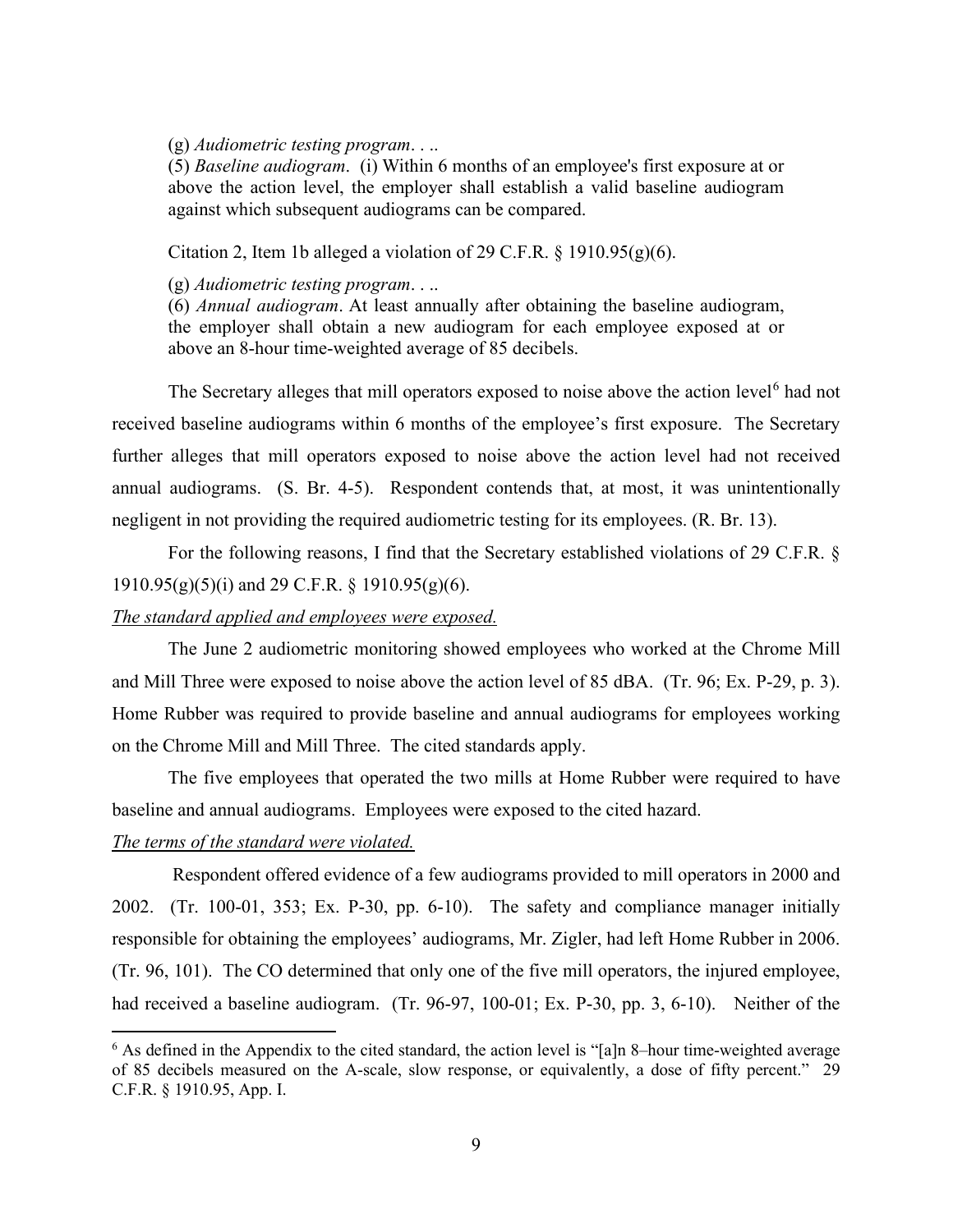(g) *Audiometric testing program*. . ..
(5) *Baseline audiogram*. (i) Within 6 months of an employee's first exposure at or above the action level, the employer shall establish a valid baseline audiogram against which subsequent audiograms can be compared.

Citation 2, Item 1b alleged a violation of 29 C.F.R. § 1910.95(g)(6).

(g) *Audiometric testing program*. . ..
(6) *Annual audiogram*. At least annually after obtaining the baseline audiogram, the employer shall obtain a new audiogram for each employee exposed at or above an 8-hour time-weighted average of 85 decibels.

The Secretary alleges that mill operators exposed to noise above the action level[6] had not received baseline audiograms within 6 months of the employee's first exposure. The Secretary further alleges that mill operators exposed to noise above the action level had not received annual audiograms. (S. Br. 4-5). Respondent contends that, at most, it was unintentionally negligent in not providing the required audiometric testing for its employees. (R. Br. 13).

For the following reasons, I find that the Secretary established violations of 29 C.F.R. § 1910.95(g)(5)(i) and 29 C.F.R. § 1910.95(g)(6).

*The standard applied and employees were exposed.*

The June 2 audiometric monitoring showed employees who worked at the Chrome Mill and Mill Three were exposed to noise above the action level of 85 dBA. (Tr. 96; Ex. P-29, p. 3). Home Rubber was required to provide baseline and annual audiograms for employees working on the Chrome Mill and Mill Three. The cited standards apply.

The five employees that operated the two mills at Home Rubber were required to have baseline and annual audiograms. Employees were exposed to the cited hazard.

*The terms of the standard were violated.*

Respondent offered evidence of a few audiograms provided to mill operators in 2000 and 2002. (Tr. 100-01, 353; Ex. P-30, pp. 6-10). The safety and compliance manager initially responsible for obtaining the employees' audiograms, Mr. Zigler, had left Home Rubber in 2006. (Tr. 96, 101). The CO determined that only one of the five mill operators, the injured employee, had received a baseline audiogram. (Tr. 96-97, 100-01; Ex. P-30, pp. 3, 6-10). Neither of the

[6] As defined in the Appendix to the cited standard, the action level is "[a]n 8–hour time-weighted average of 85 decibels measured on the A-scale, slow response, or equivalently, a dose of fifty percent." 29 C.F.R. § 1910.95, App. I.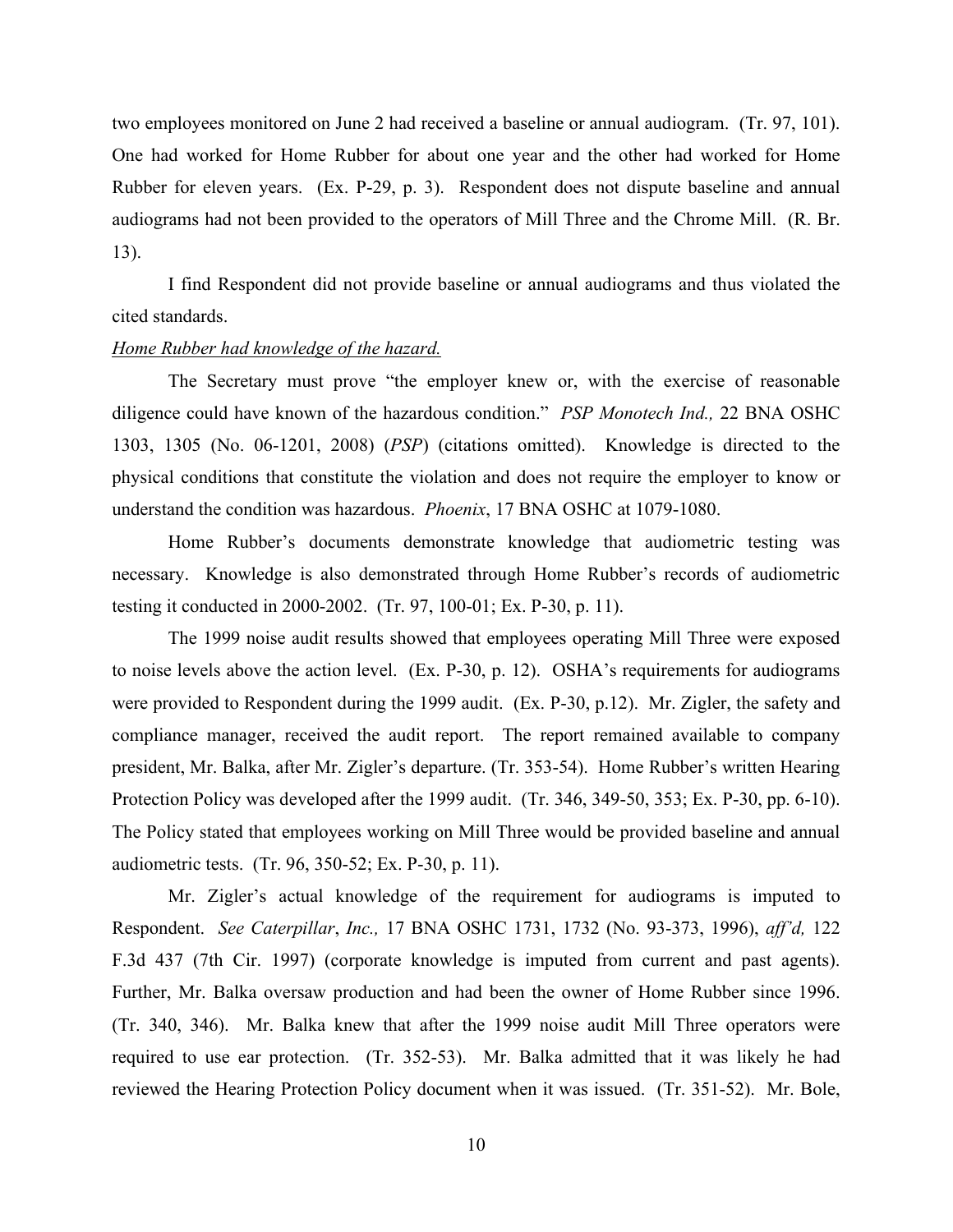two employees monitored on June 2 had received a baseline or annual audiogram. (Tr. 97, 101). One had worked for Home Rubber for about one year and the other had worked for Home Rubber for eleven years. (Ex. P-29, p. 3). Respondent does not dispute baseline and annual audiograms had not been provided to the operators of Mill Three and the Chrome Mill. (R. Br. 13).

I find Respondent did not provide baseline or annual audiograms and thus violated the cited standards.

_Home Rubber had knowledge of the hazard._

The Secretary must prove "the employer knew or, with the exercise of reasonable diligence could have known of the hazardous condition." *PSP Monotech Ind.,* 22 BNA OSHC 1303, 1305 (No. 06-1201, 2008) (*PSP*) (citations omitted). Knowledge is directed to the physical conditions that constitute the violation and does not require the employer to know or understand the condition was hazardous. *Phoenix*, 17 BNA OSHC at 1079-1080.

Home Rubber's documents demonstrate knowledge that audiometric testing was necessary. Knowledge is also demonstrated through Home Rubber's records of audiometric testing it conducted in 2000-2002. (Tr. 97, 100-01; Ex. P-30, p. 11).

The 1999 noise audit results showed that employees operating Mill Three were exposed to noise levels above the action level. (Ex. P-30, p. 12). OSHA's requirements for audiograms were provided to Respondent during the 1999 audit. (Ex. P-30, p.12). Mr. Zigler, the safety and compliance manager, received the audit report. The report remained available to company president, Mr. Balka, after Mr. Zigler's departure. (Tr. 353-54). Home Rubber's written Hearing Protection Policy was developed after the 1999 audit. (Tr. 346, 349-50, 353; Ex. P-30, pp. 6-10). The Policy stated that employees working on Mill Three would be provided baseline and annual audiometric tests. (Tr. 96, 350-52; Ex. P-30, p. 11).

Mr. Zigler's actual knowledge of the requirement for audiograms is imputed to Respondent. *See Caterpillar*, *Inc.,* 17 BNA OSHC 1731, 1732 (No. 93-373, 1996), *aff'd,* 122 F.3d 437 (7th Cir. 1997) (corporate knowledge is imputed from current and past agents). Further, Mr. Balka oversaw production and had been the owner of Home Rubber since 1996. (Tr. 340, 346). Mr. Balka knew that after the 1999 noise audit Mill Three operators were required to use ear protection. (Tr. 352-53). Mr. Balka admitted that it was likely he had reviewed the Hearing Protection Policy document when it was issued. (Tr. 351-52). Mr. Bole,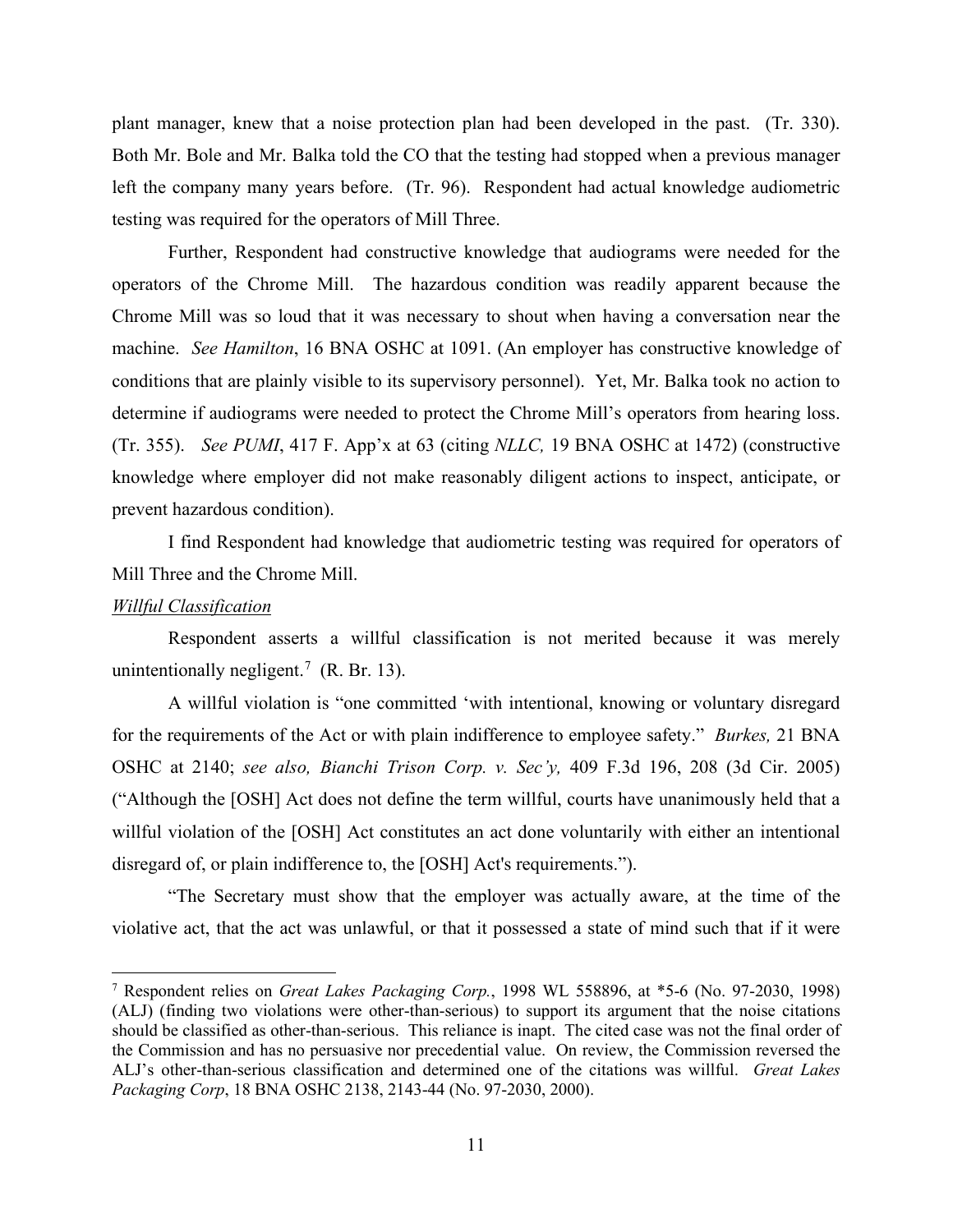plant manager, knew that a noise protection plan had been developed in the past. (Tr. 330). Both Mr. Bole and Mr. Balka told the CO that the testing had stopped when a previous manager left the company many years before. (Tr. 96). Respondent had actual knowledge audiometric testing was required for the operators of Mill Three.

Further, Respondent had constructive knowledge that audiograms were needed for the operators of the Chrome Mill. The hazardous condition was readily apparent because the Chrome Mill was so loud that it was necessary to shout when having a conversation near the machine. *See Hamilton*, 16 BNA OSHC at 1091. (An employer has constructive knowledge of conditions that are plainly visible to its supervisory personnel). Yet, Mr. Balka took no action to determine if audiograms were needed to protect the Chrome Mill's operators from hearing loss. (Tr. 355). *See PUMI*, 417 F. App'x at 63 (citing *NLLC,* 19 BNA OSHC at 1472) (constructive knowledge where employer did not make reasonably diligent actions to inspect, anticipate, or prevent hazardous condition).

I find Respondent had knowledge that audiometric testing was required for operators of Mill Three and the Chrome Mill.

*Willful Classification*

Respondent asserts a willful classification is not merited because it was merely unintentionally negligent.[7] (R. Br. 13).

A willful violation is "one committed 'with intentional, knowing or voluntary disregard for the requirements of the Act or with plain indifference to employee safety." *Burkes,* 21 BNA OSHC at 2140; *see also, Bianchi Trison Corp. v. Sec'y,* 409 F.3d 196, 208 (3d Cir. 2005) ("Although the [OSH] Act does not define the term willful, courts have unanimously held that a willful violation of the [OSH] Act constitutes an act done voluntarily with either an intentional disregard of, or plain indifference to, the [OSH] Act's requirements.").

"The Secretary must show that the employer was actually aware, at the time of the violative act, that the act was unlawful, or that it possessed a state of mind such that if it were

---

[7] Respondent relies on *Great Lakes Packaging Corp.*, 1998 WL 558896, at *5-6 (No. 97-2030, 1998) (ALJ) (finding two violations were other-than-serious) to support its argument that the noise citations should be classified as other-than-serious. This reliance is inapt. The cited case was not the final order of the Commission and has no persuasive nor precedential value. On review, the Commission reversed the ALJ's other-than-serious classification and determined one of the citations was willful. *Great Lakes Packaging Corp*, 18 BNA OSHC 2138, 2143-44 (No. 97-2030, 2000).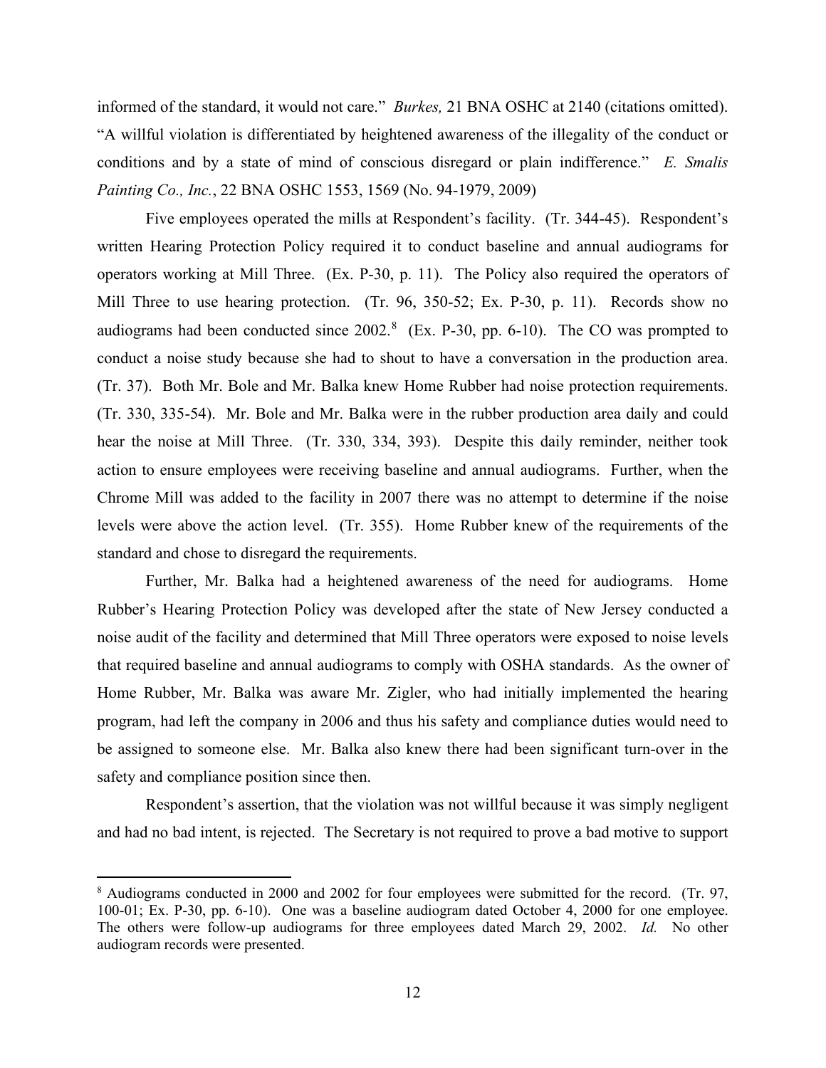informed of the standard, it would not care." *Burkes,* 21 BNA OSHC at 2140 (citations omitted). "A willful violation is differentiated by heightened awareness of the illegality of the conduct or conditions and by a state of mind of conscious disregard or plain indifference." *E. Smalis Painting Co., Inc.*, 22 BNA OSHC 1553, 1569 (No. 94-1979, 2009)

Five employees operated the mills at Respondent's facility. (Tr. 344-45). Respondent's written Hearing Protection Policy required it to conduct baseline and annual audiograms for operators working at Mill Three. (Ex. P-30, p. 11). The Policy also required the operators of Mill Three to use hearing protection. (Tr. 96, 350-52; Ex. P-30, p. 11). Records show no audiograms had been conducted since 2002.[8] (Ex. P-30, pp. 6-10). The CO was prompted to conduct a noise study because she had to shout to have a conversation in the production area. (Tr. 37). Both Mr. Bole and Mr. Balka knew Home Rubber had noise protection requirements. (Tr. 330, 335-54). Mr. Bole and Mr. Balka were in the rubber production area daily and could hear the noise at Mill Three. (Tr. 330, 334, 393). Despite this daily reminder, neither took action to ensure employees were receiving baseline and annual audiograms. Further, when the Chrome Mill was added to the facility in 2007 there was no attempt to determine if the noise levels were above the action level. (Tr. 355). Home Rubber knew of the requirements of the standard and chose to disregard the requirements.

Further, Mr. Balka had a heightened awareness of the need for audiograms. Home Rubber's Hearing Protection Policy was developed after the state of New Jersey conducted a noise audit of the facility and determined that Mill Three operators were exposed to noise levels that required baseline and annual audiograms to comply with OSHA standards. As the owner of Home Rubber, Mr. Balka was aware Mr. Zigler, who had initially implemented the hearing program, had left the company in 2006 and thus his safety and compliance duties would need to be assigned to someone else. Mr. Balka also knew there had been significant turn-over in the safety and compliance position since then.

Respondent's assertion, that the violation was not willful because it was simply negligent and had no bad intent, is rejected. The Secretary is not required to prove a bad motive to support

---

[8] Audiograms conducted in 2000 and 2002 for four employees were submitted for the record. (Tr. 97, 100-01; Ex. P-30, pp. 6-10). One was a baseline audiogram dated October 4, 2000 for one employee. The others were follow-up audiograms for three employees dated March 29, 2002. *Id.* No other audiogram records were presented.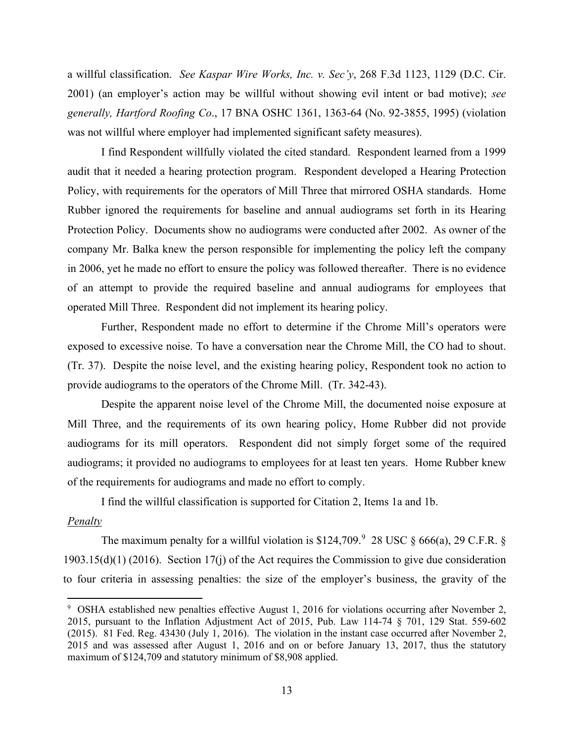a willful classification. *See Kaspar Wire Works, Inc. v. Sec'y*, 268 F.3d 1123, 1129 (D.C. Cir. 2001) (an employer's action may be willful without showing evil intent or bad motive); *see generally, Hartford Roofing Co*., 17 BNA OSHC 1361, 1363-64 (No. 92-3855, 1995) (violation was not willful where employer had implemented significant safety measures).

I find Respondent willfully violated the cited standard. Respondent learned from a 1999 audit that it needed a hearing protection program. Respondent developed a Hearing Protection Policy, with requirements for the operators of Mill Three that mirrored OSHA standards. Home Rubber ignored the requirements for baseline and annual audiograms set forth in its Hearing Protection Policy. Documents show no audiograms were conducted after 2002. As owner of the company Mr. Balka knew the person responsible for implementing the policy left the company in 2006, yet he made no effort to ensure the policy was followed thereafter. There is no evidence of an attempt to provide the required baseline and annual audiograms for employees that operated Mill Three. Respondent did not implement its hearing policy.

Further, Respondent made no effort to determine if the Chrome Mill's operators were exposed to excessive noise. To have a conversation near the Chrome Mill, the CO had to shout. (Tr. 37). Despite the noise level, and the existing hearing policy, Respondent took no action to provide audiograms to the operators of the Chrome Mill. (Tr. 342-43).

Despite the apparent noise level of the Chrome Mill, the documented noise exposure at Mill Three, and the requirements of its own hearing policy, Home Rubber did not provide audiograms for its mill operators. Respondent did not simply forget some of the required audiograms; it provided no audiograms to employees for at least ten years. Home Rubber knew of the requirements for audiograms and made no effort to comply.

I find the willful classification is supported for Citation 2, Items 1a and 1b.

*Penalty*

The maximum penalty for a willful violation is $124,709.[9] 28 USC § 666(a), 29 C.F.R. § 1903.15(d)(1) (2016). Section 17(j) of the Act requires the Commission to give due consideration to four criteria in assessing penalties: the size of the employer's business, the gravity of the

[9] OSHA established new penalties effective August 1, 2016 for violations occurring after November 2, 2015, pursuant to the Inflation Adjustment Act of 2015, Pub. Law 114-74 § 701, 129 Stat. 559-602 (2015). 81 Fed. Reg. 43430 (July 1, 2016). The violation in the instant case occurred after November 2, 2015 and was assessed after August 1, 2016 and on or before January 13, 2017, thus the statutory maximum of $124,709 and statutory minimum of $8,908 applied.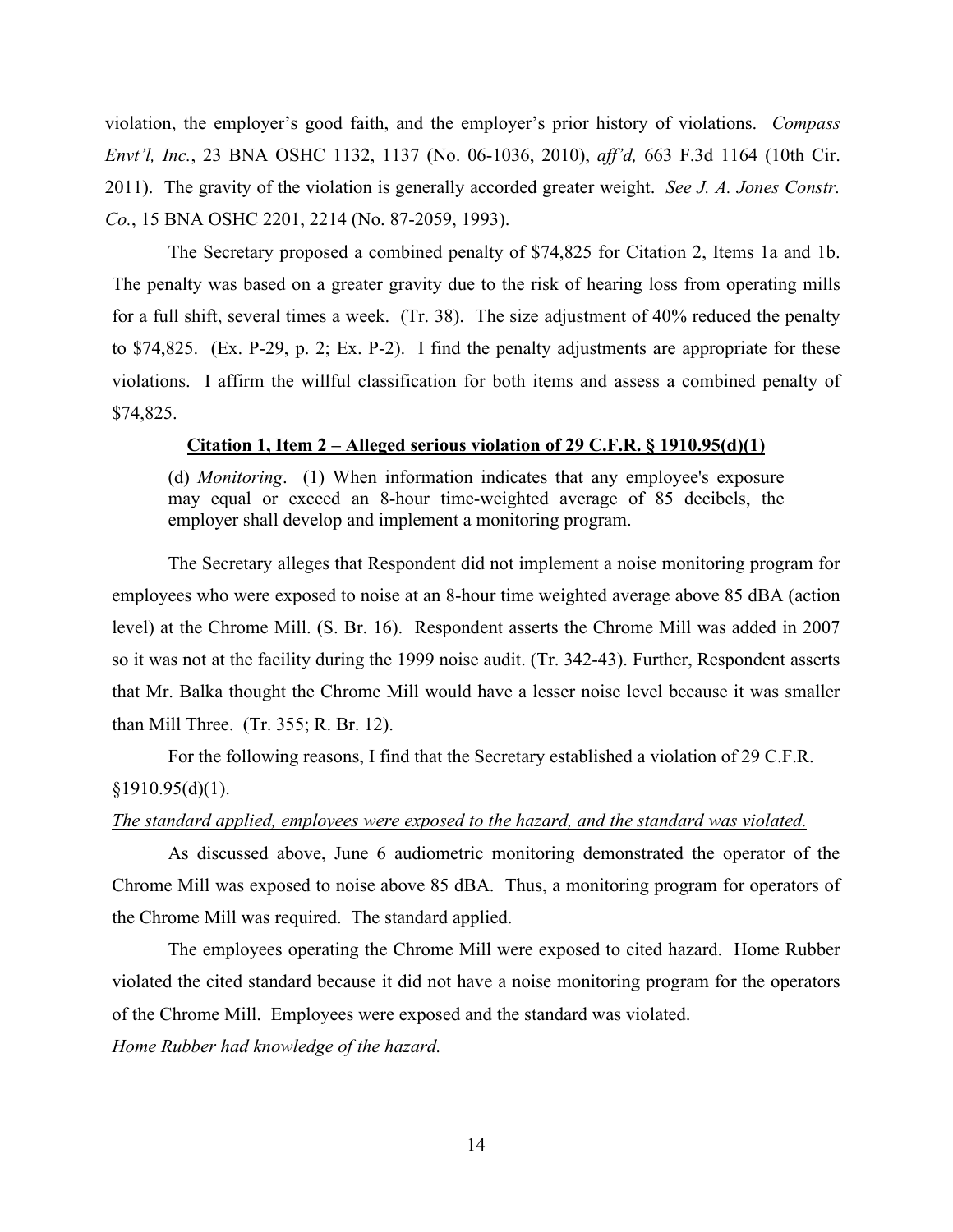violation, the employer's good faith, and the employer's prior history of violations. *Compass Envt'l, Inc.*, 23 BNA OSHC 1132, 1137 (No. 06-1036, 2010), *aff'd,* 663 F.3d 1164 (10th Cir. 2011). The gravity of the violation is generally accorded greater weight. *See J. A. Jones Constr. Co.*, 15 BNA OSHC 2201, 2214 (No. 87-2059, 1993).

The Secretary proposed a combined penalty of $74,825 for Citation 2, Items 1a and 1b. The penalty was based on a greater gravity due to the risk of hearing loss from operating mills for a full shift, several times a week. (Tr. 38). The size adjustment of 40% reduced the penalty to $74,825. (Ex. P-29, p. 2; Ex. P-2). I find the penalty adjustments are appropriate for these violations. I affirm the willful classification for both items and assess a combined penalty of $74,825.

**<u>Citation 1, Item 2 – Alleged serious violation of 29 C.F.R. § 1910.95(d)(1)</u>**

> (d) *Monitoring*. (1) When information indicates that any employee's exposure may equal or exceed an 8-hour time-weighted average of 85 decibels, the employer shall develop and implement a monitoring program.

The Secretary alleges that Respondent did not implement a noise monitoring program for employees who were exposed to noise at an 8-hour time weighted average above 85 dBA (action level) at the Chrome Mill. (S. Br. 16). Respondent asserts the Chrome Mill was added in 2007 so it was not at the facility during the 1999 noise audit. (Tr. 342-43). Further, Respondent asserts that Mr. Balka thought the Chrome Mill would have a lesser noise level because it was smaller than Mill Three. (Tr. 355; R. Br. 12).

For the following reasons, I find that the Secretary established a violation of 29 C.F.R. §1910.95(d)(1).

*<u>The standard applied, employees were exposed to the hazard, and the standard was violated.</u>*

As discussed above, June 6 audiometric monitoring demonstrated the operator of the Chrome Mill was exposed to noise above 85 dBA. Thus, a monitoring program for operators of the Chrome Mill was required. The standard applied.

The employees operating the Chrome Mill were exposed to cited hazard. Home Rubber violated the cited standard because it did not have a noise monitoring program for the operators of the Chrome Mill. Employees were exposed and the standard was violated.

*<u>Home Rubber had knowledge of the hazard.</u>*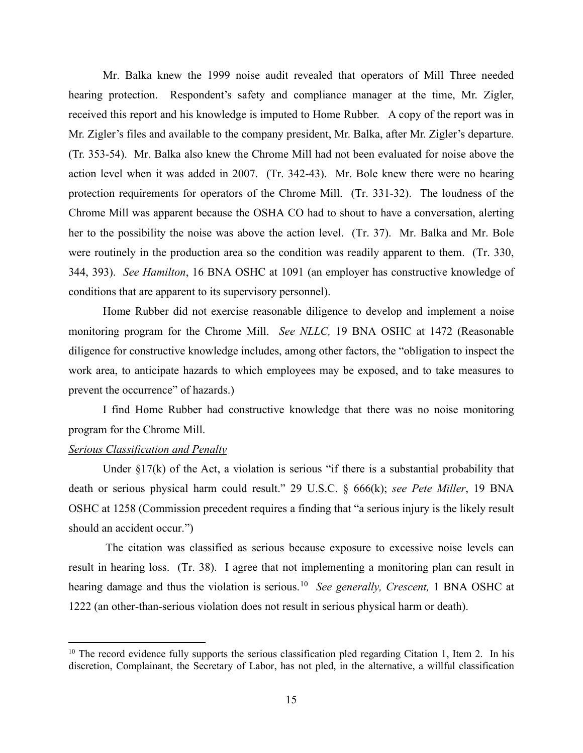Mr. Balka knew the 1999 noise audit revealed that operators of Mill Three needed hearing protection. Respondent's safety and compliance manager at the time, Mr. Zigler, received this report and his knowledge is imputed to Home Rubber. A copy of the report was in Mr. Zigler's files and available to the company president, Mr. Balka, after Mr. Zigler's departure. (Tr. 353-54). Mr. Balka also knew the Chrome Mill had not been evaluated for noise above the action level when it was added in 2007. (Tr. 342-43). Mr. Bole knew there were no hearing protection requirements for operators of the Chrome Mill. (Tr. 331-32). The loudness of the Chrome Mill was apparent because the OSHA CO had to shout to have a conversation, alerting her to the possibility the noise was above the action level. (Tr. 37). Mr. Balka and Mr. Bole were routinely in the production area so the condition was readily apparent to them. (Tr. 330, 344, 393). *See Hamilton*, 16 BNA OSHC at 1091 (an employer has constructive knowledge of conditions that are apparent to its supervisory personnel).

Home Rubber did not exercise reasonable diligence to develop and implement a noise monitoring program for the Chrome Mill. *See NLLC,* 19 BNA OSHC at 1472 (Reasonable diligence for constructive knowledge includes, among other factors, the "obligation to inspect the work area, to anticipate hazards to which employees may be exposed, and to take measures to prevent the occurrence" of hazards.)

I find Home Rubber had constructive knowledge that there was no noise monitoring program for the Chrome Mill.

*Serious Classification and Penalty*

Under §17(k) of the Act, a violation is serious "if there is a substantial probability that death or serious physical harm could result." 29 U.S.C. § 666(k); *see Pete Miller*, 19 BNA OSHC at 1258 (Commission precedent requires a finding that "a serious injury is the likely result should an accident occur.")

The citation was classified as serious because exposure to excessive noise levels can result in hearing loss. (Tr. 38). I agree that not implementing a monitoring plan can result in hearing damage and thus the violation is serious.[10] *See generally, Crescent,* 1 BNA OSHC at 1222 (an other-than-serious violation does not result in serious physical harm or death).

[10] The record evidence fully supports the serious classification pled regarding Citation 1, Item 2. In his discretion, Complainant, the Secretary of Labor, has not pled, in the alternative, a willful classification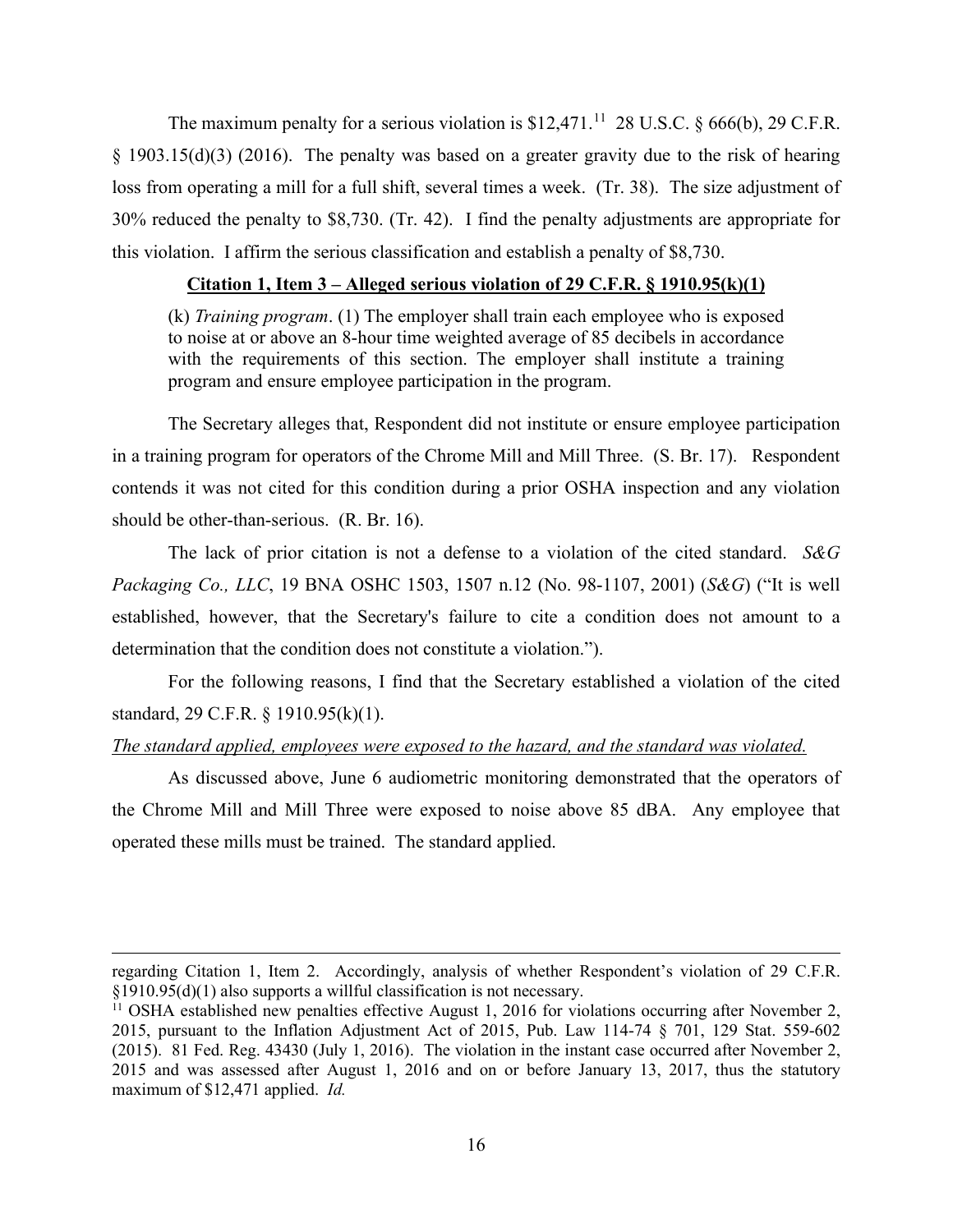The maximum penalty for a serious violation is $12,471.[11] 28 U.S.C. § 666(b), 29 C.F.R. § 1903.15(d)(3) (2016). The penalty was based on a greater gravity due to the risk of hearing loss from operating a mill for a full shift, several times a week. (Tr. 38). The size adjustment of 30% reduced the penalty to $8,730. (Tr. 42). I find the penalty adjustments are appropriate for this violation. I affirm the serious classification and establish a penalty of $8,730.

**Citation 1, Item 3 – Alleged serious violation of 29 C.F.R. § 1910.95(k)(1)**

> (k) *Training program*. (1) The employer shall train each employee who is exposed to noise at or above an 8-hour time weighted average of 85 decibels in accordance with the requirements of this section. The employer shall institute a training program and ensure employee participation in the program.

The Secretary alleges that, Respondent did not institute or ensure employee participation in a training program for operators of the Chrome Mill and Mill Three. (S. Br. 17). Respondent contends it was not cited for this condition during a prior OSHA inspection and any violation should be other-than-serious. (R. Br. 16).

The lack of prior citation is not a defense to a violation of the cited standard. *S&G Packaging Co., LLC*, 19 BNA OSHC 1503, 1507 n.12 (No. 98-1107, 2001) (*S&G*) ("It is well established, however, that the Secretary's failure to cite a condition does not amount to a determination that the condition does not constitute a violation.").

For the following reasons, I find that the Secretary established a violation of the cited standard, 29 C.F.R. § 1910.95(k)(1).

*The standard applied, employees were exposed to the hazard, and the standard was violated.*

As discussed above, June 6 audiometric monitoring demonstrated that the operators of the Chrome Mill and Mill Three were exposed to noise above 85 dBA. Any employee that operated these mills must be trained. The standard applied.

---

regarding Citation 1, Item 2. Accordingly, analysis of whether Respondent's violation of 29 C.F.R. §1910.95(d)(1) also supports a willful classification is not necessary.

[11] OSHA established new penalties effective August 1, 2016 for violations occurring after November 2, 2015, pursuant to the Inflation Adjustment Act of 2015, Pub. Law 114-74 § 701, 129 Stat. 559-602 (2015). 81 Fed. Reg. 43430 (July 1, 2016). The violation in the instant case occurred after November 2, 2015 and was assessed after August 1, 2016 and on or before January 13, 2017, thus the statutory maximum of $12,471 applied. *Id.*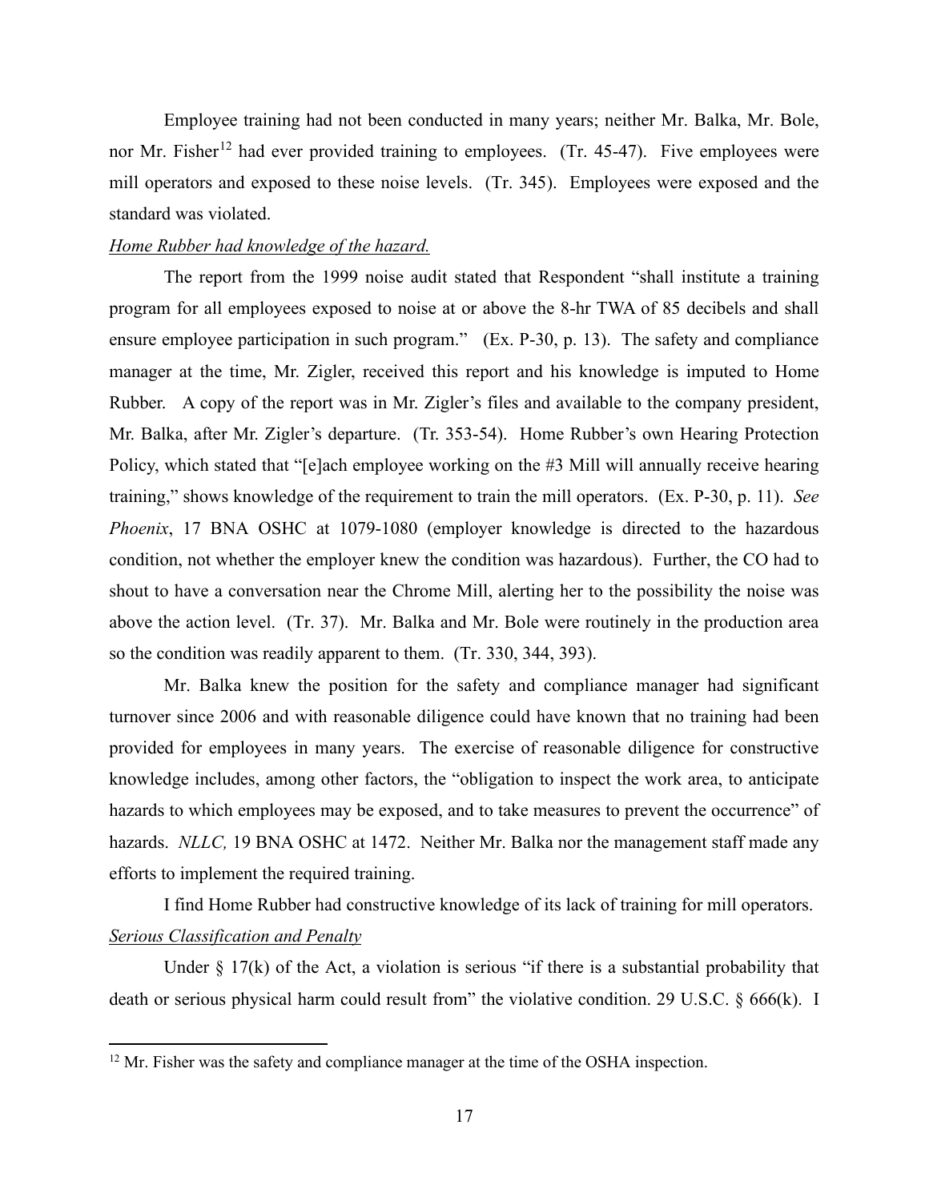Employee training had not been conducted in many years; neither Mr. Balka, Mr. Bole, nor Mr. Fisher[12] had ever provided training to employees. (Tr. 45-47). Five employees were mill operators and exposed to these noise levels. (Tr. 345). Employees were exposed and the standard was violated.

*Home Rubber had knowledge of the hazard.*

The report from the 1999 noise audit stated that Respondent "shall institute a training program for all employees exposed to noise at or above the 8-hr TWA of 85 decibels and shall ensure employee participation in such program." (Ex. P-30, p. 13). The safety and compliance manager at the time, Mr. Zigler, received this report and his knowledge is imputed to Home Rubber. A copy of the report was in Mr. Zigler's files and available to the company president, Mr. Balka, after Mr. Zigler's departure. (Tr. 353-54). Home Rubber's own Hearing Protection Policy, which stated that "[e]ach employee working on the #3 Mill will annually receive hearing training," shows knowledge of the requirement to train the mill operators. (Ex. P-30, p. 11). *See Phoenix*, 17 BNA OSHC at 1079-1080 (employer knowledge is directed to the hazardous condition, not whether the employer knew the condition was hazardous). Further, the CO had to shout to have a conversation near the Chrome Mill, alerting her to the possibility the noise was above the action level. (Tr. 37). Mr. Balka and Mr. Bole were routinely in the production area so the condition was readily apparent to them. (Tr. 330, 344, 393).

Mr. Balka knew the position for the safety and compliance manager had significant turnover since 2006 and with reasonable diligence could have known that no training had been provided for employees in many years. The exercise of reasonable diligence for constructive knowledge includes, among other factors, the "obligation to inspect the work area, to anticipate hazards to which employees may be exposed, and to take measures to prevent the occurrence" of hazards. *NLLC,* 19 BNA OSHC at 1472. Neither Mr. Balka nor the management staff made any efforts to implement the required training.

I find Home Rubber had constructive knowledge of its lack of training for mill operators.

*Serious Classification and Penalty*

Under § 17(k) of the Act, a violation is serious "if there is a substantial probability that death or serious physical harm could result from" the violative condition. 29 U.S.C. § 666(k). I

[12] Mr. Fisher was the safety and compliance manager at the time of the OSHA inspection.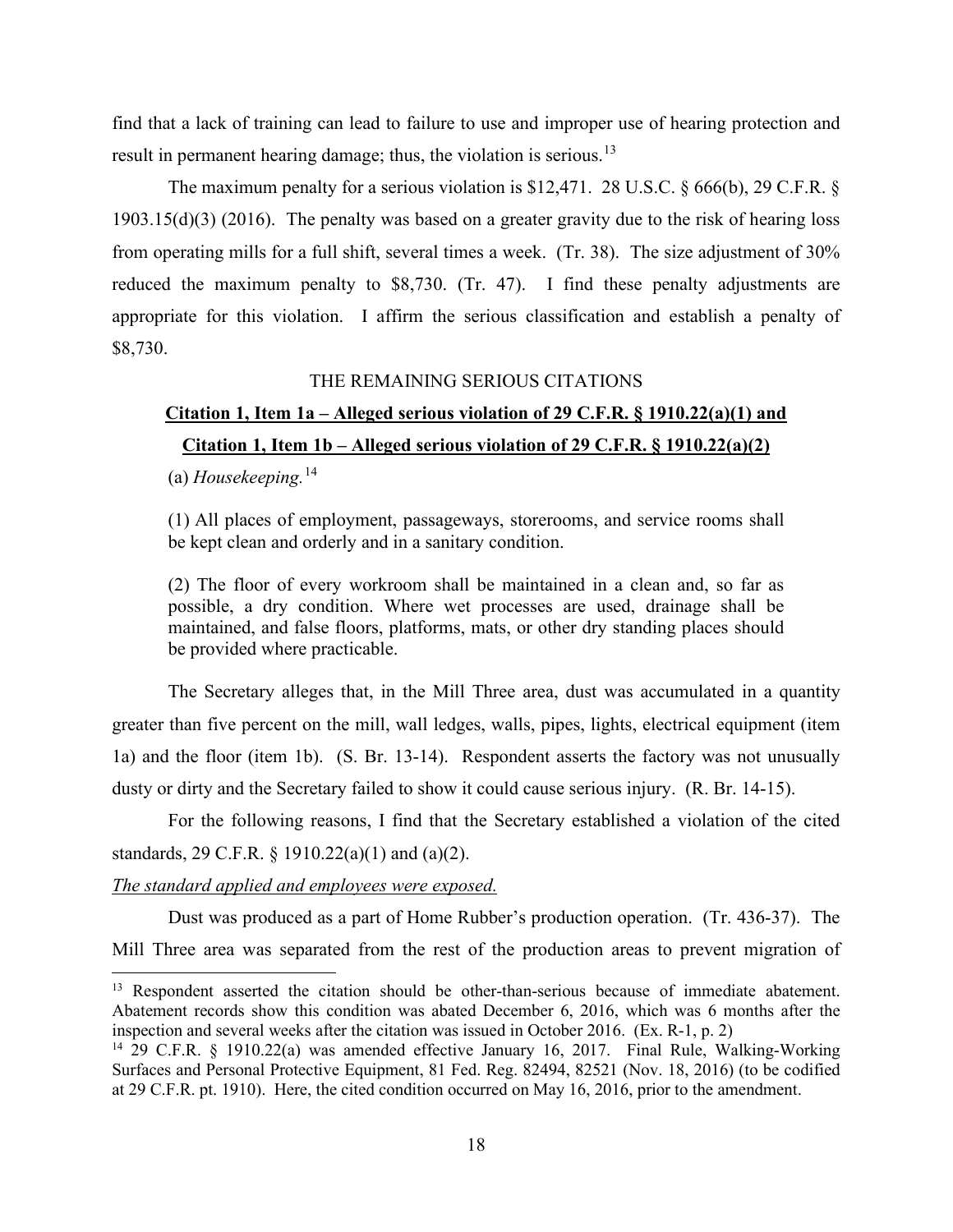find that a lack of training can lead to failure to use and improper use of hearing protection and result in permanent hearing damage; thus, the violation is serious.[13]

The maximum penalty for a serious violation is $12,471. 28 U.S.C. § 666(b), 29 C.F.R. § 1903.15(d)(3) (2016). The penalty was based on a greater gravity due to the risk of hearing loss from operating mills for a full shift, several times a week. (Tr. 38). The size adjustment of 30% reduced the maximum penalty to $8,730. (Tr. 47). I find these penalty adjustments are appropriate for this violation. I affirm the serious classification and establish a penalty of $8,730.

## THE REMAINING SERIOUS CITATIONS

### **Citation 1, Item 1a – Alleged serious violation of 29 C.F.R. § 1910.22(a)(1) and Citation 1, Item 1b – Alleged serious violation of 29 C.F.R. § 1910.22(a)(2)**

(a) *Housekeeping.*[14]

> (1) All places of employment, passageways, storerooms, and service rooms shall be kept clean and orderly and in a sanitary condition.
>
> (2) The floor of every workroom shall be maintained in a clean and, so far as possible, a dry condition. Where wet processes are used, drainage shall be maintained, and false floors, platforms, mats, or other dry standing places should be provided where practicable.

The Secretary alleges that, in the Mill Three area, dust was accumulated in a quantity greater than five percent on the mill, wall ledges, walls, pipes, lights, electrical equipment (item 1a) and the floor (item 1b). (S. Br. 13-14). Respondent asserts the factory was not unusually dusty or dirty and the Secretary failed to show it could cause serious injury. (R. Br. 14-15).

For the following reasons, I find that the Secretary established a violation of the cited standards, 29 C.F.R. § 1910.22(a)(1) and (a)(2).

*The standard applied and employees were exposed.*

Dust was produced as a part of Home Rubber's production operation. (Tr. 436-37). The Mill Three area was separated from the rest of the production areas to prevent migration of

---

[13] Respondent asserted the citation should be other-than-serious because of immediate abatement. Abatement records show this condition was abated December 6, 2016, which was 6 months after the inspection and several weeks after the citation was issued in October 2016. (Ex. R-1, p. 2)

[14] 29 C.F.R. § 1910.22(a) was amended effective January 16, 2017. Final Rule, Walking-Working Surfaces and Personal Protective Equipment, 81 Fed. Reg. 82494, 82521 (Nov. 18, 2016) (to be codified at 29 C.F.R. pt. 1910). Here, the cited condition occurred on May 16, 2016, prior to the amendment.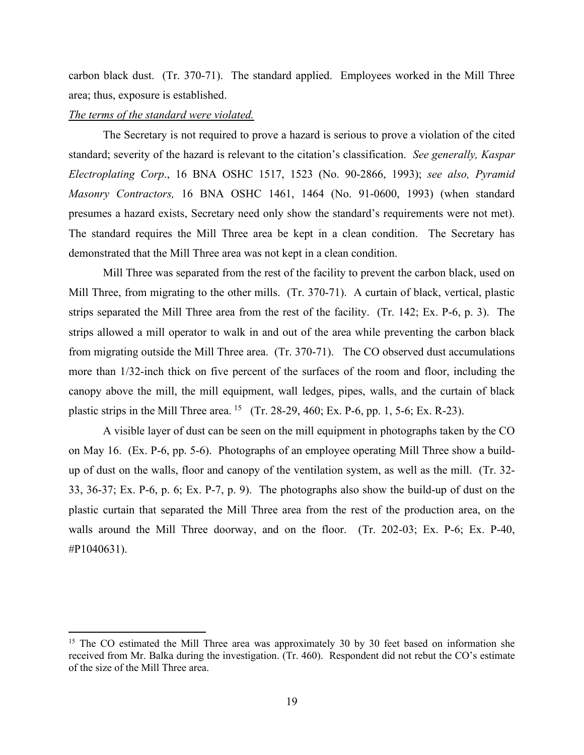carbon black dust. (Tr. 370-71). The standard applied. Employees worked in the Mill Three area; thus, exposure is established.

*The terms of the standard were violated.*

The Secretary is not required to prove a hazard is serious to prove a violation of the cited standard; severity of the hazard is relevant to the citation's classification. *See generally, Kaspar Electroplating Corp*., 16 BNA OSHC 1517, 1523 (No. 90-2866, 1993); *see also, Pyramid Masonry Contractors,* 16 BNA OSHC 1461, 1464 (No. 91-0600, 1993) (when standard presumes a hazard exists, Secretary need only show the standard's requirements were not met). The standard requires the Mill Three area be kept in a clean condition. The Secretary has demonstrated that the Mill Three area was not kept in a clean condition.

Mill Three was separated from the rest of the facility to prevent the carbon black, used on Mill Three, from migrating to the other mills. (Tr. 370-71). A curtain of black, vertical, plastic strips separated the Mill Three area from the rest of the facility. (Tr. 142; Ex. P-6, p. 3). The strips allowed a mill operator to walk in and out of the area while preventing the carbon black from migrating outside the Mill Three area. (Tr. 370-71). The CO observed dust accumulations more than 1/32-inch thick on five percent of the surfaces of the room and floor, including the canopy above the mill, the mill equipment, wall ledges, pipes, walls, and the curtain of black plastic strips in the Mill Three area. [15] (Tr. 28-29, 460; Ex. P-6, pp. 1, 5-6; Ex. R-23).

A visible layer of dust can be seen on the mill equipment in photographs taken by the CO on May 16. (Ex. P-6, pp. 5-6). Photographs of an employee operating Mill Three show a build-up of dust on the walls, floor and canopy of the ventilation system, as well as the mill. (Tr. 32-33, 36-37; Ex. P-6, p. 6; Ex. P-7, p. 9). The photographs also show the build-up of dust on the plastic curtain that separated the Mill Three area from the rest of the production area, on the walls around the Mill Three doorway, and on the floor. (Tr. 202-03; Ex. P-6; Ex. P-40, #P1040631).

---

[15] The CO estimated the Mill Three area was approximately 30 by 30 feet based on information she received from Mr. Balka during the investigation. (Tr. 460). Respondent did not rebut the CO's estimate of the size of the Mill Three area.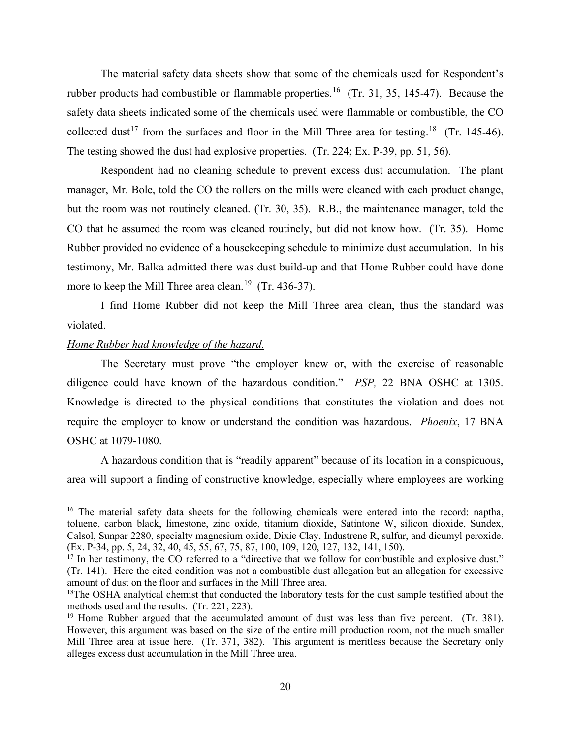The material safety data sheets show that some of the chemicals used for Respondent's rubber products had combustible or flammable properties.[16] (Tr. 31, 35, 145-47). Because the safety data sheets indicated some of the chemicals used were flammable or combustible, the CO collected dust[17] from the surfaces and floor in the Mill Three area for testing.[18] (Tr. 145-46). The testing showed the dust had explosive properties. (Tr. 224; Ex. P-39, pp. 51, 56).

Respondent had no cleaning schedule to prevent excess dust accumulation. The plant manager, Mr. Bole, told the CO the rollers on the mills were cleaned with each product change, but the room was not routinely cleaned. (Tr. 30, 35). R.B., the maintenance manager, told the CO that he assumed the room was cleaned routinely, but did not know how. (Tr. 35). Home Rubber provided no evidence of a housekeeping schedule to minimize dust accumulation. In his testimony, Mr. Balka admitted there was dust build-up and that Home Rubber could have done more to keep the Mill Three area clean.[19] (Tr. 436-37).

I find Home Rubber did not keep the Mill Three area clean, thus the standard was violated.

*Home Rubber had knowledge of the hazard.*

The Secretary must prove "the employer knew or, with the exercise of reasonable diligence could have known of the hazardous condition." *PSP,* 22 BNA OSHC at 1305. Knowledge is directed to the physical conditions that constitutes the violation and does not require the employer to know or understand the condition was hazardous. *Phoenix*, 17 BNA OSHC at 1079-1080.

A hazardous condition that is "readily apparent" because of its location in a conspicuous, area will support a finding of constructive knowledge, especially where employees are working

---

[16] The material safety data sheets for the following chemicals were entered into the record: naptha, toluene, carbon black, limestone, zinc oxide, titanium dioxide, Satintone W, silicon dioxide, Sundex, Calsol, Sunpar 2280, specialty magnesium oxide, Dixie Clay, Industrene R, sulfur, and dicumyl peroxide. (Ex. P-34, pp. 5, 24, 32, 40, 45, 55, 67, 75, 87, 100, 109, 120, 127, 132, 141, 150).

[17] In her testimony, the CO referred to a "directive that we follow for combustible and explosive dust." (Tr. 141). Here the cited condition was not a combustible dust allegation but an allegation for excessive amount of dust on the floor and surfaces in the Mill Three area.

[18] The OSHA analytical chemist that conducted the laboratory tests for the dust sample testified about the methods used and the results. (Tr. 221, 223).

[19] Home Rubber argued that the accumulated amount of dust was less than five percent. (Tr. 381). However, this argument was based on the size of the entire mill production room, not the much smaller Mill Three area at issue here. (Tr. 371, 382). This argument is meritless because the Secretary only alleges excess dust accumulation in the Mill Three area.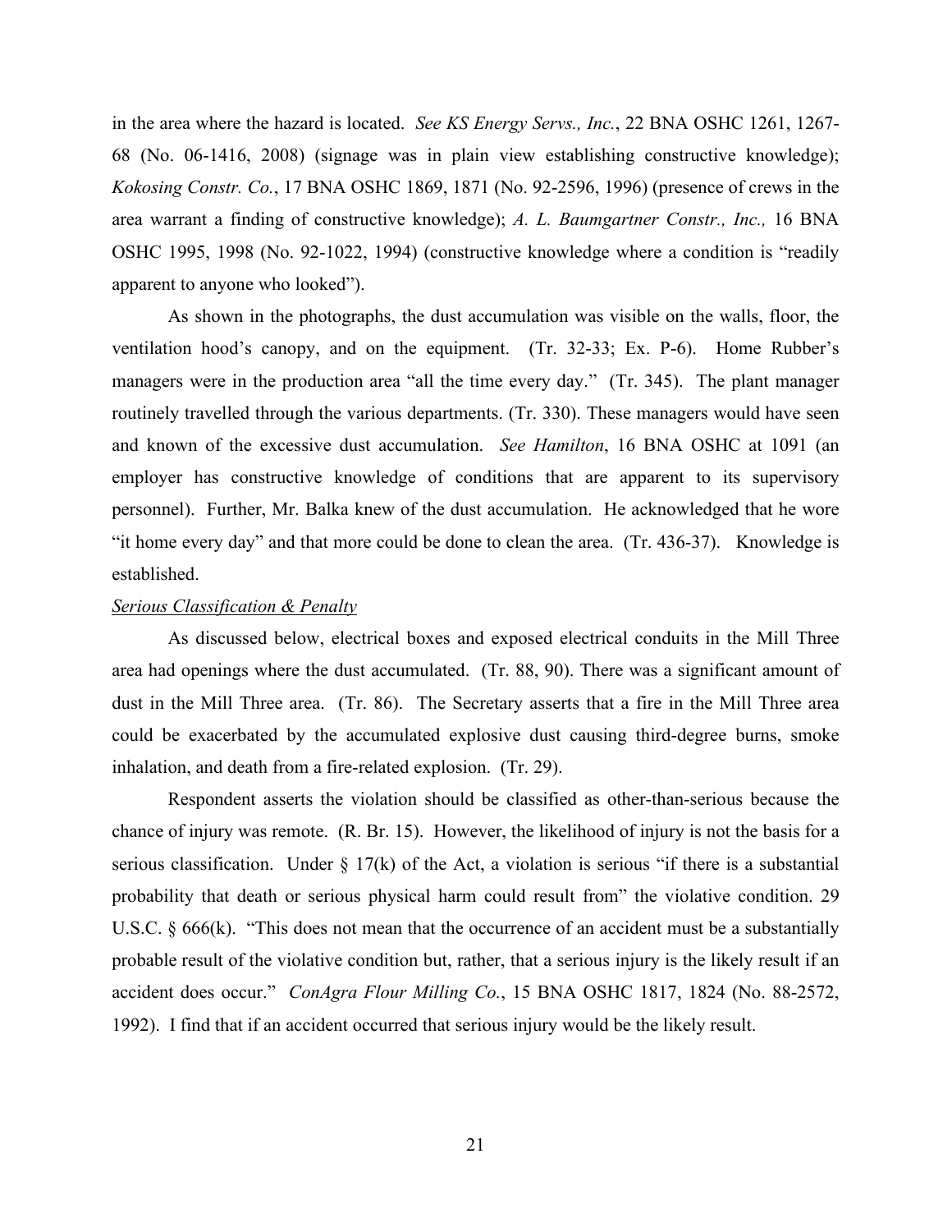in the area where the hazard is located. *See KS Energy Servs., Inc.*, 22 BNA OSHC 1261, 1267-68 (No. 06-1416, 2008) (signage was in plain view establishing constructive knowledge); *Kokosing Constr. Co.*, 17 BNA OSHC 1869, 1871 (No. 92-2596, 1996) (presence of crews in the area warrant a finding of constructive knowledge); *A. L. Baumgartner Constr., Inc.,* 16 BNA OSHC 1995, 1998 (No. 92-1022, 1994) (constructive knowledge where a condition is "readily apparent to anyone who looked").

As shown in the photographs, the dust accumulation was visible on the walls, floor, the ventilation hood's canopy, and on the equipment. (Tr. 32-33; Ex. P-6). Home Rubber's managers were in the production area "all the time every day." (Tr. 345). The plant manager routinely travelled through the various departments. (Tr. 330). These managers would have seen and known of the excessive dust accumulation. *See Hamilton*, 16 BNA OSHC at 1091 (an employer has constructive knowledge of conditions that are apparent to its supervisory personnel). Further, Mr. Balka knew of the dust accumulation. He acknowledged that he wore "it home every day" and that more could be done to clean the area. (Tr. 436-37). Knowledge is established.

*Serious Classification & Penalty*

As discussed below, electrical boxes and exposed electrical conduits in the Mill Three area had openings where the dust accumulated. (Tr. 88, 90). There was a significant amount of dust in the Mill Three area. (Tr. 86). The Secretary asserts that a fire in the Mill Three area could be exacerbated by the accumulated explosive dust causing third-degree burns, smoke inhalation, and death from a fire-related explosion. (Tr. 29).

Respondent asserts the violation should be classified as other-than-serious because the chance of injury was remote. (R. Br. 15). However, the likelihood of injury is not the basis for a serious classification. Under § 17(k) of the Act, a violation is serious "if there is a substantial probability that death or serious physical harm could result from" the violative condition. 29 U.S.C. § 666(k). "This does not mean that the occurrence of an accident must be a substantially probable result of the violative condition but, rather, that a serious injury is the likely result if an accident does occur." *ConAgra Flour Milling Co.*, 15 BNA OSHC 1817, 1824 (No. 88-2572, 1992). I find that if an accident occurred that serious injury would be the likely result.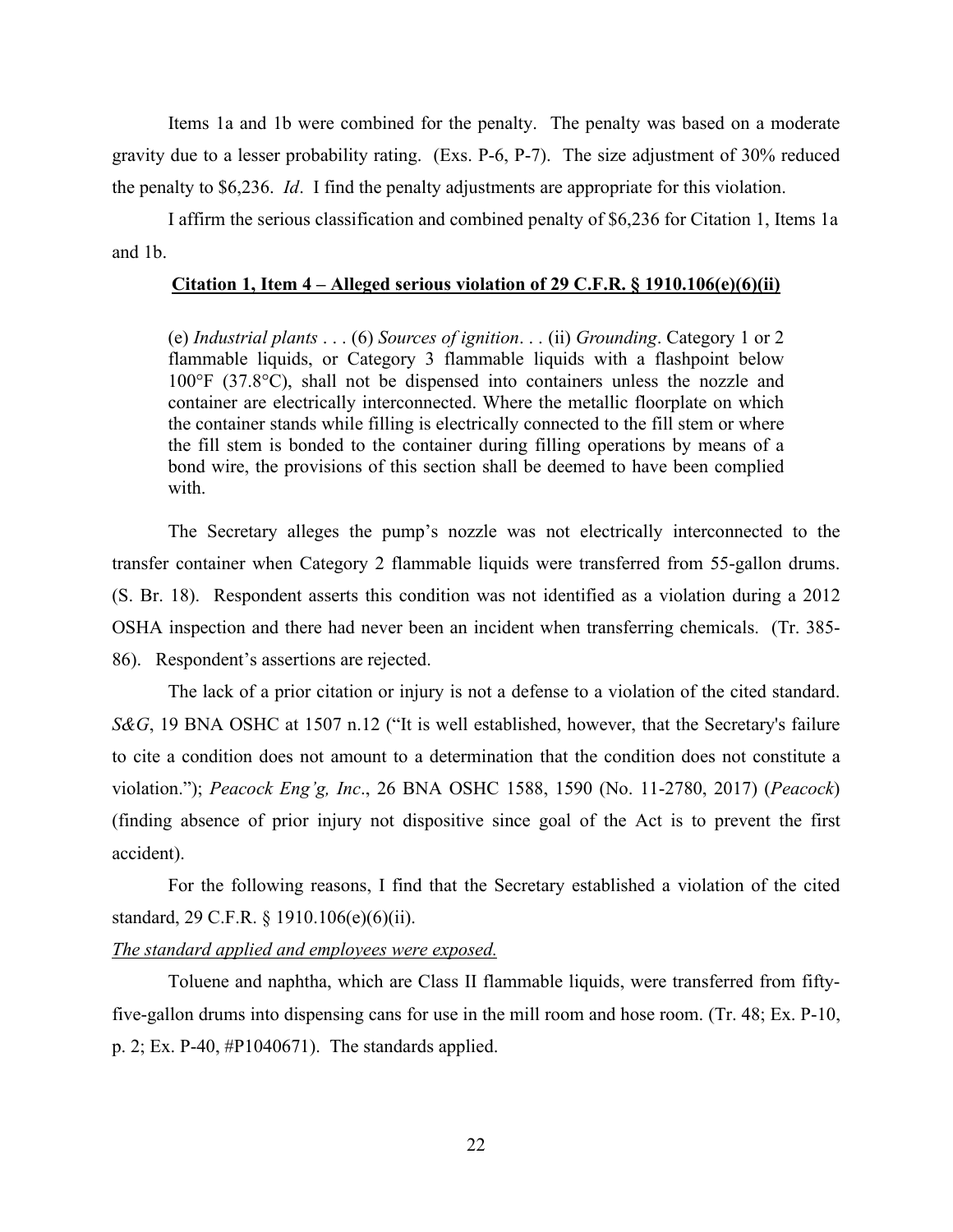Items 1a and 1b were combined for the penalty. The penalty was based on a moderate gravity due to a lesser probability rating. (Exs. P-6, P-7). The size adjustment of 30% reduced the penalty to $6,236. *Id*. I find the penalty adjustments are appropriate for this violation.

I affirm the serious classification and combined penalty of $6,236 for Citation 1, Items 1a and 1b.

**Citation 1, Item 4 – Alleged serious violation of 29 C.F.R. § 1910.106(e)(6)(ii)**

> (e) *Industrial plants* . . . (6) *Sources of ignition*. . . (ii) *Grounding*. Category 1 or 2 flammable liquids, or Category 3 flammable liquids with a flashpoint below 100°F (37.8°C), shall not be dispensed into containers unless the nozzle and container are electrically interconnected. Where the metallic floorplate on which the container stands while filling is electrically connected to the fill stem or where the fill stem is bonded to the container during filling operations by means of a bond wire, the provisions of this section shall be deemed to have been complied with.

The Secretary alleges the pump's nozzle was not electrically interconnected to the transfer container when Category 2 flammable liquids were transferred from 55-gallon drums. (S. Br. 18). Respondent asserts this condition was not identified as a violation during a 2012 OSHA inspection and there had never been an incident when transferring chemicals. (Tr. 385-86). Respondent's assertions are rejected.

The lack of a prior citation or injury is not a defense to a violation of the cited standard. *S&G*, 19 BNA OSHC at 1507 n.12 ("It is well established, however, that the Secretary's failure to cite a condition does not amount to a determination that the condition does not constitute a violation."); *Peacock Eng'g, Inc*., 26 BNA OSHC 1588, 1590 (No. 11-2780, 2017) (*Peacock*) (finding absence of prior injury not dispositive since goal of the Act is to prevent the first accident).

For the following reasons, I find that the Secretary established a violation of the cited standard, 29 C.F.R. § 1910.106(e)(6)(ii).

*The standard applied and employees were exposed.*

Toluene and naphtha, which are Class II flammable liquids, were transferred from fifty-five-gallon drums into dispensing cans for use in the mill room and hose room. (Tr. 48; Ex. P-10, p. 2; Ex. P-40, #P1040671). The standards applied.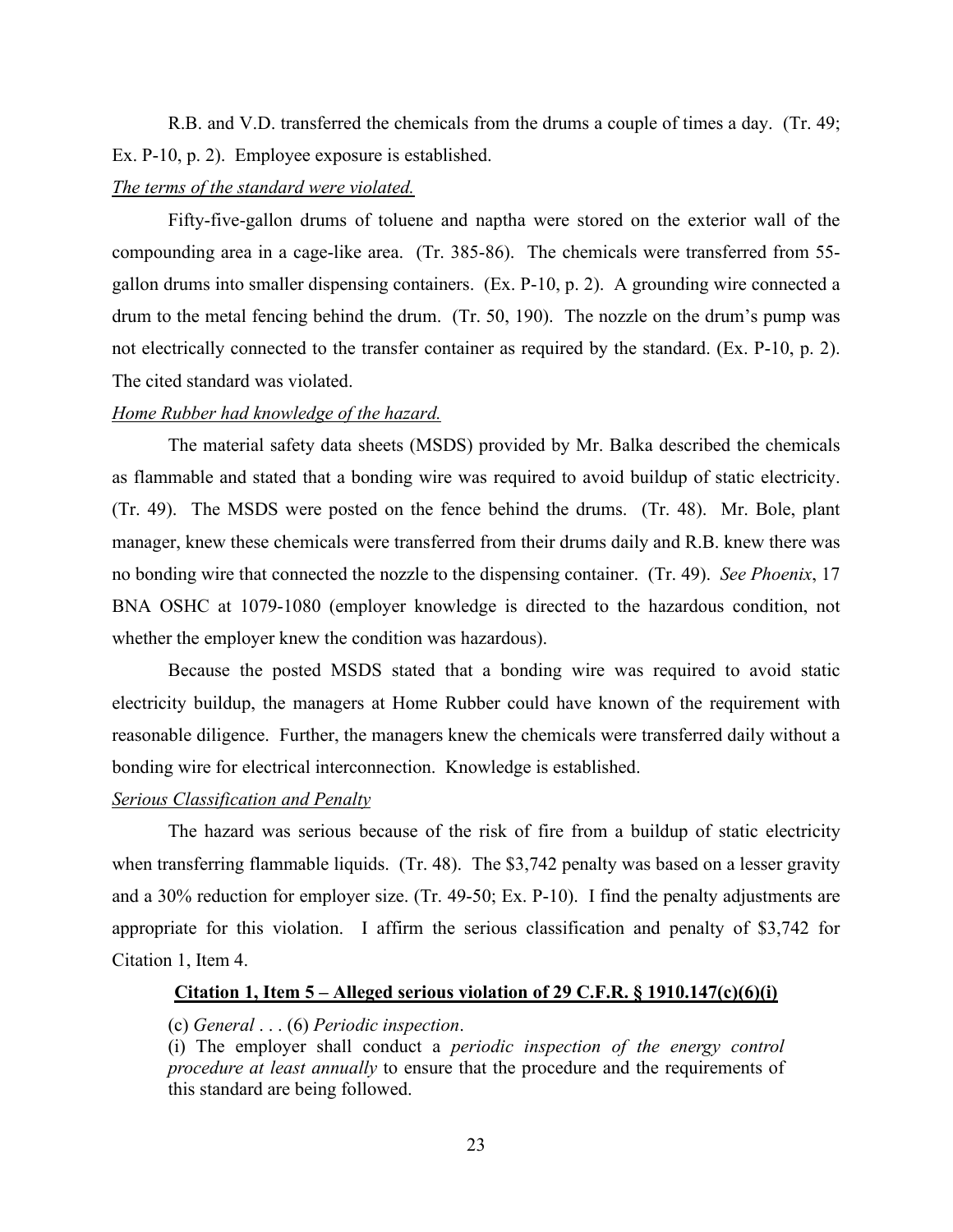R.B. and V.D. transferred the chemicals from the drums a couple of times a day. (Tr. 49; Ex. P-10, p. 2). Employee exposure is established.

*The terms of the standard were violated.*

Fifty-five-gallon drums of toluene and naptha were stored on the exterior wall of the compounding area in a cage-like area. (Tr. 385-86). The chemicals were transferred from 55-gallon drums into smaller dispensing containers. (Ex. P-10, p. 2). A grounding wire connected a drum to the metal fencing behind the drum. (Tr. 50, 190). The nozzle on the drum's pump was not electrically connected to the transfer container as required by the standard. (Ex. P-10, p. 2). The cited standard was violated.

*Home Rubber had knowledge of the hazard.*

The material safety data sheets (MSDS) provided by Mr. Balka described the chemicals as flammable and stated that a bonding wire was required to avoid buildup of static electricity. (Tr. 49). The MSDS were posted on the fence behind the drums. (Tr. 48). Mr. Bole, plant manager, knew these chemicals were transferred from their drums daily and R.B. knew there was no bonding wire that connected the nozzle to the dispensing container. (Tr. 49). *See Phoenix*, 17 BNA OSHC at 1079-1080 (employer knowledge is directed to the hazardous condition, not whether the employer knew the condition was hazardous).

Because the posted MSDS stated that a bonding wire was required to avoid static electricity buildup, the managers at Home Rubber could have known of the requirement with reasonable diligence. Further, the managers knew the chemicals were transferred daily without a bonding wire for electrical interconnection. Knowledge is established.

*Serious Classification and Penalty*

The hazard was serious because of the risk of fire from a buildup of static electricity when transferring flammable liquids. (Tr. 48). The $3,742 penalty was based on a lesser gravity and a 30% reduction for employer size. (Tr. 49-50; Ex. P-10). I find the penalty adjustments are appropriate for this violation. I affirm the serious classification and penalty of $3,742 for Citation 1, Item 4.

**Citation 1, Item 5 – Alleged serious violation of 29 C.F.R. § 1910.147(c)(6)(i)**

> (c) *General* . . . (6) *Periodic inspection*.
> (i) The employer shall conduct a *periodic inspection of the energy control procedure at least annually* to ensure that the procedure and the requirements of this standard are being followed.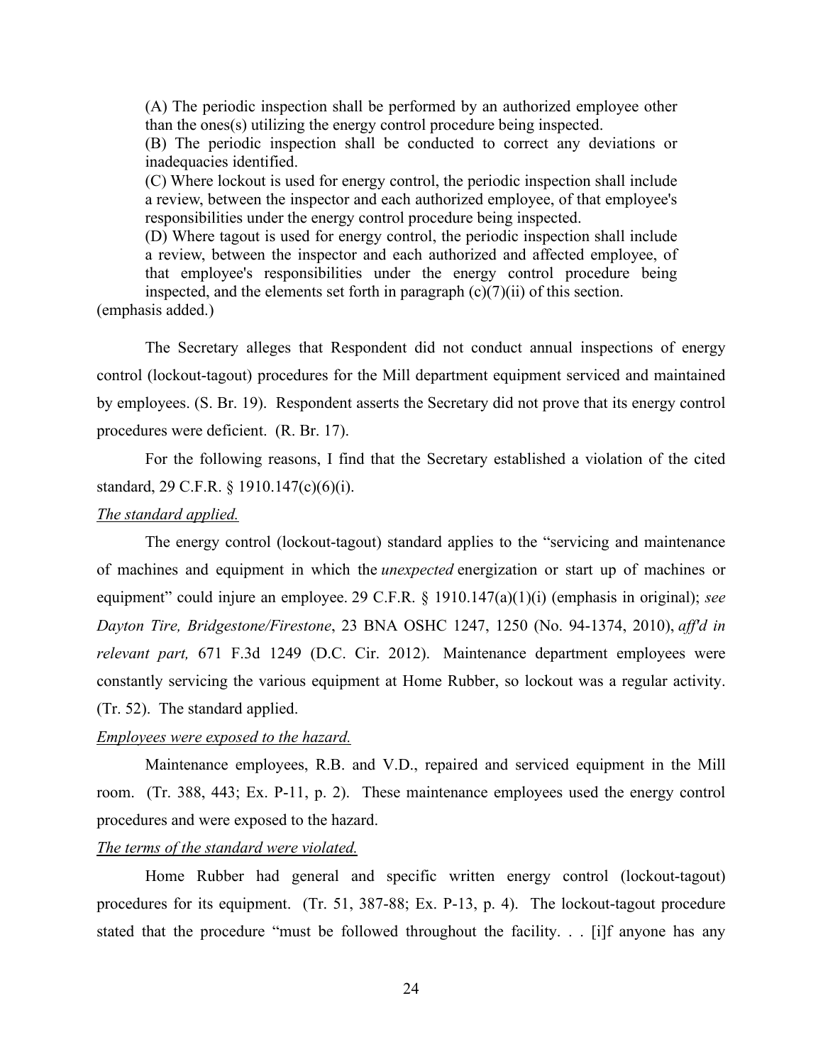> (A) The periodic inspection shall be performed by an authorized employee other than the ones(s) utilizing the energy control procedure being inspected.
>
> (B) The periodic inspection shall be conducted to correct any deviations or inadequacies identified.
>
> (C) Where lockout is used for energy control, the periodic inspection shall include a review, between the inspector and each authorized employee, of that employee's responsibilities under the energy control procedure being inspected.
>
> (D) Where tagout is used for energy control, the periodic inspection shall include a review, between the inspector and each authorized and affected employee, of that employee's responsibilities under the energy control procedure being inspected, and the elements set forth in paragraph (c)(7)(ii) of this section.

(emphasis added.)

The Secretary alleges that Respondent did not conduct annual inspections of energy control (lockout-tagout) procedures for the Mill department equipment serviced and maintained by employees. (S. Br. 19). Respondent asserts the Secretary did not prove that its energy control procedures were deficient. (R. Br. 17).

For the following reasons, I find that the Secretary established a violation of the cited standard, 29 C.F.R. § 1910.147(c)(6)(i).

*The standard applied.*

The energy control (lockout-tagout) standard applies to the "servicing and maintenance of machines and equipment in which the *unexpected* energization or start up of machines or equipment" could injure an employee. 29 C.F.R. § 1910.147(a)(1)(i) (emphasis in original); *see Dayton Tire, Bridgestone/Firestone*, 23 BNA OSHC 1247, 1250 (No. 94-1374, 2010), *aff'd in relevant part,* 671 F.3d 1249 (D.C. Cir. 2012). Maintenance department employees were constantly servicing the various equipment at Home Rubber, so lockout was a regular activity. (Tr. 52). The standard applied.

*Employees were exposed to the hazard.*

Maintenance employees, R.B. and V.D., repaired and serviced equipment in the Mill room. (Tr. 388, 443; Ex. P-11, p. 2). These maintenance employees used the energy control procedures and were exposed to the hazard.

*The terms of the standard were violated.*

Home Rubber had general and specific written energy control (lockout-tagout) procedures for its equipment. (Tr. 51, 387-88; Ex. P-13, p. 4). The lockout-tagout procedure stated that the procedure "must be followed throughout the facility. . . [i]f anyone has any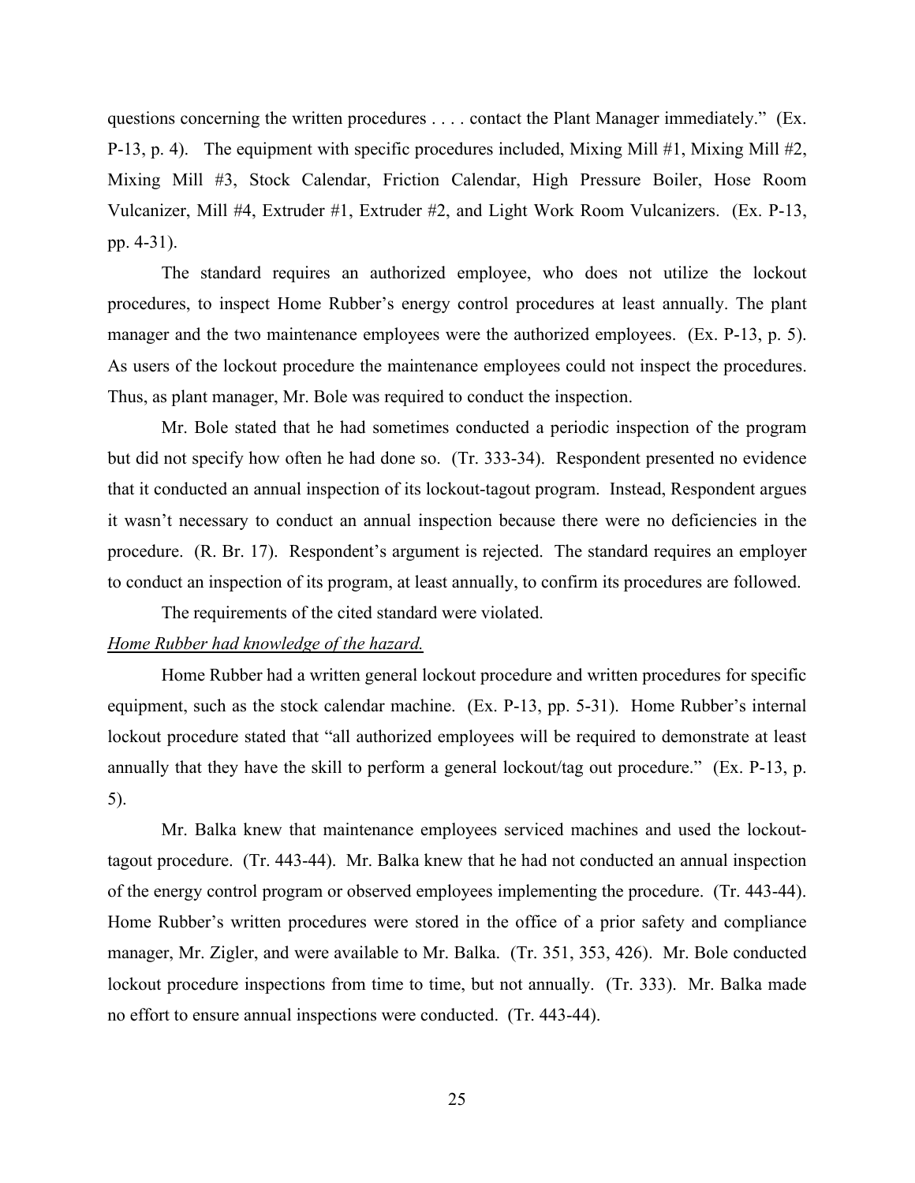questions concerning the written procedures . . . . contact the Plant Manager immediately." (Ex. P-13, p. 4). The equipment with specific procedures included, Mixing Mill #1, Mixing Mill #2, Mixing Mill #3, Stock Calendar, Friction Calendar, High Pressure Boiler, Hose Room Vulcanizer, Mill #4, Extruder #1, Extruder #2, and Light Work Room Vulcanizers. (Ex. P-13, pp. 4-31).

The standard requires an authorized employee, who does not utilize the lockout procedures, to inspect Home Rubber's energy control procedures at least annually. The plant manager and the two maintenance employees were the authorized employees. (Ex. P-13, p. 5). As users of the lockout procedure the maintenance employees could not inspect the procedures. Thus, as plant manager, Mr. Bole was required to conduct the inspection.

Mr. Bole stated that he had sometimes conducted a periodic inspection of the program but did not specify how often he had done so. (Tr. 333-34). Respondent presented no evidence that it conducted an annual inspection of its lockout-tagout program. Instead, Respondent argues it wasn't necessary to conduct an annual inspection because there were no deficiencies in the procedure. (R. Br. 17). Respondent's argument is rejected. The standard requires an employer to conduct an inspection of its program, at least annually, to confirm its procedures are followed.

The requirements of the cited standard were violated.

*Home Rubber had knowledge of the hazard.*

Home Rubber had a written general lockout procedure and written procedures for specific equipment, such as the stock calendar machine. (Ex. P-13, pp. 5-31). Home Rubber's internal lockout procedure stated that "all authorized employees will be required to demonstrate at least annually that they have the skill to perform a general lockout/tag out procedure." (Ex. P-13, p. 5).

Mr. Balka knew that maintenance employees serviced machines and used the lockout-tagout procedure. (Tr. 443-44). Mr. Balka knew that he had not conducted an annual inspection of the energy control program or observed employees implementing the procedure. (Tr. 443-44). Home Rubber's written procedures were stored in the office of a prior safety and compliance manager, Mr. Zigler, and were available to Mr. Balka. (Tr. 351, 353, 426). Mr. Bole conducted lockout procedure inspections from time to time, but not annually. (Tr. 333). Mr. Balka made no effort to ensure annual inspections were conducted. (Tr. 443-44).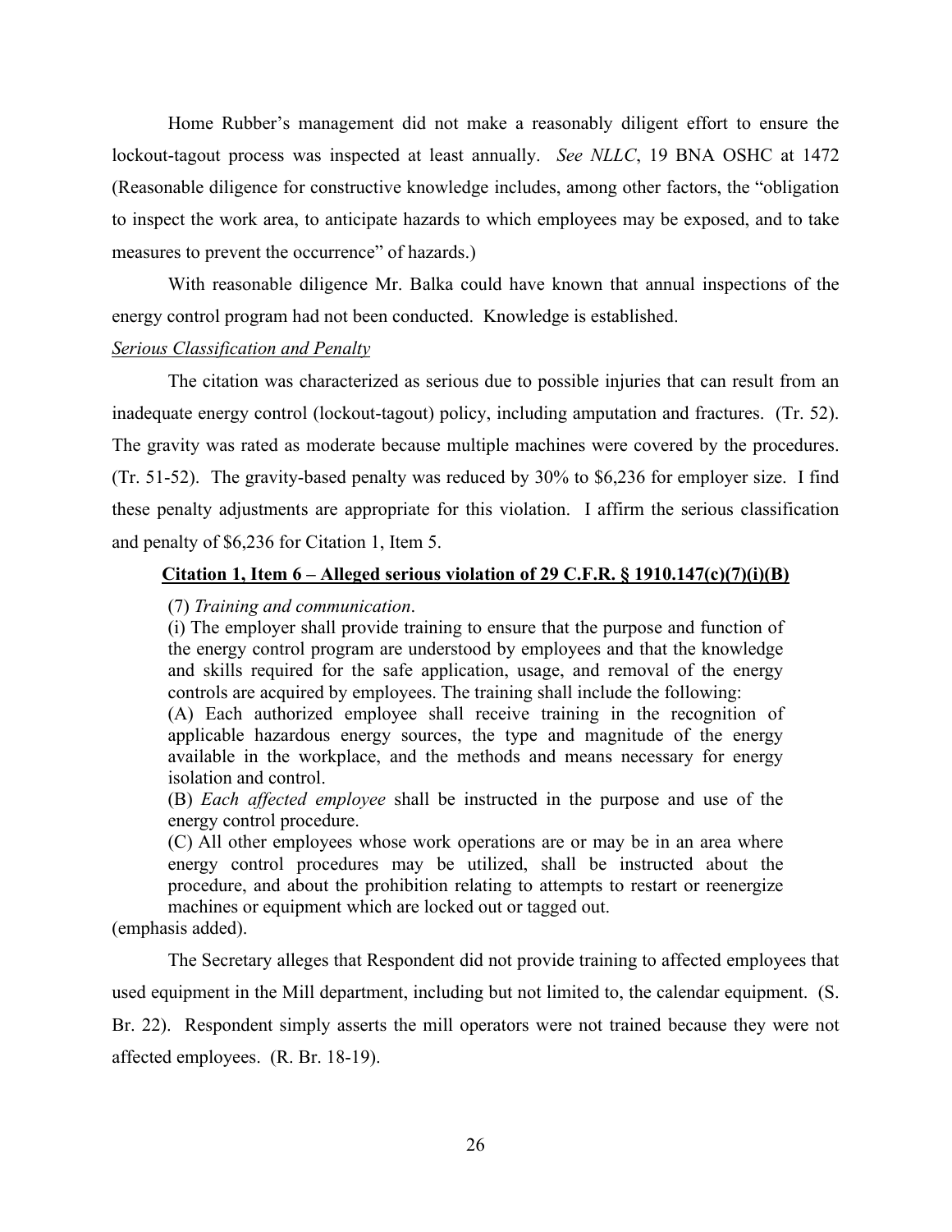Home Rubber's management did not make a reasonably diligent effort to ensure the lockout-tagout process was inspected at least annually. *See NLLC*, 19 BNA OSHC at 1472 (Reasonable diligence for constructive knowledge includes, among other factors, the "obligation to inspect the work area, to anticipate hazards to which employees may be exposed, and to take measures to prevent the occurrence" of hazards.)

With reasonable diligence Mr. Balka could have known that annual inspections of the energy control program had not been conducted. Knowledge is established.

*Serious Classification and Penalty*

The citation was characterized as serious due to possible injuries that can result from an inadequate energy control (lockout-tagout) policy, including amputation and fractures. (Tr. 52). The gravity was rated as moderate because multiple machines were covered by the procedures. (Tr. 51-52). The gravity-based penalty was reduced by 30% to $6,236 for employer size. I find these penalty adjustments are appropriate for this violation. I affirm the serious classification and penalty of $6,236 for Citation 1, Item 5.

**Citation 1, Item 6 – Alleged serious violation of 29 C.F.R. § 1910.147(c)(7)(i)(B)**

> (7) *Training and communication*.
>
> (i) The employer shall provide training to ensure that the purpose and function of the energy control program are understood by employees and that the knowledge and skills required for the safe application, usage, and removal of the energy controls are acquired by employees. The training shall include the following:
>
> (A) Each authorized employee shall receive training in the recognition of applicable hazardous energy sources, the type and magnitude of the energy available in the workplace, and the methods and means necessary for energy isolation and control.
>
> (B) *Each affected employee* shall be instructed in the purpose and use of the energy control procedure.
>
> (C) All other employees whose work operations are or may be in an area where energy control procedures may be utilized, shall be instructed about the procedure, and about the prohibition relating to attempts to restart or reenergize machines or equipment which are locked out or tagged out.

(emphasis added).

The Secretary alleges that Respondent did not provide training to affected employees that used equipment in the Mill department, including but not limited to, the calendar equipment. (S. Br. 22). Respondent simply asserts the mill operators were not trained because they were not affected employees. (R. Br. 18-19).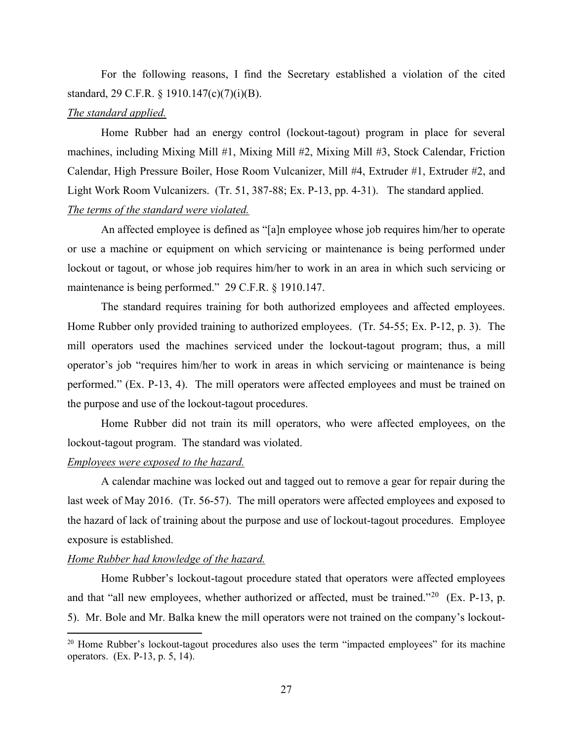For the following reasons, I find the Secretary established a violation of the cited standard, 29 C.F.R. § 1910.147(c)(7)(i)(B).

*The standard applied.*

Home Rubber had an energy control (lockout-tagout) program in place for several machines, including Mixing Mill #1, Mixing Mill #2, Mixing Mill #3, Stock Calendar, Friction Calendar, High Pressure Boiler, Hose Room Vulcanizer, Mill #4, Extruder #1, Extruder #2, and Light Work Room Vulcanizers. (Tr. 51, 387-88; Ex. P-13, pp. 4-31). The standard applied.

*The terms of the standard were violated.*

An affected employee is defined as "[a]n employee whose job requires him/her to operate or use a machine or equipment on which servicing or maintenance is being performed under lockout or tagout, or whose job requires him/her to work in an area in which such servicing or maintenance is being performed." 29 C.F.R. § 1910.147.

The standard requires training for both authorized employees and affected employees. Home Rubber only provided training to authorized employees. (Tr. 54-55; Ex. P-12, p. 3). The mill operators used the machines serviced under the lockout-tagout program; thus, a mill operator's job "requires him/her to work in areas in which servicing or maintenance is being performed." (Ex. P-13, 4). The mill operators were affected employees and must be trained on the purpose and use of the lockout-tagout procedures.

Home Rubber did not train its mill operators, who were affected employees, on the lockout-tagout program. The standard was violated.

*Employees were exposed to the hazard.*

A calendar machine was locked out and tagged out to remove a gear for repair during the last week of May 2016. (Tr. 56-57). The mill operators were affected employees and exposed to the hazard of lack of training about the purpose and use of lockout-tagout procedures. Employee exposure is established.

*Home Rubber had knowledge of the hazard.*

Home Rubber's lockout-tagout procedure stated that operators were affected employees and that "all new employees, whether authorized or affected, must be trained."[20] (Ex. P-13, p. 5). Mr. Bole and Mr. Balka knew the mill operators were not trained on the company's lockout-

[20] Home Rubber's lockout-tagout procedures also uses the term "impacted employees" for its machine operators. (Ex. P-13, p. 5, 14).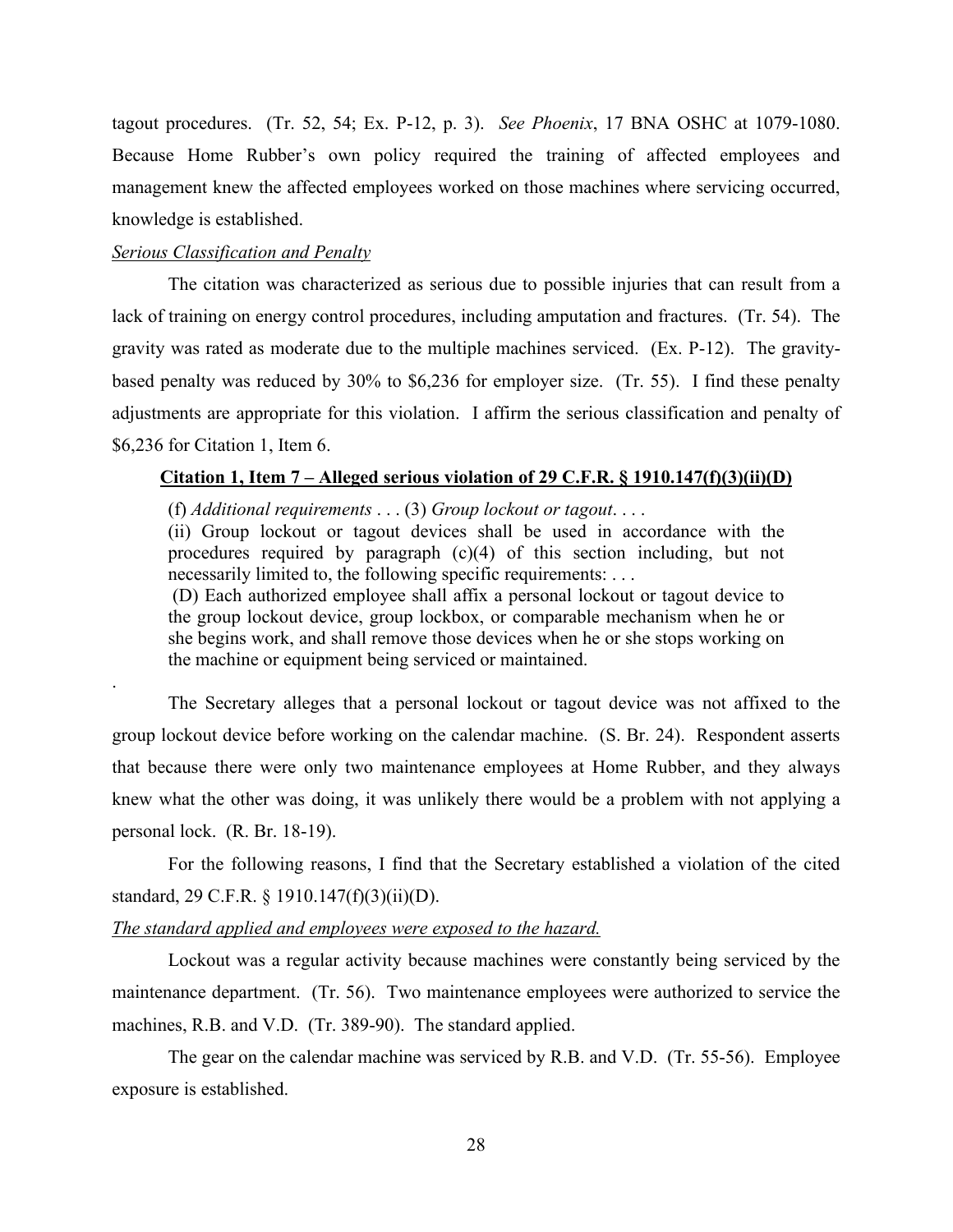tagout procedures. (Tr. 52, 54; Ex. P-12, p. 3). *See Phoenix*, 17 BNA OSHC at 1079-1080. Because Home Rubber's own policy required the training of affected employees and management knew the affected employees worked on those machines where servicing occurred, knowledge is established.

*Serious Classification and Penalty*

The citation was characterized as serious due to possible injuries that can result from a lack of training on energy control procedures, including amputation and fractures. (Tr. 54). The gravity was rated as moderate due to the multiple machines serviced. (Ex. P-12). The gravity-based penalty was reduced by 30% to $6,236 for employer size. (Tr. 55). I find these penalty adjustments are appropriate for this violation. I affirm the serious classification and penalty of $6,236 for Citation 1, Item 6.

**Citation 1, Item 7 – Alleged serious violation of 29 C.F.R. § 1910.147(f)(3)(ii)(D)**

> (f) *Additional requirements* . . . (3) *Group lockout or tagout*. . . .
>
> (ii) Group lockout or tagout devices shall be used in accordance with the procedures required by paragraph (c)(4) of this section including, but not necessarily limited to, the following specific requirements: . . .
>
> (D) Each authorized employee shall affix a personal lockout or tagout device to the group lockout device, group lockbox, or comparable mechanism when he or she begins work, and shall remove those devices when he or she stops working on the machine or equipment being serviced or maintained.

.

The Secretary alleges that a personal lockout or tagout device was not affixed to the group lockout device before working on the calendar machine. (S. Br. 24). Respondent asserts that because there were only two maintenance employees at Home Rubber, and they always knew what the other was doing, it was unlikely there would be a problem with not applying a personal lock. (R. Br. 18-19).

For the following reasons, I find that the Secretary established a violation of the cited standard, 29 C.F.R. § 1910.147(f)(3)(ii)(D).

*The standard applied and employees were exposed to the hazard.*

Lockout was a regular activity because machines were constantly being serviced by the maintenance department. (Tr. 56). Two maintenance employees were authorized to service the machines, R.B. and V.D. (Tr. 389-90). The standard applied.

The gear on the calendar machine was serviced by R.B. and V.D. (Tr. 55-56). Employee exposure is established.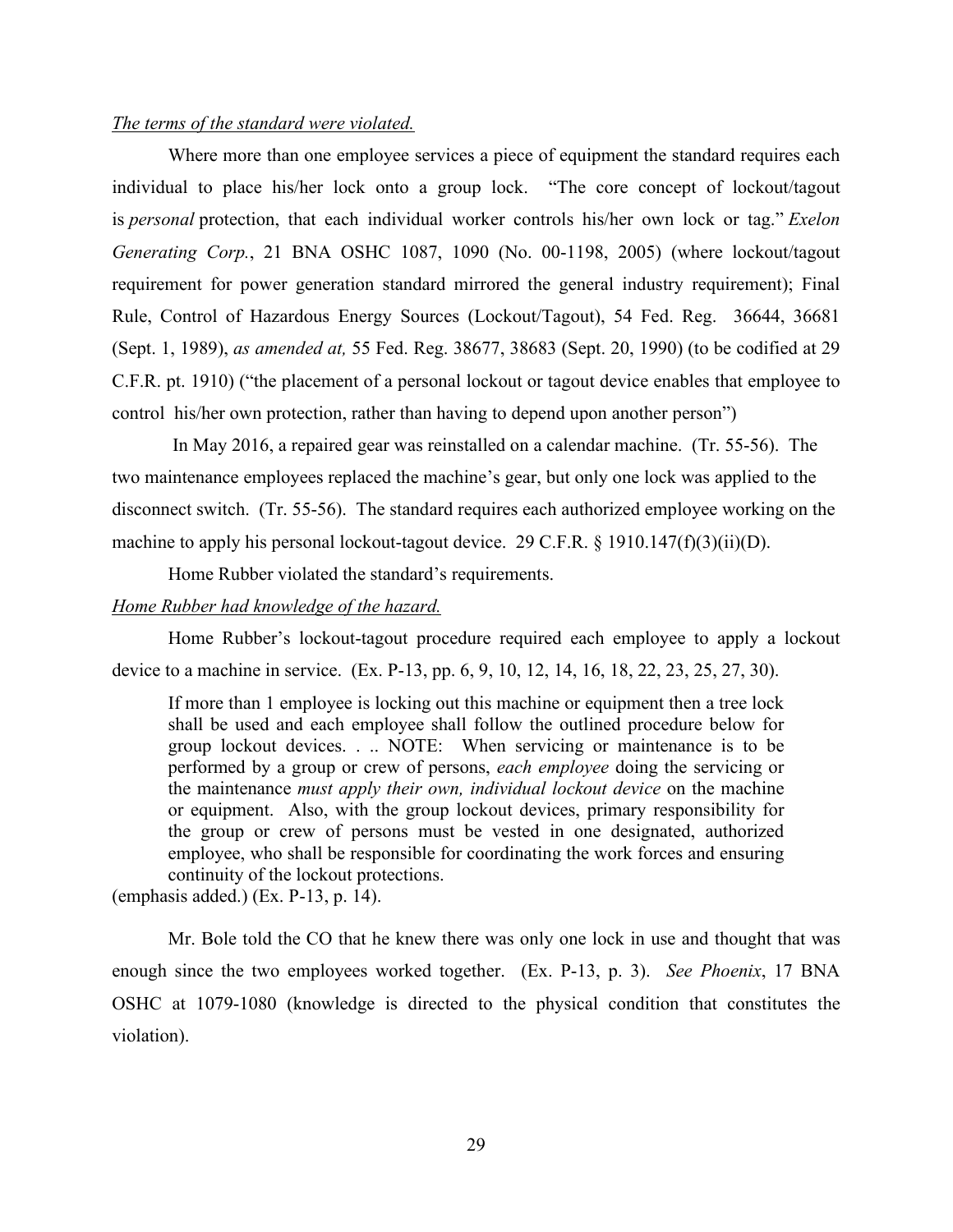*The terms of the standard were violated.*

Where more than one employee services a piece of equipment the standard requires each individual to place his/her lock onto a group lock. "The core concept of lockout/tagout is *personal* protection, that each individual worker controls his/her own lock or tag." *Exelon Generating Corp.*, 21 BNA OSHC 1087, 1090 (No. 00-1198, 2005) (where lockout/tagout requirement for power generation standard mirrored the general industry requirement); Final Rule, Control of Hazardous Energy Sources (Lockout/Tagout), 54 Fed. Reg. 36644, 36681 (Sept. 1, 1989), *as amended at,* 55 Fed. Reg. 38677, 38683 (Sept. 20, 1990) (to be codified at 29 C.F.R. pt. 1910) ("the placement of a personal lockout or tagout device enables that employee to control his/her own protection, rather than having to depend upon another person")

In May 2016, a repaired gear was reinstalled on a calendar machine. (Tr. 55-56). The two maintenance employees replaced the machine's gear, but only one lock was applied to the disconnect switch. (Tr. 55-56). The standard requires each authorized employee working on the machine to apply his personal lockout-tagout device. 29 C.F.R. § 1910.147(f)(3)(ii)(D).

Home Rubber violated the standard's requirements.

*Home Rubber had knowledge of the hazard.*

Home Rubber's lockout-tagout procedure required each employee to apply a lockout device to a machine in service. (Ex. P-13, pp. 6, 9, 10, 12, 14, 16, 18, 22, 23, 25, 27, 30).

> If more than 1 employee is locking out this machine or equipment then a tree lock shall be used and each employee shall follow the outlined procedure below for group lockout devices. . .. NOTE: When servicing or maintenance is to be performed by a group or crew of persons, *each employee* doing the servicing or the maintenance *must apply their own, individual lockout device* on the machine or equipment. Also, with the group lockout devices, primary responsibility for the group or crew of persons must be vested in one designated, authorized employee, who shall be responsible for coordinating the work forces and ensuring continuity of the lockout protections.

(emphasis added.) (Ex. P-13, p. 14).

Mr. Bole told the CO that he knew there was only one lock in use and thought that was enough since the two employees worked together. (Ex. P-13, p. 3). *See Phoenix*, 17 BNA OSHC at 1079-1080 (knowledge is directed to the physical condition that constitutes the violation).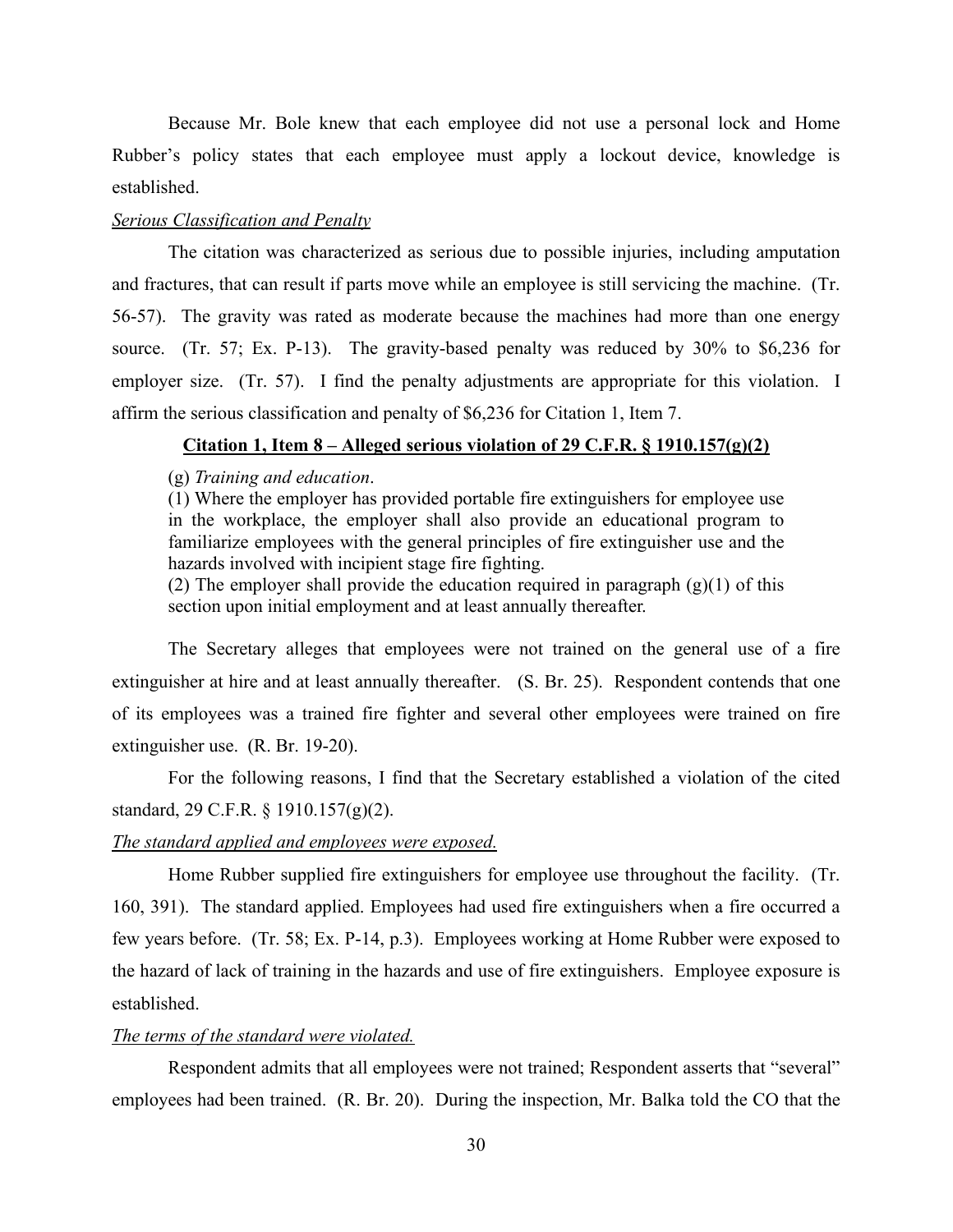Because Mr. Bole knew that each employee did not use a personal lock and Home Rubber's policy states that each employee must apply a lockout device, knowledge is established.

*Serious Classification and Penalty*

The citation was characterized as serious due to possible injuries, including amputation and fractures, that can result if parts move while an employee is still servicing the machine. (Tr. 56-57). The gravity was rated as moderate because the machines had more than one energy source. (Tr. 57; Ex. P-13). The gravity-based penalty was reduced by 30% to $6,236 for employer size. (Tr. 57). I find the penalty adjustments are appropriate for this violation. I affirm the serious classification and penalty of $6,236 for Citation 1, Item 7.

**Citation 1, Item 8 – Alleged serious violation of 29 C.F.R. § 1910.157(g)(2)**

> (g) *Training and education*.
> (1) Where the employer has provided portable fire extinguishers for employee use in the workplace, the employer shall also provide an educational program to familiarize employees with the general principles of fire extinguisher use and the hazards involved with incipient stage fire fighting.
> (2) The employer shall provide the education required in paragraph (g)(1) of this section upon initial employment and at least annually thereafter.

The Secretary alleges that employees were not trained on the general use of a fire extinguisher at hire and at least annually thereafter. (S. Br. 25). Respondent contends that one of its employees was a trained fire fighter and several other employees were trained on fire extinguisher use. (R. Br. 19-20).

For the following reasons, I find that the Secretary established a violation of the cited standard, 29 C.F.R. § 1910.157(g)(2).

*The standard applied and employees were exposed.*

Home Rubber supplied fire extinguishers for employee use throughout the facility. (Tr. 160, 391). The standard applied. Employees had used fire extinguishers when a fire occurred a few years before. (Tr. 58; Ex. P-14, p.3). Employees working at Home Rubber were exposed to the hazard of lack of training in the hazards and use of fire extinguishers. Employee exposure is established.

*The terms of the standard were violated.*

Respondent admits that all employees were not trained; Respondent asserts that "several" employees had been trained. (R. Br. 20). During the inspection, Mr. Balka told the CO that the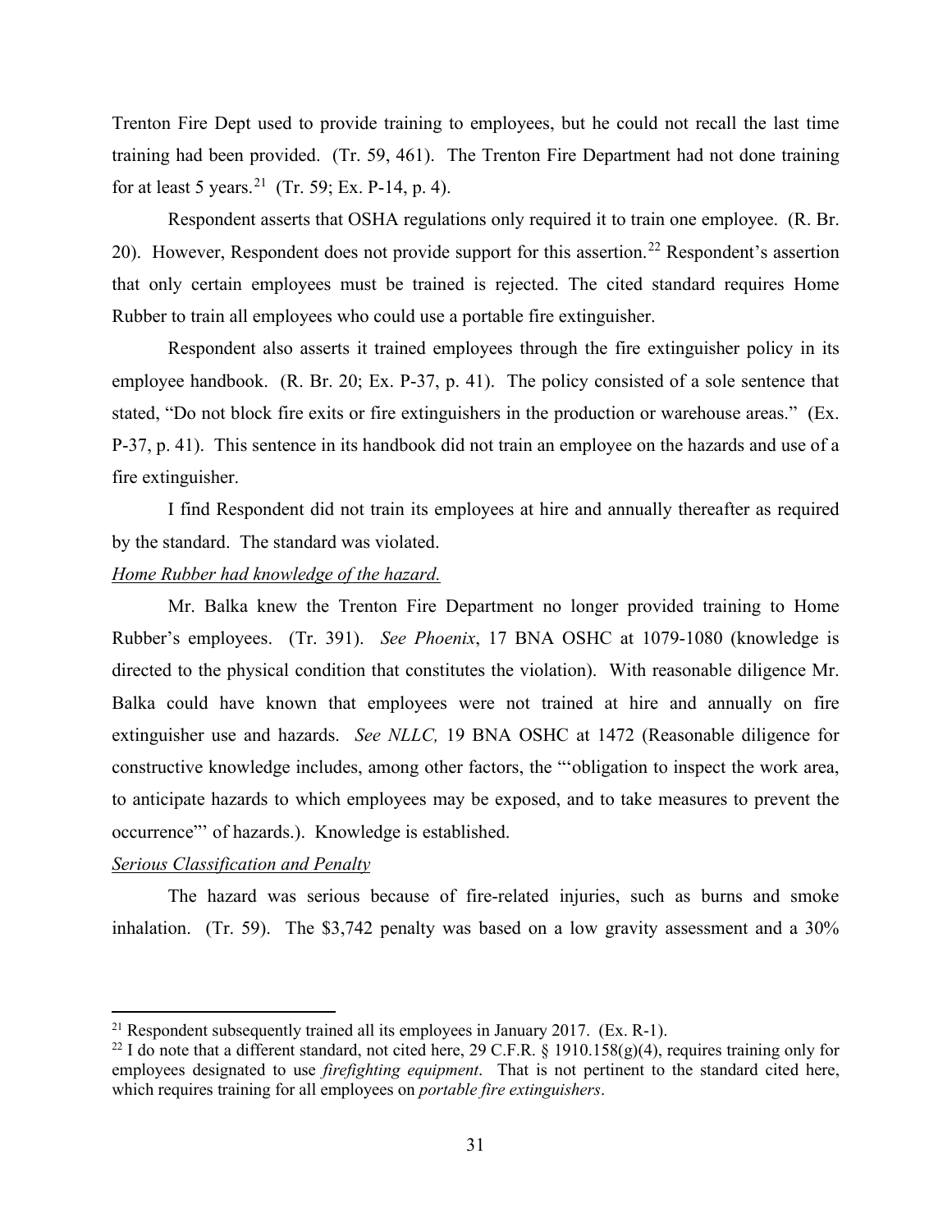Trenton Fire Dept used to provide training to employees, but he could not recall the last time training had been provided. (Tr. 59, 461). The Trenton Fire Department had not done training for at least 5 years.[21] (Tr. 59; Ex. P-14, p. 4).

Respondent asserts that OSHA regulations only required it to train one employee. (R. Br. 20). However, Respondent does not provide support for this assertion.[22] Respondent's assertion that only certain employees must be trained is rejected. The cited standard requires Home Rubber to train all employees who could use a portable fire extinguisher.

Respondent also asserts it trained employees through the fire extinguisher policy in its employee handbook. (R. Br. 20; Ex. P-37, p. 41). The policy consisted of a sole sentence that stated, "Do not block fire exits or fire extinguishers in the production or warehouse areas." (Ex. P-37, p. 41). This sentence in its handbook did not train an employee on the hazards and use of a fire extinguisher.

I find Respondent did not train its employees at hire and annually thereafter as required by the standard. The standard was violated.

<u>*Home Rubber had knowledge of the hazard.*</u>

Mr. Balka knew the Trenton Fire Department no longer provided training to Home Rubber's employees. (Tr. 391). *See Phoenix*, 17 BNA OSHC at 1079-1080 (knowledge is directed to the physical condition that constitutes the violation). With reasonable diligence Mr. Balka could have known that employees were not trained at hire and annually on fire extinguisher use and hazards. *See NLLC,* 19 BNA OSHC at 1472 (Reasonable diligence for constructive knowledge includes, among other factors, the "'obligation to inspect the work area, to anticipate hazards to which employees may be exposed, and to take measures to prevent the occurrence"' of hazards.). Knowledge is established.

<u>*Serious Classification and Penalty*</u>

The hazard was serious because of fire-related injuries, such as burns and smoke inhalation. (Tr. 59). The $3,742 penalty was based on a low gravity assessment and a 30%

---

[21] Respondent subsequently trained all its employees in January 2017. (Ex. R-1).

[22] I do note that a different standard, not cited here, 29 C.F.R. § 1910.158(g)(4), requires training only for employees designated to use *firefighting equipment*. That is not pertinent to the standard cited here, which requires training for all employees on *portable fire extinguishers*.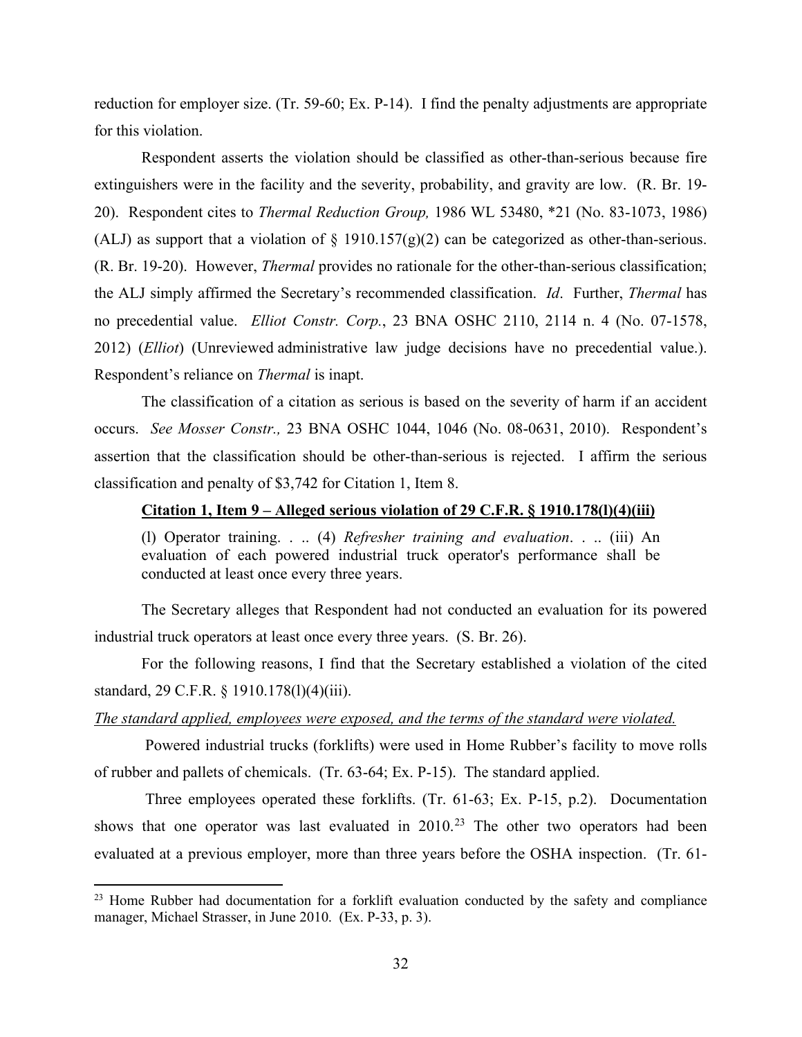reduction for employer size. (Tr. 59-60; Ex. P-14). I find the penalty adjustments are appropriate for this violation.

Respondent asserts the violation should be classified as other-than-serious because fire extinguishers were in the facility and the severity, probability, and gravity are low. (R. Br. 19-20). Respondent cites to *Thermal Reduction Group,* 1986 WL 53480, *21 (No. 83-1073, 1986) (ALJ) as support that a violation of § 1910.157(g)(2) can be categorized as other-than-serious. (R. Br. 19-20). However, *Thermal* provides no rationale for the other-than-serious classification; the ALJ simply affirmed the Secretary's recommended classification. *Id*. Further, *Thermal* has no precedential value. *Elliot Constr. Corp.*, 23 BNA OSHC 2110, 2114 n. 4 (No. 07-1578, 2012) (*Elliot*) (Unreviewed administrative law judge decisions have no precedential value.). Respondent's reliance on *Thermal* is inapt.

The classification of a citation as serious is based on the severity of harm if an accident occurs. *See Mosser Constr.,* 23 BNA OSHC 1044, 1046 (No. 08-0631, 2010). Respondent's assertion that the classification should be other-than-serious is rejected. I affirm the serious classification and penalty of $3,742 for Citation 1, Item 8.

**Citation 1, Item 9 – Alleged serious violation of 29 C.F.R. § 1910.178(l)(4)(iii)**

> (l) Operator training. . .. (4) *Refresher training and evaluation*. . .. (iii) An evaluation of each powered industrial truck operator's performance shall be conducted at least once every three years.

The Secretary alleges that Respondent had not conducted an evaluation for its powered industrial truck operators at least once every three years. (S. Br. 26).

For the following reasons, I find that the Secretary established a violation of the cited standard, 29 C.F.R. § 1910.178(l)(4)(iii).

*The standard applied, employees were exposed, and the terms of the standard were violated.*

Powered industrial trucks (forklifts) were used in Home Rubber's facility to move rolls of rubber and pallets of chemicals. (Tr. 63-64; Ex. P-15). The standard applied.

Three employees operated these forklifts. (Tr. 61-63; Ex. P-15, p.2). Documentation shows that one operator was last evaluated in 2010.[23] The other two operators had been evaluated at a previous employer, more than three years before the OSHA inspection. (Tr. 61-

[23] Home Rubber had documentation for a forklift evaluation conducted by the safety and compliance manager, Michael Strasser, in June 2010. (Ex. P-33, p. 3).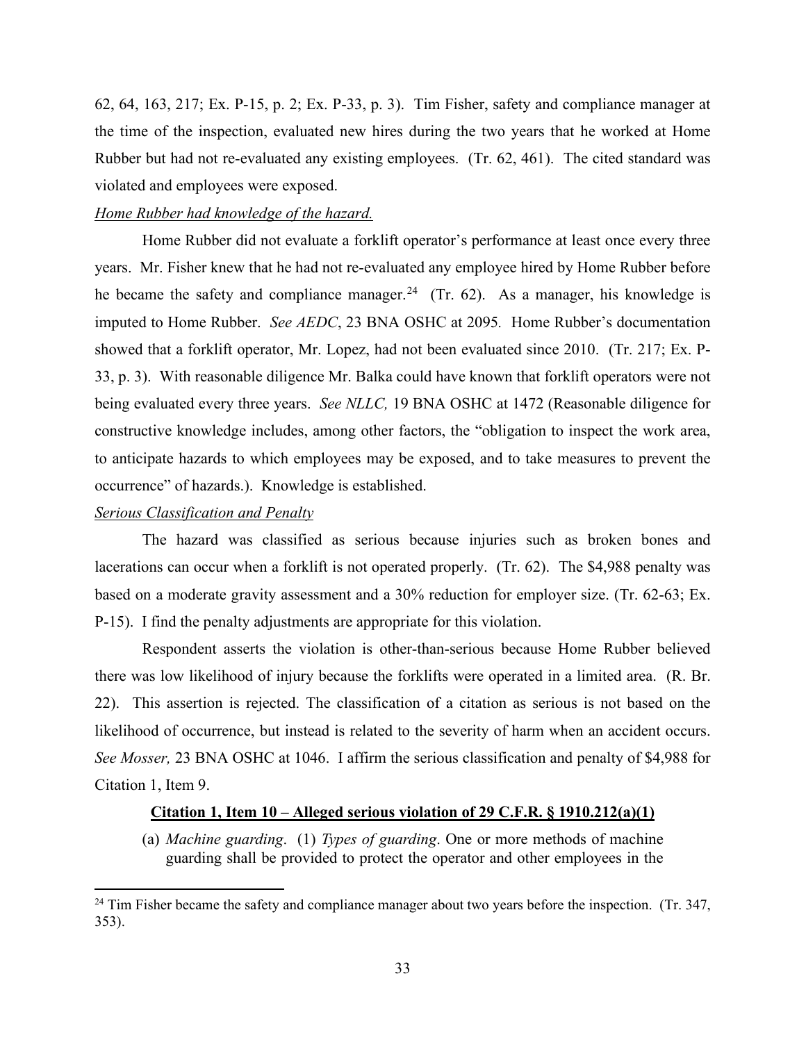62, 64, 163, 217; Ex. P-15, p. 2; Ex. P-33, p. 3). Tim Fisher, safety and compliance manager at the time of the inspection, evaluated new hires during the two years that he worked at Home Rubber but had not re-evaluated any existing employees. (Tr. 62, 461). The cited standard was violated and employees were exposed.

*Home Rubber had knowledge of the hazard.*

Home Rubber did not evaluate a forklift operator's performance at least once every three years. Mr. Fisher knew that he had not re-evaluated any employee hired by Home Rubber before he became the safety and compliance manager.[24] (Tr. 62). As a manager, his knowledge is imputed to Home Rubber. *See AEDC*, 23 BNA OSHC at 2095. Home Rubber's documentation showed that a forklift operator, Mr. Lopez, had not been evaluated since 2010. (Tr. 217; Ex. P-33, p. 3). With reasonable diligence Mr. Balka could have known that forklift operators were not being evaluated every three years. *See NLLC,* 19 BNA OSHC at 1472 (Reasonable diligence for constructive knowledge includes, among other factors, the "obligation to inspect the work area, to anticipate hazards to which employees may be exposed, and to take measures to prevent the occurrence" of hazards.). Knowledge is established.

*Serious Classification and Penalty*

The hazard was classified as serious because injuries such as broken bones and lacerations can occur when a forklift is not operated properly. (Tr. 62). The $4,988 penalty was based on a moderate gravity assessment and a 30% reduction for employer size. (Tr. 62-63; Ex. P-15). I find the penalty adjustments are appropriate for this violation.

Respondent asserts the violation is other-than-serious because Home Rubber believed there was low likelihood of injury because the forklifts were operated in a limited area. (R. Br. 22). This assertion is rejected. The classification of a citation as serious is not based on the likelihood of occurrence, but instead is related to the severity of harm when an accident occurs. *See Mosser,* 23 BNA OSHC at 1046. I affirm the serious classification and penalty of $4,988 for Citation 1, Item 9.

**Citation 1, Item 10 – Alleged serious violation of 29 C.F.R. § 1910.212(a)(1)**

(a) *Machine guarding*. (1) *Types of guarding*. One or more methods of machine guarding shall be provided to protect the operator and other employees in the

[24] Tim Fisher became the safety and compliance manager about two years before the inspection. (Tr. 347, 353).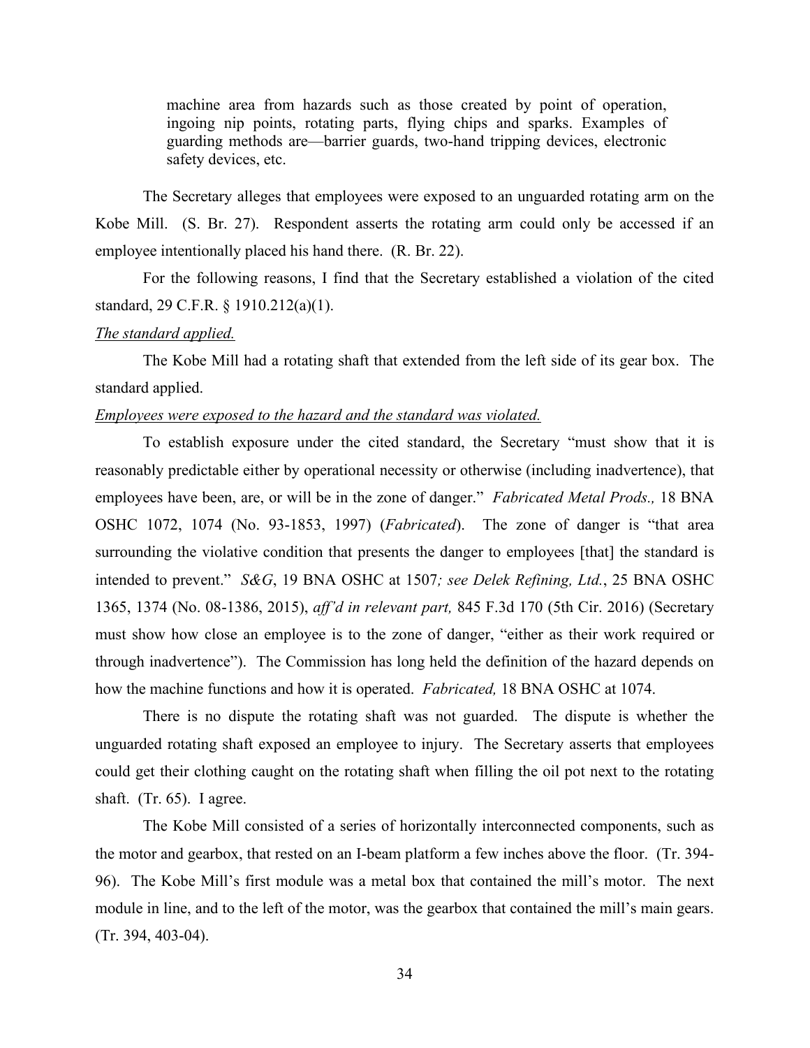> machine area from hazards such as those created by point of operation, ingoing nip points, rotating parts, flying chips and sparks. Examples of guarding methods are—barrier guards, two-hand tripping devices, electronic safety devices, etc.

The Secretary alleges that employees were exposed to an unguarded rotating arm on the Kobe Mill. (S. Br. 27). Respondent asserts the rotating arm could only be accessed if an employee intentionally placed his hand there. (R. Br. 22).

For the following reasons, I find that the Secretary established a violation of the cited standard, 29 C.F.R. § 1910.212(a)(1).

*The standard applied.*

The Kobe Mill had a rotating shaft that extended from the left side of its gear box. The standard applied.

*Employees were exposed to the hazard and the standard was violated.*

To establish exposure under the cited standard, the Secretary "must show that it is reasonably predictable either by operational necessity or otherwise (including inadvertence), that employees have been, are, or will be in the zone of danger." *Fabricated Metal Prods.,* 18 BNA OSHC 1072, 1074 (No. 93-1853, 1997) (*Fabricated*). The zone of danger is "that area surrounding the violative condition that presents the danger to employees [that] the standard is intended to prevent." *S&G*, 19 BNA OSHC at 1507*; see Delek Refining, Ltd.*, 25 BNA OSHC 1365, 1374 (No. 08-1386, 2015), *aff'd in relevant part,* 845 F.3d 170 (5th Cir. 2016) (Secretary must show how close an employee is to the zone of danger, "either as their work required or through inadvertence"). The Commission has long held the definition of the hazard depends on how the machine functions and how it is operated. *Fabricated,* 18 BNA OSHC at 1074.

There is no dispute the rotating shaft was not guarded. The dispute is whether the unguarded rotating shaft exposed an employee to injury. The Secretary asserts that employees could get their clothing caught on the rotating shaft when filling the oil pot next to the rotating shaft. (Tr. 65). I agree.

The Kobe Mill consisted of a series of horizontally interconnected components, such as the motor and gearbox, that rested on an I-beam platform a few inches above the floor. (Tr. 394-96). The Kobe Mill's first module was a metal box that contained the mill's motor. The next module in line, and to the left of the motor, was the gearbox that contained the mill's main gears. (Tr. 394, 403-04).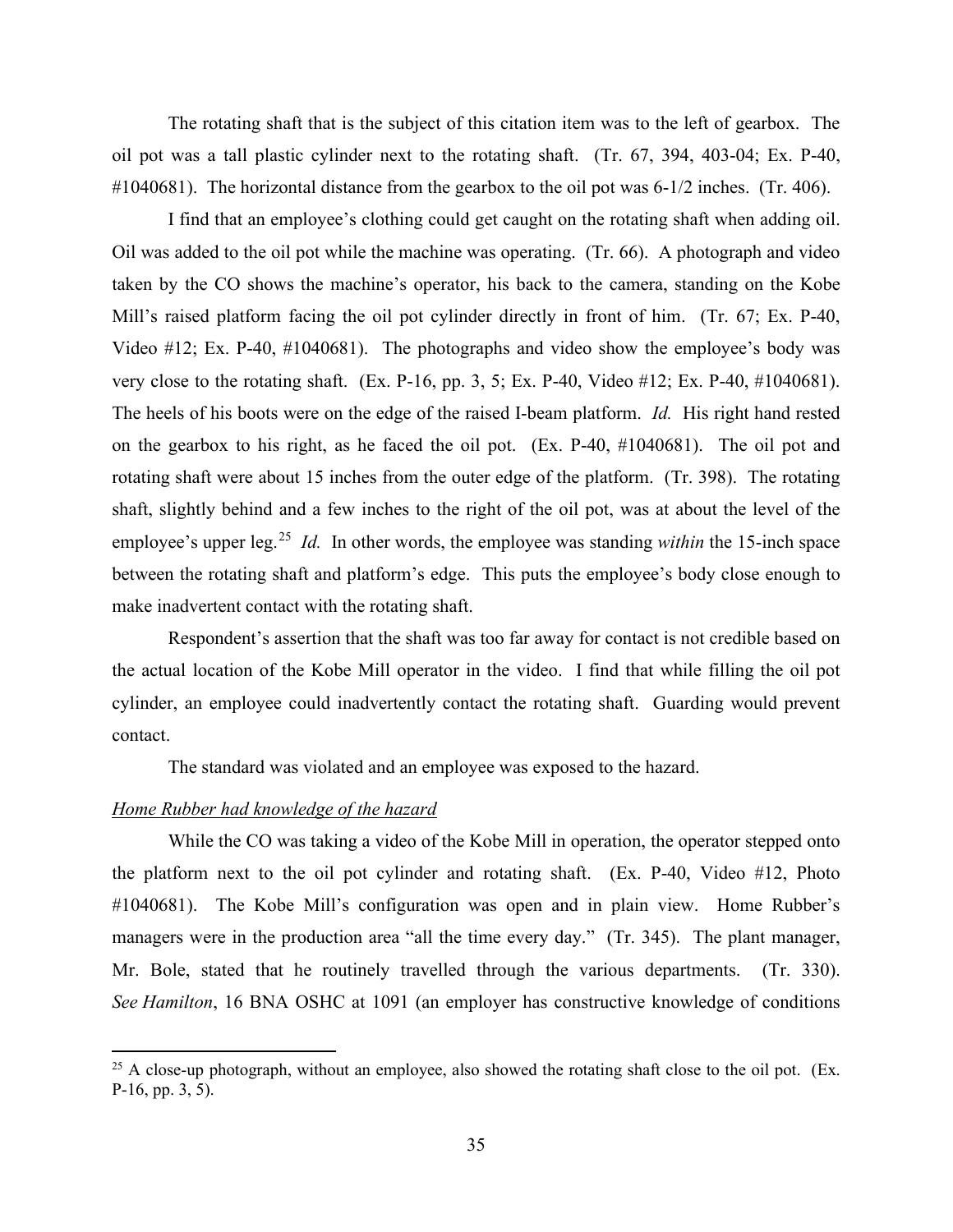The rotating shaft that is the subject of this citation item was to the left of gearbox. The oil pot was a tall plastic cylinder next to the rotating shaft. (Tr. 67, 394, 403-04; Ex. P-40, #1040681). The horizontal distance from the gearbox to the oil pot was 6-1/2 inches. (Tr. 406).

I find that an employee's clothing could get caught on the rotating shaft when adding oil. Oil was added to the oil pot while the machine was operating. (Tr. 66). A photograph and video taken by the CO shows the machine's operator, his back to the camera, standing on the Kobe Mill's raised platform facing the oil pot cylinder directly in front of him. (Tr. 67; Ex. P-40, Video #12; Ex. P-40, #1040681). The photographs and video show the employee's body was very close to the rotating shaft. (Ex. P-16, pp. 3, 5; Ex. P-40, Video #12; Ex. P-40, #1040681). The heels of his boots were on the edge of the raised I-beam platform. *Id.* His right hand rested on the gearbox to his right, as he faced the oil pot. (Ex. P-40, #1040681). The oil pot and rotating shaft were about 15 inches from the outer edge of the platform. (Tr. 398). The rotating shaft, slightly behind and a few inches to the right of the oil pot, was at about the level of the employee's upper leg.[25] *Id.* In other words, the employee was standing *within* the 15-inch space between the rotating shaft and platform's edge. This puts the employee's body close enough to make inadvertent contact with the rotating shaft.

Respondent's assertion that the shaft was too far away for contact is not credible based on the actual location of the Kobe Mill operator in the video. I find that while filling the oil pot cylinder, an employee could inadvertently contact the rotating shaft. Guarding would prevent contact.

The standard was violated and an employee was exposed to the hazard.

*Home Rubber had knowledge of the hazard*

While the CO was taking a video of the Kobe Mill in operation, the operator stepped onto the platform next to the oil pot cylinder and rotating shaft. (Ex. P-40, Video #12, Photo #1040681). The Kobe Mill's configuration was open and in plain view. Home Rubber's managers were in the production area "all the time every day." (Tr. 345). The plant manager, Mr. Bole, stated that he routinely travelled through the various departments. (Tr. 330). *See Hamilton*, 16 BNA OSHC at 1091 (an employer has constructive knowledge of conditions

[25] A close-up photograph, without an employee, also showed the rotating shaft close to the oil pot. (Ex. P-16, pp. 3, 5).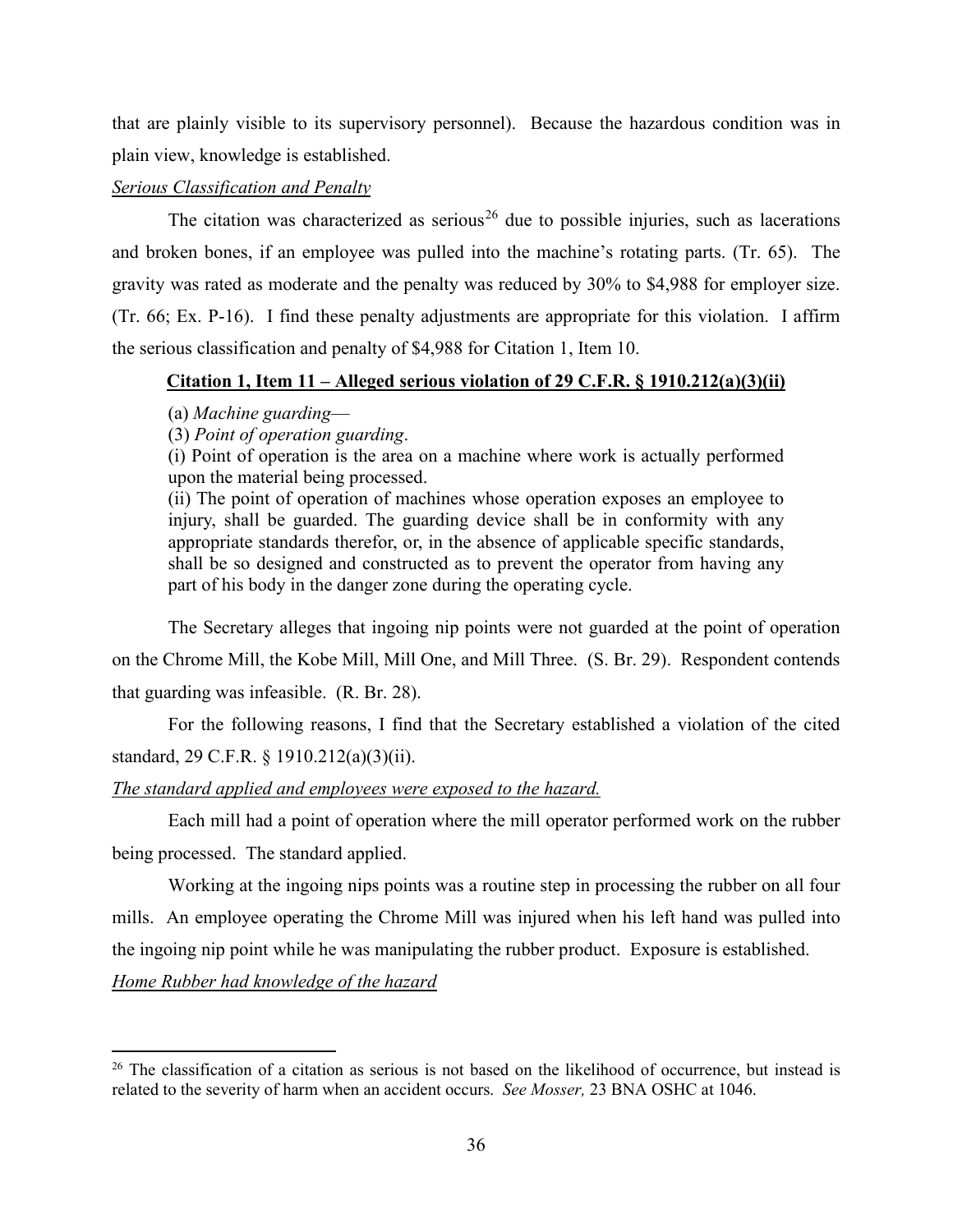that are plainly visible to its supervisory personnel). Because the hazardous condition was in plain view, knowledge is established.

*Serious Classification and Penalty*

The citation was characterized as serious[26] due to possible injuries, such as lacerations and broken bones, if an employee was pulled into the machine's rotating parts. (Tr. 65). The gravity was rated as moderate and the penalty was reduced by 30% to $4,988 for employer size. (Tr. 66; Ex. P-16). I find these penalty adjustments are appropriate for this violation. I affirm the serious classification and penalty of $4,988 for Citation 1, Item 10.

**Citation 1, Item 11 – Alleged serious violation of 29 C.F.R. § 1910.212(a)(3)(ii)**

> (a) *Machine guarding*—
> (3) *Point of operation guarding*.
> (i) Point of operation is the area on a machine where work is actually performed upon the material being processed.
> (ii) The point of operation of machines whose operation exposes an employee to injury, shall be guarded. The guarding device shall be in conformity with any appropriate standards therefor, or, in the absence of applicable specific standards, shall be so designed and constructed as to prevent the operator from having any part of his body in the danger zone during the operating cycle.

The Secretary alleges that ingoing nip points were not guarded at the point of operation on the Chrome Mill, the Kobe Mill, Mill One, and Mill Three. (S. Br. 29). Respondent contends that guarding was infeasible. (R. Br. 28).

For the following reasons, I find that the Secretary established a violation of the cited standard, 29 C.F.R. § 1910.212(a)(3)(ii).

*The standard applied and employees were exposed to the hazard.*

Each mill had a point of operation where the mill operator performed work on the rubber being processed. The standard applied.

Working at the ingoing nips points was a routine step in processing the rubber on all four mills. An employee operating the Chrome Mill was injured when his left hand was pulled into the ingoing nip point while he was manipulating the rubber product. Exposure is established.

*Home Rubber had knowledge of the hazard*

---

[26] The classification of a citation as serious is not based on the likelihood of occurrence, but instead is related to the severity of harm when an accident occurs. *See Mosser,* 23 BNA OSHC at 1046.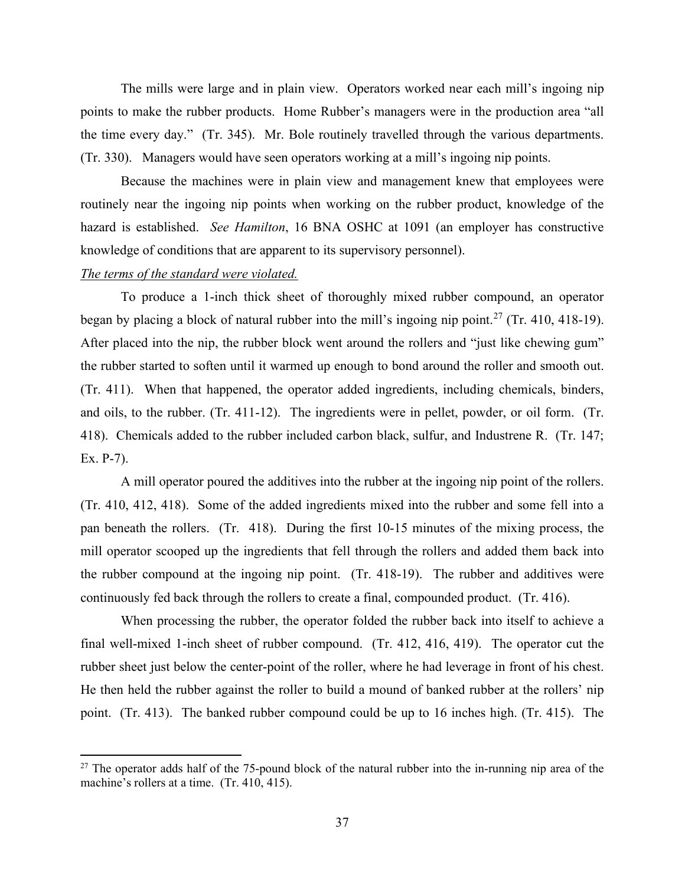The mills were large and in plain view. Operators worked near each mill's ingoing nip points to make the rubber products. Home Rubber's managers were in the production area "all the time every day." (Tr. 345). Mr. Bole routinely travelled through the various departments. (Tr. 330). Managers would have seen operators working at a mill's ingoing nip points.

Because the machines were in plain view and management knew that employees were routinely near the ingoing nip points when working on the rubber product, knowledge of the hazard is established. *See Hamilton*, 16 BNA OSHC at 1091 (an employer has constructive knowledge of conditions that are apparent to its supervisory personnel).

*The terms of the standard were violated.*

To produce a 1-inch thick sheet of thoroughly mixed rubber compound, an operator began by placing a block of natural rubber into the mill's ingoing nip point.[27] (Tr. 410, 418-19). After placed into the nip, the rubber block went around the rollers and "just like chewing gum" the rubber started to soften until it warmed up enough to bond around the roller and smooth out. (Tr. 411). When that happened, the operator added ingredients, including chemicals, binders, and oils, to the rubber. (Tr. 411-12). The ingredients were in pellet, powder, or oil form. (Tr. 418). Chemicals added to the rubber included carbon black, sulfur, and Industrene R. (Tr. 147; Ex. P-7).

A mill operator poured the additives into the rubber at the ingoing nip point of the rollers. (Tr. 410, 412, 418). Some of the added ingredients mixed into the rubber and some fell into a pan beneath the rollers. (Tr. 418). During the first 10-15 minutes of the mixing process, the mill operator scooped up the ingredients that fell through the rollers and added them back into the rubber compound at the ingoing nip point. (Tr. 418-19). The rubber and additives were continuously fed back through the rollers to create a final, compounded product. (Tr. 416).

When processing the rubber, the operator folded the rubber back into itself to achieve a final well-mixed 1-inch sheet of rubber compound. (Tr. 412, 416, 419). The operator cut the rubber sheet just below the center-point of the roller, where he had leverage in front of his chest. He then held the rubber against the roller to build a mound of banked rubber at the rollers' nip point. (Tr. 413). The banked rubber compound could be up to 16 inches high. (Tr. 415). The

[27] The operator adds half of the 75-pound block of the natural rubber into the in-running nip area of the machine's rollers at a time. (Tr. 410, 415).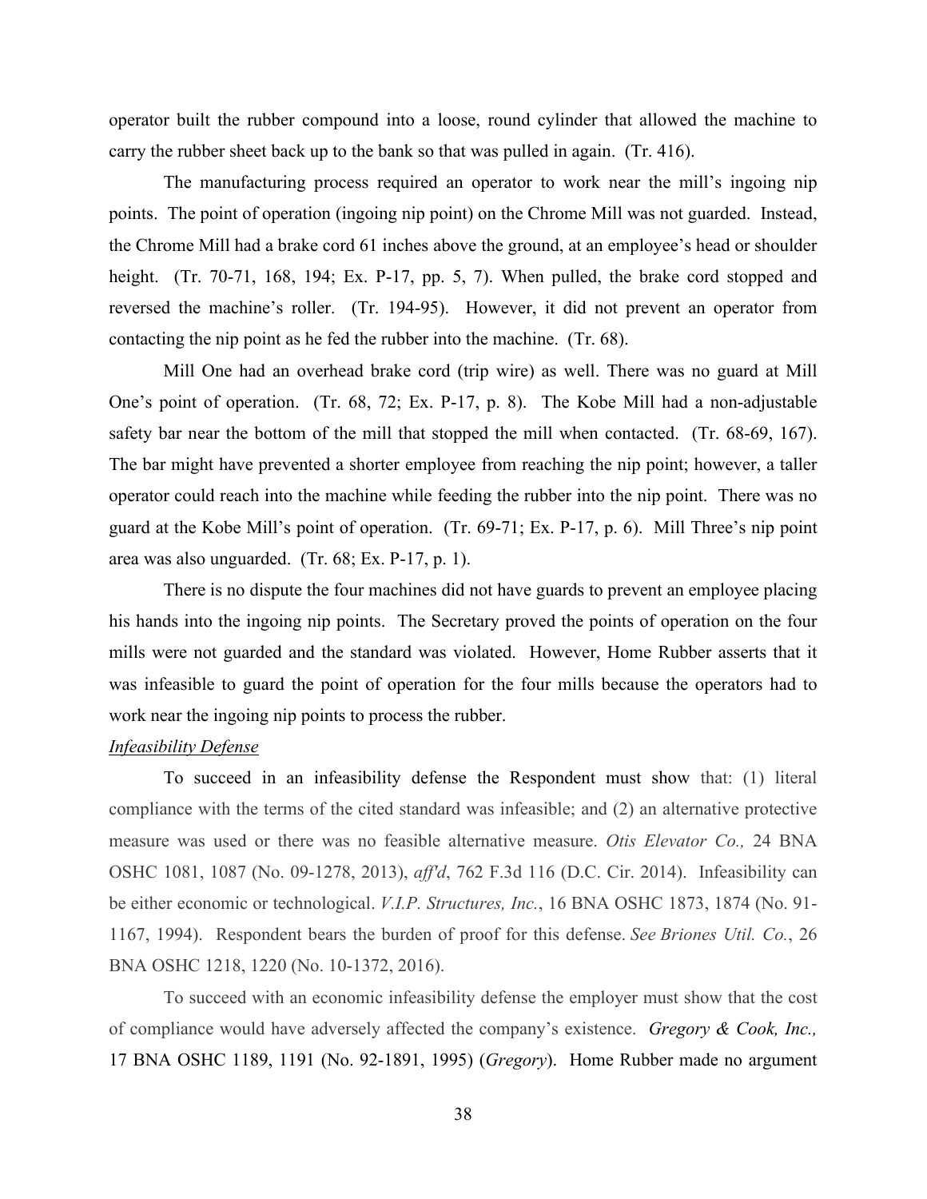operator built the rubber compound into a loose, round cylinder that allowed the machine to carry the rubber sheet back up to the bank so that was pulled in again. (Tr. 416).

The manufacturing process required an operator to work near the mill's ingoing nip points. The point of operation (ingoing nip point) on the Chrome Mill was not guarded. Instead, the Chrome Mill had a brake cord 61 inches above the ground, at an employee's head or shoulder height. (Tr. 70-71, 168, 194; Ex. P-17, pp. 5, 7). When pulled, the brake cord stopped and reversed the machine's roller. (Tr. 194-95). However, it did not prevent an operator from contacting the nip point as he fed the rubber into the machine. (Tr. 68).

Mill One had an overhead brake cord (trip wire) as well. There was no guard at Mill One's point of operation. (Tr. 68, 72; Ex. P-17, p. 8). The Kobe Mill had a non-adjustable safety bar near the bottom of the mill that stopped the mill when contacted. (Tr. 68-69, 167). The bar might have prevented a shorter employee from reaching the nip point; however, a taller operator could reach into the machine while feeding the rubber into the nip point. There was no guard at the Kobe Mill's point of operation. (Tr. 69-71; Ex. P-17, p. 6). Mill Three's nip point area was also unguarded. (Tr. 68; Ex. P-17, p. 1).

There is no dispute the four machines did not have guards to prevent an employee placing his hands into the ingoing nip points. The Secretary proved the points of operation on the four mills were not guarded and the standard was violated. However, Home Rubber asserts that it was infeasible to guard the point of operation for the four mills because the operators had to work near the ingoing nip points to process the rubber.

*__Infeasibility Defense__*

To succeed in an infeasibility defense the Respondent must show that: (1) literal compliance with the terms of the cited standard was infeasible; and (2) an alternative protective measure was used or there was no feasible alternative measure. *Otis Elevator Co.,* 24 BNA OSHC 1081, 1087 (No. 09-1278, 2013), *aff'd*, 762 F.3d 116 (D.C. Cir. 2014). Infeasibility can be either economic or technological. *V.I.P. Structures, Inc.*, 16 BNA OSHC 1873, 1874 (No. 91-1167, 1994). Respondent bears the burden of proof for this defense. *See Briones Util. Co.*, 26 BNA OSHC 1218, 1220 (No. 10-1372, 2016).

To succeed with an economic infeasibility defense the employer must show that the cost of compliance would have adversely affected the company's existence. *Gregory & Cook, Inc.,* 17 BNA OSHC 1189, 1191 (No. 92-1891, 1995) (*Gregory*). Home Rubber made no argument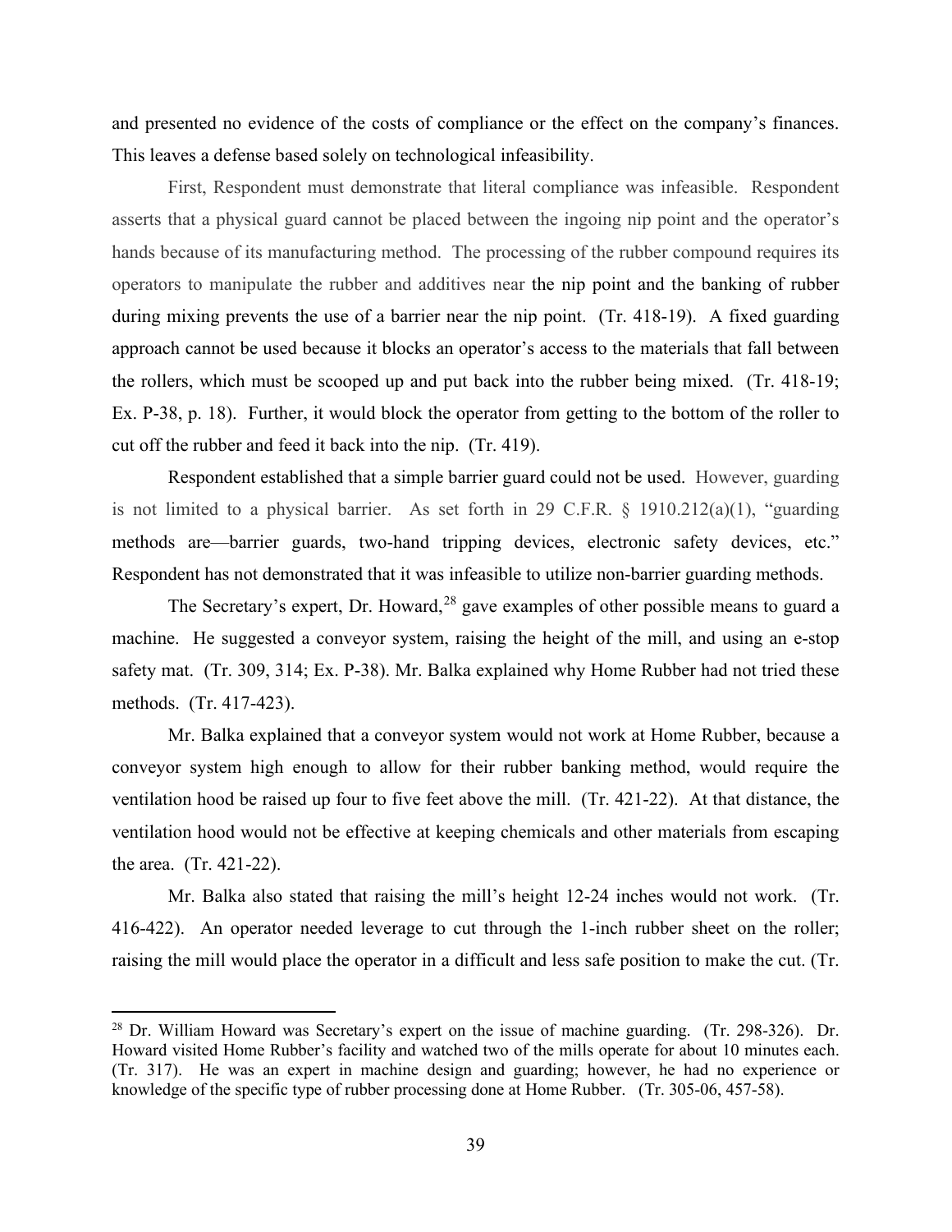and presented no evidence of the costs of compliance or the effect on the company's finances. This leaves a defense based solely on technological infeasibility.

First, Respondent must demonstrate that literal compliance was infeasible. Respondent asserts that a physical guard cannot be placed between the ingoing nip point and the operator's hands because of its manufacturing method. The processing of the rubber compound requires its operators to manipulate the rubber and additives near the nip point and the banking of rubber during mixing prevents the use of a barrier near the nip point. (Tr. 418-19). A fixed guarding approach cannot be used because it blocks an operator's access to the materials that fall between the rollers, which must be scooped up and put back into the rubber being mixed. (Tr. 418-19; Ex. P-38, p. 18). Further, it would block the operator from getting to the bottom of the roller to cut off the rubber and feed it back into the nip. (Tr. 419).

Respondent established that a simple barrier guard could not be used. However, guarding is not limited to a physical barrier. As set forth in 29 C.F.R. § 1910.212(a)(1), "guarding methods are—barrier guards, two-hand tripping devices, electronic safety devices, etc." Respondent has not demonstrated that it was infeasible to utilize non-barrier guarding methods.

The Secretary's expert, Dr. Howard,[28] gave examples of other possible means to guard a machine. He suggested a conveyor system, raising the height of the mill, and using an e-stop safety mat. (Tr. 309, 314; Ex. P-38). Mr. Balka explained why Home Rubber had not tried these methods. (Tr. 417-423).

Mr. Balka explained that a conveyor system would not work at Home Rubber, because a conveyor system high enough to allow for their rubber banking method, would require the ventilation hood be raised up four to five feet above the mill. (Tr. 421-22). At that distance, the ventilation hood would not be effective at keeping chemicals and other materials from escaping the area. (Tr. 421-22).

Mr. Balka also stated that raising the mill's height 12-24 inches would not work. (Tr. 416-422). An operator needed leverage to cut through the 1-inch rubber sheet on the roller; raising the mill would place the operator in a difficult and less safe position to make the cut. (Tr.

---

[28] Dr. William Howard was Secretary's expert on the issue of machine guarding. (Tr. 298-326). Dr. Howard visited Home Rubber's facility and watched two of the mills operate for about 10 minutes each. (Tr. 317). He was an expert in machine design and guarding; however, he had no experience or knowledge of the specific type of rubber processing done at Home Rubber. (Tr. 305-06, 457-58).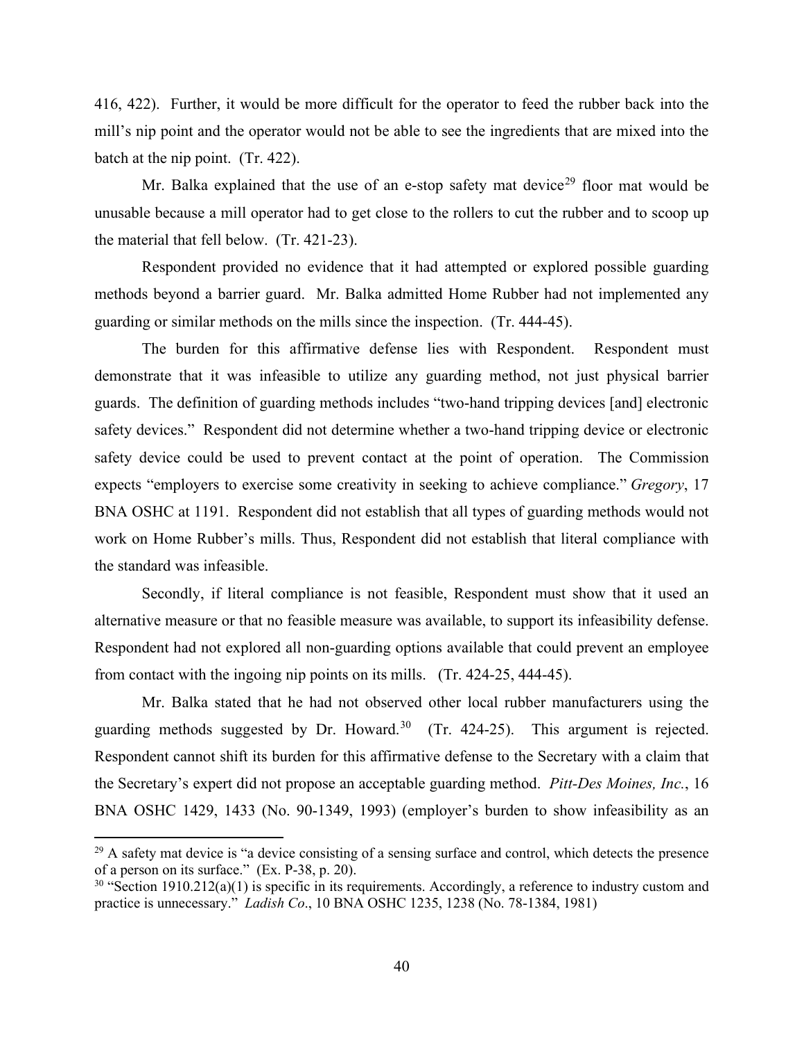416, 422). Further, it would be more difficult for the operator to feed the rubber back into the mill's nip point and the operator would not be able to see the ingredients that are mixed into the batch at the nip point. (Tr. 422).

Mr. Balka explained that the use of an e-stop safety mat device[29] floor mat would be unusable because a mill operator had to get close to the rollers to cut the rubber and to scoop up the material that fell below. (Tr. 421-23).

Respondent provided no evidence that it had attempted or explored possible guarding methods beyond a barrier guard. Mr. Balka admitted Home Rubber had not implemented any guarding or similar methods on the mills since the inspection. (Tr. 444-45).

The burden for this affirmative defense lies with Respondent. Respondent must demonstrate that it was infeasible to utilize any guarding method, not just physical barrier guards. The definition of guarding methods includes "two-hand tripping devices [and] electronic safety devices." Respondent did not determine whether a two-hand tripping device or electronic safety device could be used to prevent contact at the point of operation. The Commission expects "employers to exercise some creativity in seeking to achieve compliance." *Gregory*, 17 BNA OSHC at 1191. Respondent did not establish that all types of guarding methods would not work on Home Rubber's mills. Thus, Respondent did not establish that literal compliance with the standard was infeasible.

Secondly, if literal compliance is not feasible, Respondent must show that it used an alternative measure or that no feasible measure was available, to support its infeasibility defense. Respondent had not explored all non-guarding options available that could prevent an employee from contact with the ingoing nip points on its mills. (Tr. 424-25, 444-45).

Mr. Balka stated that he had not observed other local rubber manufacturers using the guarding methods suggested by Dr. Howard.[30] (Tr. 424-25). This argument is rejected. Respondent cannot shift its burden for this affirmative defense to the Secretary with a claim that the Secretary's expert did not propose an acceptable guarding method. *Pitt-Des Moines, Inc.*, 16 BNA OSHC 1429, 1433 (No. 90-1349, 1993) (employer's burden to show infeasibility as an

---

[29] A safety mat device is "a device consisting of a sensing surface and control, which detects the presence of a person on its surface." (Ex. P-38, p. 20).

[30] "Section 1910.212(a)(1) is specific in its requirements. Accordingly, a reference to industry custom and practice is unnecessary." *Ladish Co*., 10 BNA OSHC 1235, 1238 (No. 78-1384, 1981)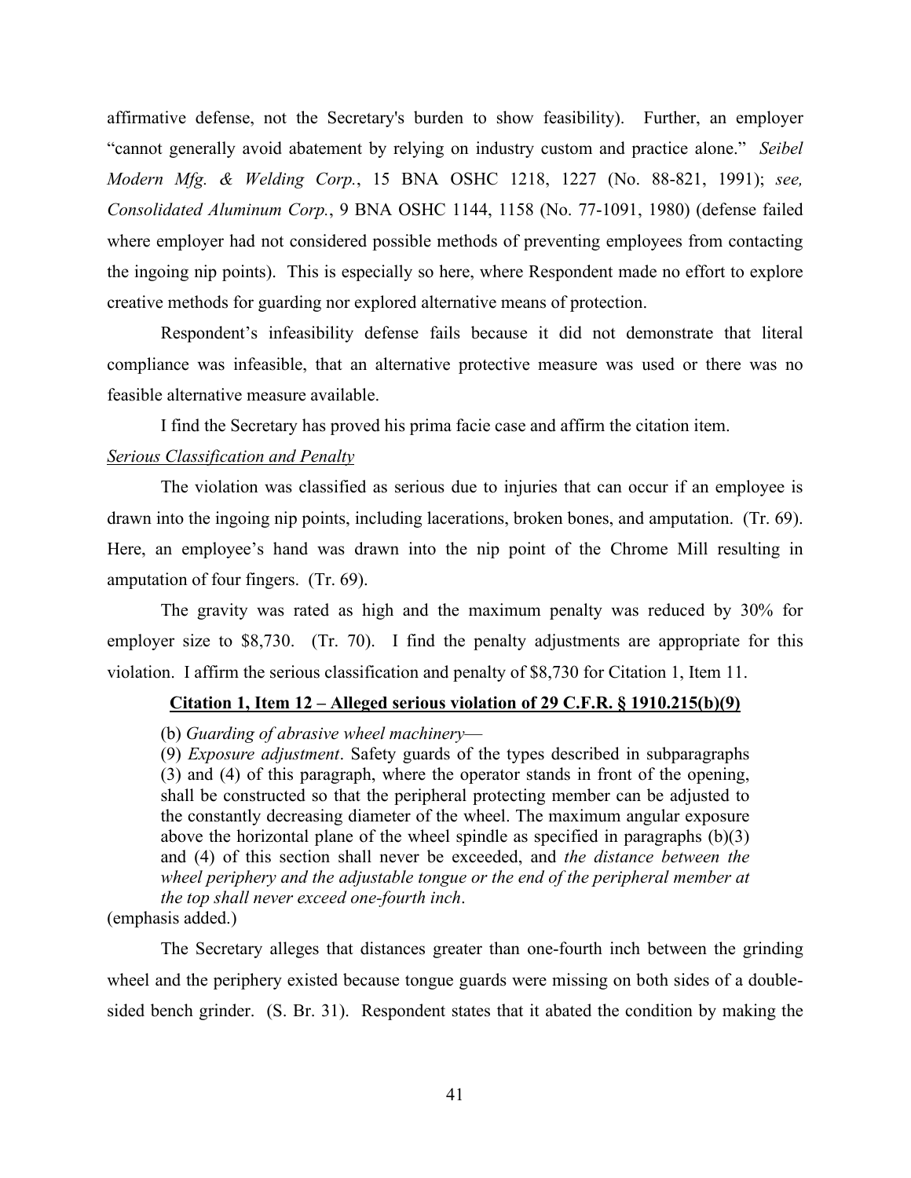affirmative defense, not the Secretary's burden to show feasibility). Further, an employer "cannot generally avoid abatement by relying on industry custom and practice alone." *Seibel Modern Mfg. & Welding Corp.*, 15 BNA OSHC 1218, 1227 (No. 88-821, 1991); *see, Consolidated Aluminum Corp.*, 9 BNA OSHC 1144, 1158 (No. 77-1091, 1980) (defense failed where employer had not considered possible methods of preventing employees from contacting the ingoing nip points). This is especially so here, where Respondent made no effort to explore creative methods for guarding nor explored alternative means of protection.

Respondent's infeasibility defense fails because it did not demonstrate that literal compliance was infeasible, that an alternative protective measure was used or there was no feasible alternative measure available.

I find the Secretary has proved his prima facie case and affirm the citation item.

*Serious Classification and Penalty*

The violation was classified as serious due to injuries that can occur if an employee is drawn into the ingoing nip points, including lacerations, broken bones, and amputation. (Tr. 69). Here, an employee's hand was drawn into the nip point of the Chrome Mill resulting in amputation of four fingers. (Tr. 69).

The gravity was rated as high and the maximum penalty was reduced by 30% for employer size to $8,730. (Tr. 70). I find the penalty adjustments are appropriate for this violation. I affirm the serious classification and penalty of $8,730 for Citation 1, Item 11.

**Citation 1, Item 12 – Alleged serious violation of 29 C.F.R. § 1910.215(b)(9)**

> (b) *Guarding of abrasive wheel machinery*—
>
> (9) *Exposure adjustment*. Safety guards of the types described in subparagraphs (3) and (4) of this paragraph, where the operator stands in front of the opening, shall be constructed so that the peripheral protecting member can be adjusted to the constantly decreasing diameter of the wheel. The maximum angular exposure above the horizontal plane of the wheel spindle as specified in paragraphs (b)(3) and (4) of this section shall never be exceeded, and *the distance between the wheel periphery and the adjustable tongue or the end of the peripheral member at the top shall never exceed one-fourth inch*.

(emphasis added.)

The Secretary alleges that distances greater than one-fourth inch between the grinding wheel and the periphery existed because tongue guards were missing on both sides of a double-sided bench grinder. (S. Br. 31). Respondent states that it abated the condition by making the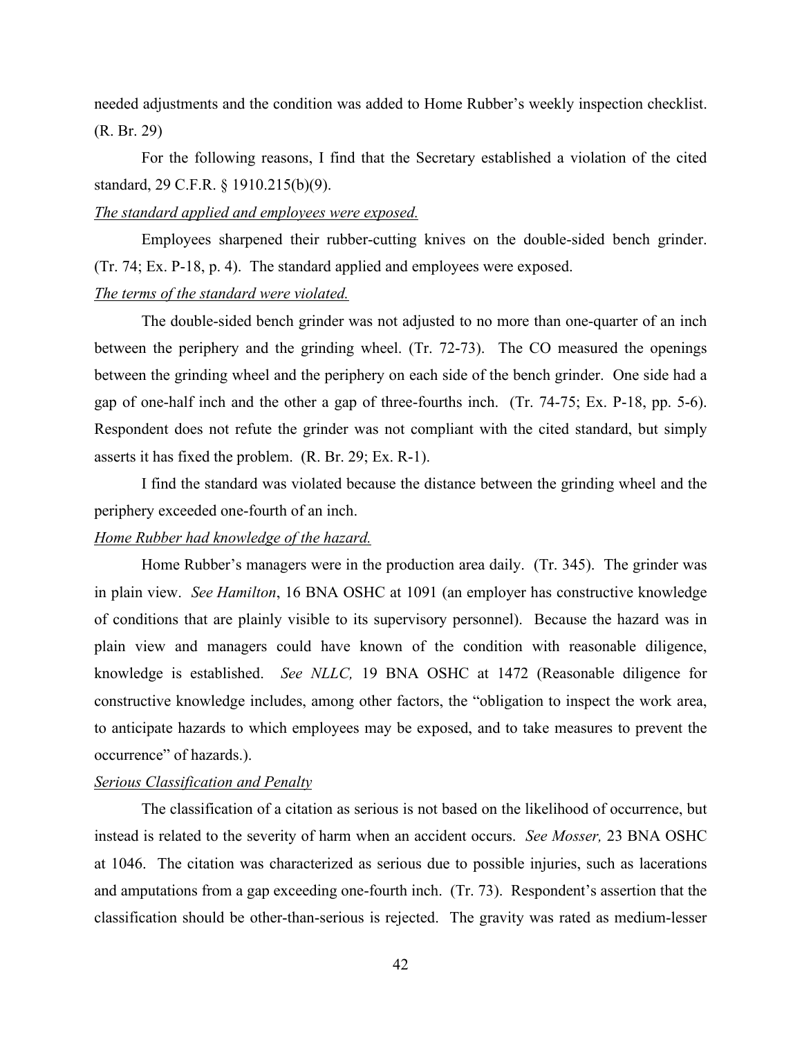needed adjustments and the condition was added to Home Rubber's weekly inspection checklist. (R. Br. 29)

For the following reasons, I find that the Secretary established a violation of the cited standard, 29 C.F.R. § 1910.215(b)(9).

<u>*The standard applied and employees were exposed.*</u>

Employees sharpened their rubber-cutting knives on the double-sided bench grinder. (Tr. 74; Ex. P-18, p. 4). The standard applied and employees were exposed.

<u>*The terms of the standard were violated.*</u>

The double-sided bench grinder was not adjusted to no more than one-quarter of an inch between the periphery and the grinding wheel. (Tr. 72-73). The CO measured the openings between the grinding wheel and the periphery on each side of the bench grinder. One side had a gap of one-half inch and the other a gap of three-fourths inch. (Tr. 74-75; Ex. P-18, pp. 5-6). Respondent does not refute the grinder was not compliant with the cited standard, but simply asserts it has fixed the problem. (R. Br. 29; Ex. R-1).

I find the standard was violated because the distance between the grinding wheel and the periphery exceeded one-fourth of an inch.

<u>*Home Rubber had knowledge of the hazard.*</u>

Home Rubber's managers were in the production area daily. (Tr. 345). The grinder was in plain view. *See Hamilton*, 16 BNA OSHC at 1091 (an employer has constructive knowledge of conditions that are plainly visible to its supervisory personnel). Because the hazard was in plain view and managers could have known of the condition with reasonable diligence, knowledge is established. *See NLLC,* 19 BNA OSHC at 1472 (Reasonable diligence for constructive knowledge includes, among other factors, the "obligation to inspect the work area, to anticipate hazards to which employees may be exposed, and to take measures to prevent the occurrence" of hazards.).

<u>*Serious Classification and Penalty*</u>

The classification of a citation as serious is not based on the likelihood of occurrence, but instead is related to the severity of harm when an accident occurs. *See Mosser,* 23 BNA OSHC at 1046. The citation was characterized as serious due to possible injuries, such as lacerations and amputations from a gap exceeding one-fourth inch. (Tr. 73). Respondent's assertion that the classification should be other-than-serious is rejected. The gravity was rated as medium-lesser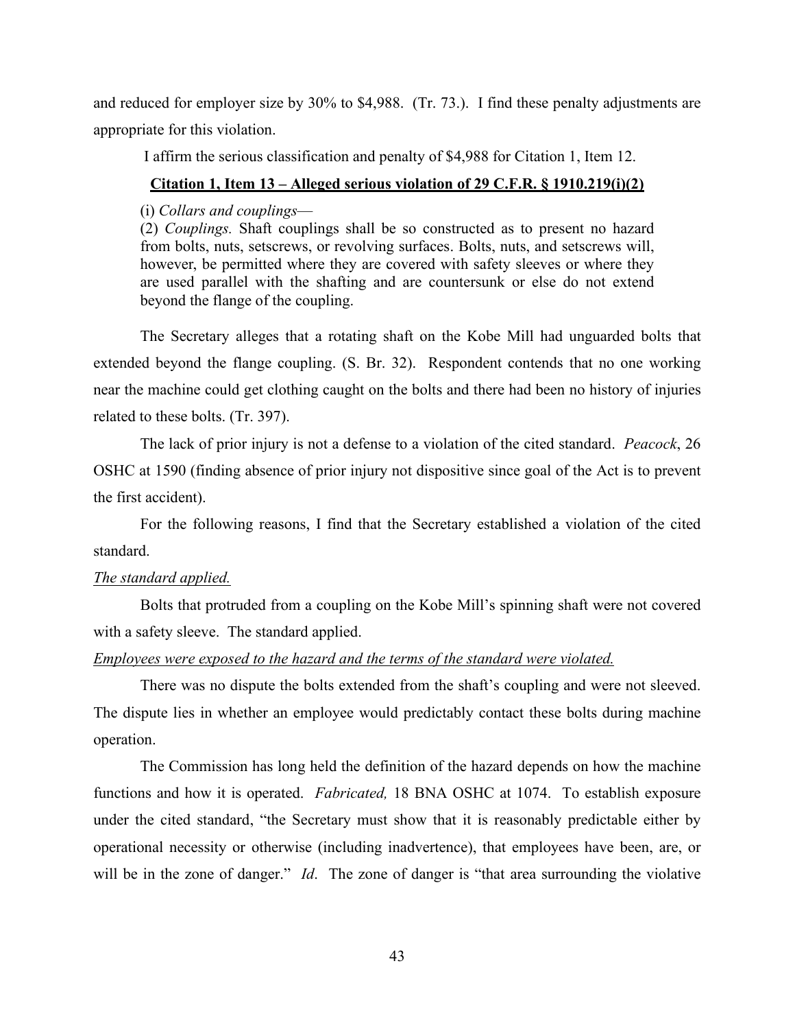and reduced for employer size by 30% to $4,988. (Tr. 73.). I find these penalty adjustments are appropriate for this violation.

I affirm the serious classification and penalty of $4,988 for Citation 1, Item 12.

**Citation 1, Item 13 – Alleged serious violation of 29 C.F.R. § 1910.219(i)(2)**

> (i) *Collars and couplings*—
> (2) *Couplings.* Shaft couplings shall be so constructed as to present no hazard from bolts, nuts, setscrews, or revolving surfaces. Bolts, nuts, and setscrews will, however, be permitted where they are covered with safety sleeves or where they are used parallel with the shafting and are countersunk or else do not extend beyond the flange of the coupling.

The Secretary alleges that a rotating shaft on the Kobe Mill had unguarded bolts that extended beyond the flange coupling. (S. Br. 32). Respondent contends that no one working near the machine could get clothing caught on the bolts and there had been no history of injuries related to these bolts. (Tr. 397).

The lack of prior injury is not a defense to a violation of the cited standard. *Peacock*, 26 OSHC at 1590 (finding absence of prior injury not dispositive since goal of the Act is to prevent the first accident).

For the following reasons, I find that the Secretary established a violation of the cited standard.

*The standard applied.*

Bolts that protruded from a coupling on the Kobe Mill's spinning shaft were not covered with a safety sleeve. The standard applied.

*Employees were exposed to the hazard and the terms of the standard were violated.*

There was no dispute the bolts extended from the shaft's coupling and were not sleeved. The dispute lies in whether an employee would predictably contact these bolts during machine operation.

The Commission has long held the definition of the hazard depends on how the machine functions and how it is operated. *Fabricated,* 18 BNA OSHC at 1074. To establish exposure under the cited standard, "the Secretary must show that it is reasonably predictable either by operational necessity or otherwise (including inadvertence), that employees have been, are, or will be in the zone of danger." *Id*. The zone of danger is "that area surrounding the violative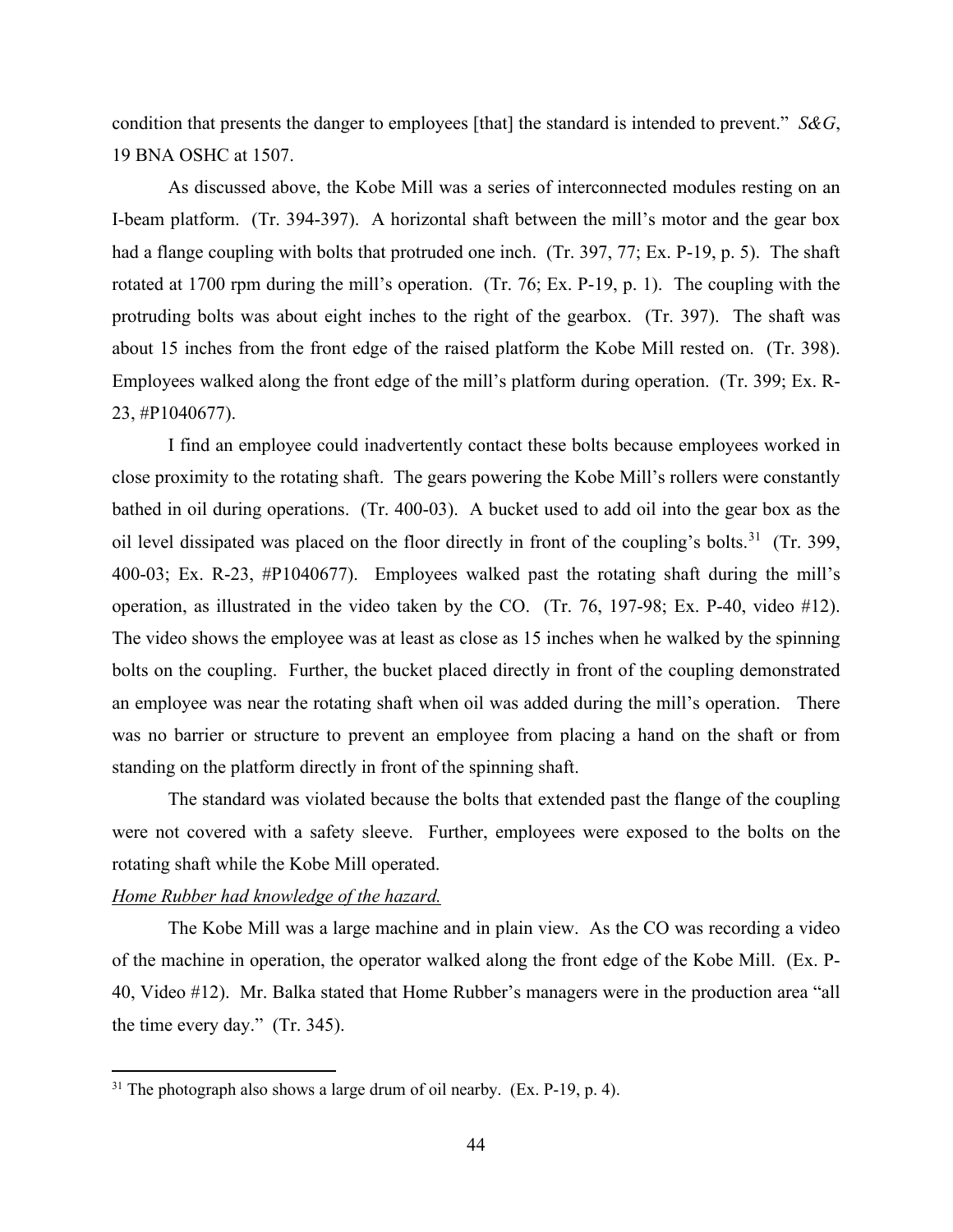condition that presents the danger to employees [that] the standard is intended to prevent." *S&G*, 19 BNA OSHC at 1507.

As discussed above, the Kobe Mill was a series of interconnected modules resting on an I-beam platform. (Tr. 394-397). A horizontal shaft between the mill's motor and the gear box had a flange coupling with bolts that protruded one inch. (Tr. 397, 77; Ex. P-19, p. 5). The shaft rotated at 1700 rpm during the mill's operation. (Tr. 76; Ex. P-19, p. 1). The coupling with the protruding bolts was about eight inches to the right of the gearbox. (Tr. 397). The shaft was about 15 inches from the front edge of the raised platform the Kobe Mill rested on. (Tr. 398). Employees walked along the front edge of the mill's platform during operation. (Tr. 399; Ex. R-23, #P1040677).

I find an employee could inadvertently contact these bolts because employees worked in close proximity to the rotating shaft. The gears powering the Kobe Mill's rollers were constantly bathed in oil during operations. (Tr. 400-03). A bucket used to add oil into the gear box as the oil level dissipated was placed on the floor directly in front of the coupling's bolts.[31] (Tr. 399, 400-03; Ex. R-23, #P1040677). Employees walked past the rotating shaft during the mill's operation, as illustrated in the video taken by the CO. (Tr. 76, 197-98; Ex. P-40, video #12). The video shows the employee was at least as close as 15 inches when he walked by the spinning bolts on the coupling. Further, the bucket placed directly in front of the coupling demonstrated an employee was near the rotating shaft when oil was added during the mill's operation. There was no barrier or structure to prevent an employee from placing a hand on the shaft or from standing on the platform directly in front of the spinning shaft.

The standard was violated because the bolts that extended past the flange of the coupling were not covered with a safety sleeve. Further, employees were exposed to the bolts on the rotating shaft while the Kobe Mill operated.

*Home Rubber had knowledge of the hazard.*

The Kobe Mill was a large machine and in plain view. As the CO was recording a video of the machine in operation, the operator walked along the front edge of the Kobe Mill. (Ex. P-40, Video #12). Mr. Balka stated that Home Rubber's managers were in the production area "all the time every day." (Tr. 345).

[31] The photograph also shows a large drum of oil nearby. (Ex. P-19, p. 4).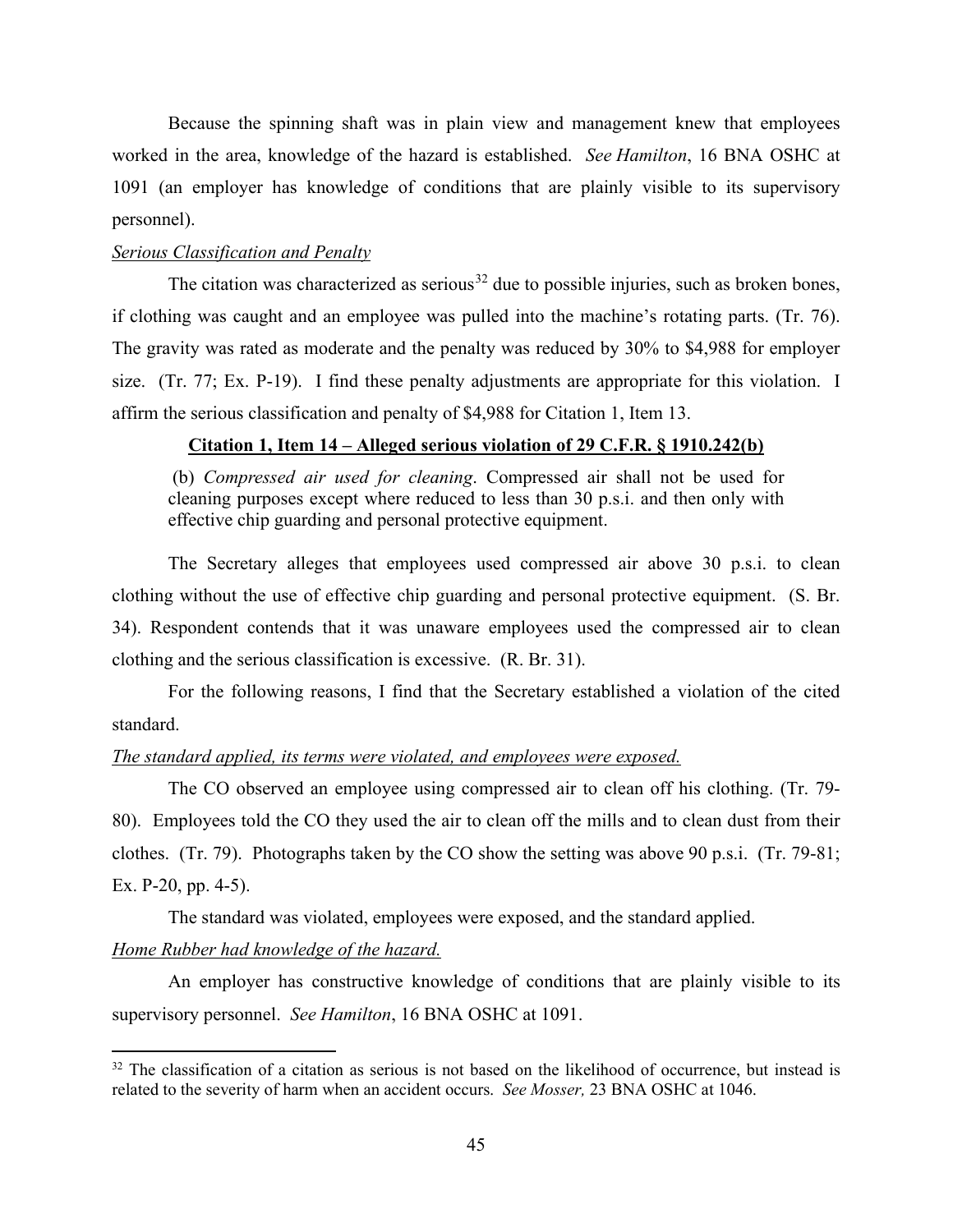Because the spinning shaft was in plain view and management knew that employees worked in the area, knowledge of the hazard is established. *See Hamilton*, 16 BNA OSHC at 1091 (an employer has knowledge of conditions that are plainly visible to its supervisory personnel).

*Serious Classification and Penalty*

The citation was characterized as serious[32] due to possible injuries, such as broken bones, if clothing was caught and an employee was pulled into the machine's rotating parts. (Tr. 76). The gravity was rated as moderate and the penalty was reduced by 30% to $4,988 for employer size. (Tr. 77; Ex. P-19). I find these penalty adjustments are appropriate for this violation. I affirm the serious classification and penalty of $4,988 for Citation 1, Item 13.

**Citation 1, Item 14 – Alleged serious violation of 29 C.F.R. § 1910.242(b)**

> (b) *Compressed air used for cleaning*. Compressed air shall not be used for cleaning purposes except where reduced to less than 30 p.s.i. and then only with effective chip guarding and personal protective equipment.

The Secretary alleges that employees used compressed air above 30 p.s.i. to clean clothing without the use of effective chip guarding and personal protective equipment. (S. Br. 34). Respondent contends that it was unaware employees used the compressed air to clean clothing and the serious classification is excessive. (R. Br. 31).

For the following reasons, I find that the Secretary established a violation of the cited standard.

*The standard applied, its terms were violated, and employees were exposed.*

The CO observed an employee using compressed air to clean off his clothing. (Tr. 79-80). Employees told the CO they used the air to clean off the mills and to clean dust from their clothes. (Tr. 79). Photographs taken by the CO show the setting was above 90 p.s.i. (Tr. 79-81; Ex. P-20, pp. 4-5).

The standard was violated, employees were exposed, and the standard applied.

*Home Rubber had knowledge of the hazard.*

An employer has constructive knowledge of conditions that are plainly visible to its supervisory personnel. *See Hamilton*, 16 BNA OSHC at 1091.

---

[32] The classification of a citation as serious is not based on the likelihood of occurrence, but instead is related to the severity of harm when an accident occurs. *See Mosser,* 23 BNA OSHC at 1046.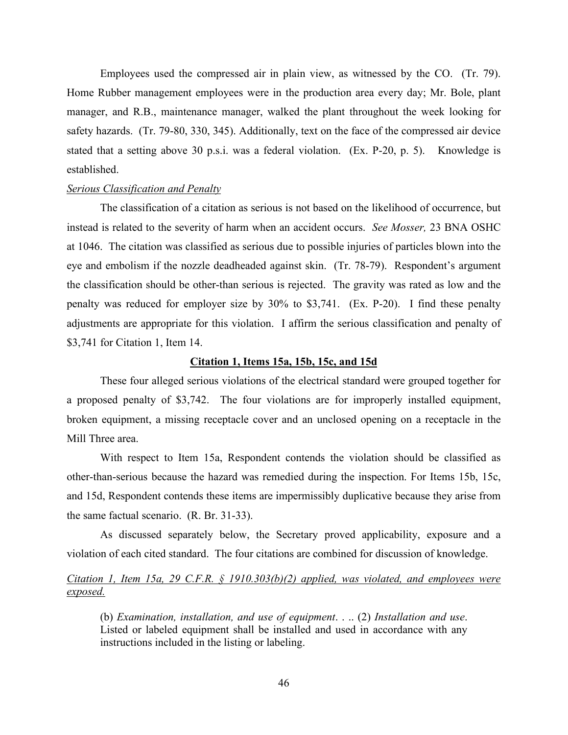Employees used the compressed air in plain view, as witnessed by the CO. (Tr. 79). Home Rubber management employees were in the production area every day; Mr. Bole, plant manager, and R.B., maintenance manager, walked the plant throughout the week looking for safety hazards. (Tr. 79-80, 330, 345). Additionally, text on the face of the compressed air device stated that a setting above 30 p.s.i. was a federal violation. (Ex. P-20, p. 5). Knowledge is established.

*Serious Classification and Penalty*

The classification of a citation as serious is not based on the likelihood of occurrence, but instead is related to the severity of harm when an accident occurs. *See Mosser,* 23 BNA OSHC at 1046. The citation was classified as serious due to possible injuries of particles blown into the eye and embolism if the nozzle deadheaded against skin. (Tr. 78-79). Respondent's argument the classification should be other-than serious is rejected. The gravity was rated as low and the penalty was reduced for employer size by 30% to $3,741. (Ex. P-20). I find these penalty adjustments are appropriate for this violation. I affirm the serious classification and penalty of $3,741 for Citation 1, Item 14.

## Citation 1, Items 15a, 15b, 15c, and 15d

These four alleged serious violations of the electrical standard were grouped together for a proposed penalty of $3,742. The four violations are for improperly installed equipment, broken equipment, a missing receptacle cover and an unclosed opening on a receptacle in the Mill Three area.

With respect to Item 15a, Respondent contends the violation should be classified as other-than-serious because the hazard was remedied during the inspection. For Items 15b, 15c, and 15d, Respondent contends these items are impermissibly duplicative because they arise from the same factual scenario. (R. Br. 31-33).

As discussed separately below, the Secretary proved applicability, exposure and a violation of each cited standard. The four citations are combined for discussion of knowledge.

*Citation 1, Item 15a, 29 C.F.R. § 1910.303(b)(2) applied, was violated, and employees were exposed.*

> (b) *Examination, installation, and use of equipment*. . .. (2) *Installation and use*. Listed or labeled equipment shall be installed and used in accordance with any instructions included in the listing or labeling.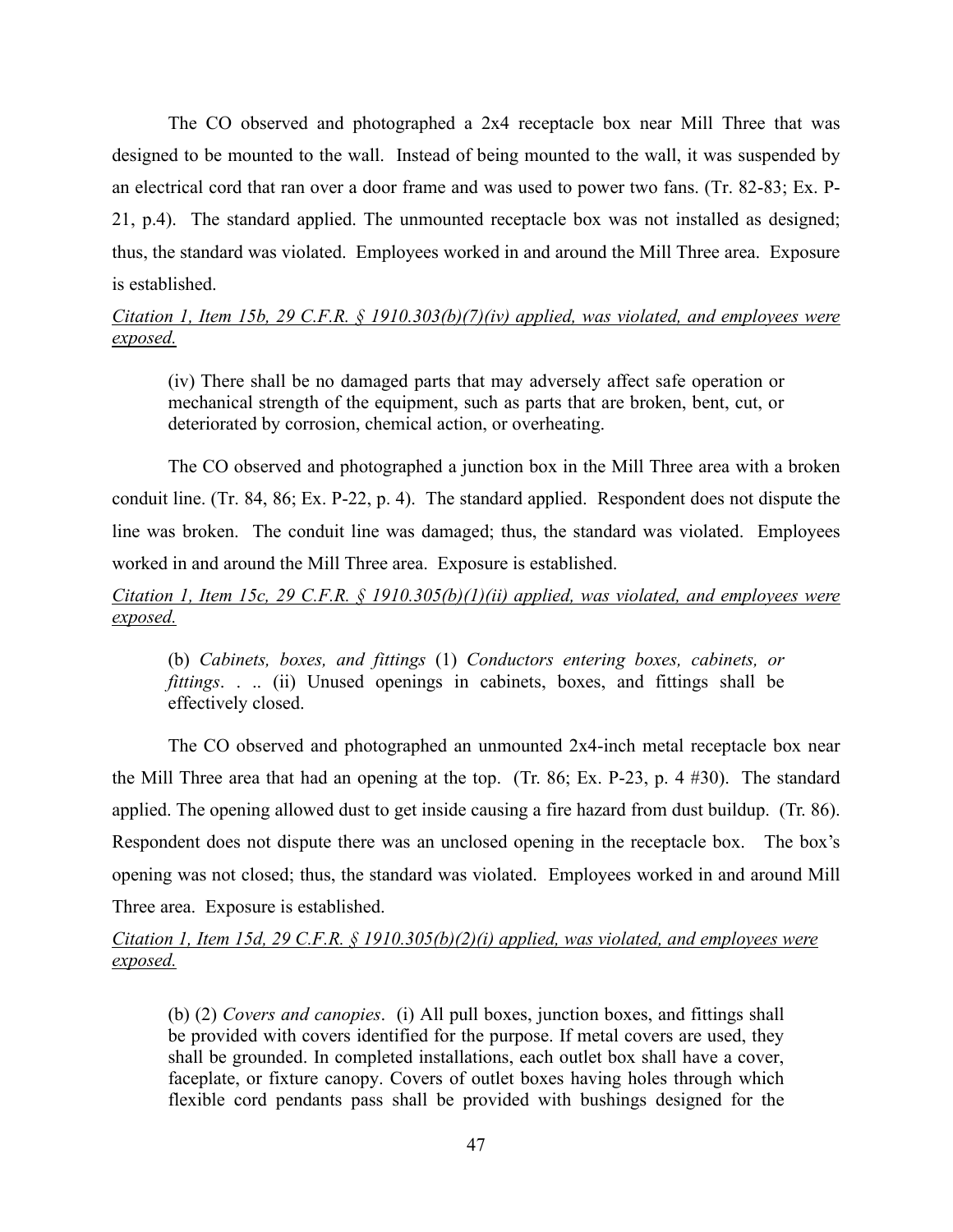The CO observed and photographed a 2x4 receptacle box near Mill Three that was designed to be mounted to the wall. Instead of being mounted to the wall, it was suspended by an electrical cord that ran over a door frame and was used to power two fans. (Tr. 82-83; Ex. P-21, p.4). The standard applied. The unmounted receptacle box was not installed as designed; thus, the standard was violated. Employees worked in and around the Mill Three area. Exposure is established.

_Citation 1, Item 15b, 29 C.F.R. § 1910.303(b)(7)(iv) applied, was violated, and employees were exposed._

> (iv) There shall be no damaged parts that may adversely affect safe operation or mechanical strength of the equipment, such as parts that are broken, bent, cut, or deteriorated by corrosion, chemical action, or overheating.

The CO observed and photographed a junction box in the Mill Three area with a broken conduit line. (Tr. 84, 86; Ex. P-22, p. 4). The standard applied. Respondent does not dispute the line was broken. The conduit line was damaged; thus, the standard was violated. Employees worked in and around the Mill Three area. Exposure is established.

_Citation 1, Item 15c, 29 C.F.R. § 1910.305(b)(1)(ii) applied, was violated, and employees were exposed._

> (b) *Cabinets, boxes, and fittings* (1) *Conductors entering boxes, cabinets, or fittings*. . .. (ii) Unused openings in cabinets, boxes, and fittings shall be effectively closed.

The CO observed and photographed an unmounted 2x4-inch metal receptacle box near the Mill Three area that had an opening at the top. (Tr. 86; Ex. P-23, p. 4 #30). The standard applied. The opening allowed dust to get inside causing a fire hazard from dust buildup. (Tr. 86). Respondent does not dispute there was an unclosed opening in the receptacle box. The box's opening was not closed; thus, the standard was violated. Employees worked in and around Mill Three area. Exposure is established.

_Citation 1, Item 15d, 29 C.F.R. § 1910.305(b)(2)(i) applied, was violated, and employees were exposed._

> (b) (2) *Covers and canopies*. (i) All pull boxes, junction boxes, and fittings shall be provided with covers identified for the purpose. If metal covers are used, they shall be grounded. In completed installations, each outlet box shall have a cover, faceplate, or fixture canopy. Covers of outlet boxes having holes through which flexible cord pendants pass shall be provided with bushings designed for the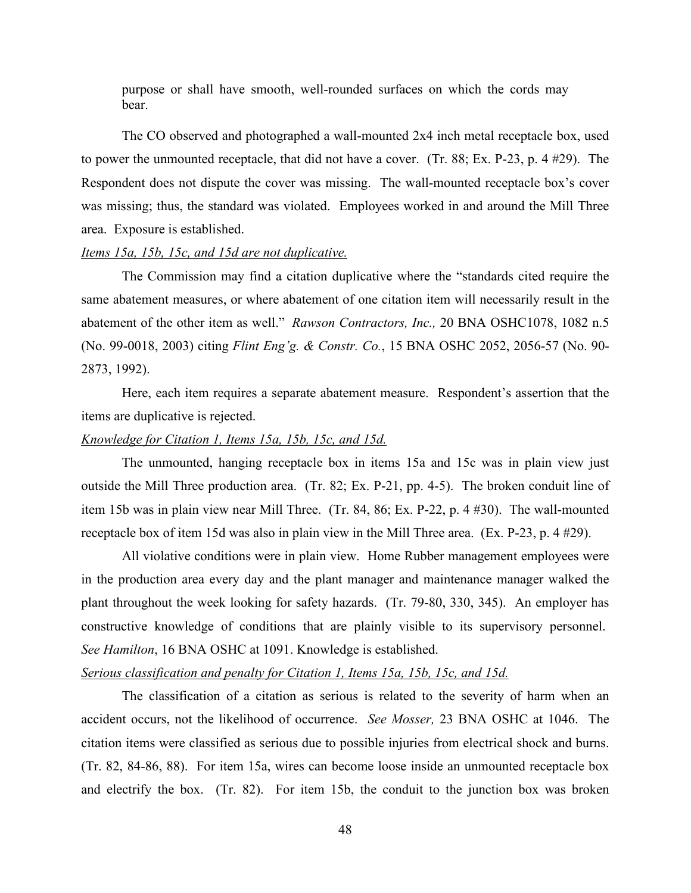> purpose or shall have smooth, well-rounded surfaces on which the cords may bear.

The CO observed and photographed a wall-mounted 2x4 inch metal receptacle box, used to power the unmounted receptacle, that did not have a cover. (Tr. 88; Ex. P-23, p. 4 #29). The Respondent does not dispute the cover was missing. The wall-mounted receptacle box's cover was missing; thus, the standard was violated. Employees worked in and around the Mill Three area. Exposure is established.

*Items 15a, 15b, 15c, and 15d are not duplicative.*

The Commission may find a citation duplicative where the "standards cited require the same abatement measures, or where abatement of one citation item will necessarily result in the abatement of the other item as well." *Rawson Contractors, Inc.,* 20 BNA OSHC1078, 1082 n.5 (No. 99-0018, 2003) citing *Flint Eng'g. & Constr. Co.*, 15 BNA OSHC 2052, 2056-57 (No. 90-2873, 1992).

Here, each item requires a separate abatement measure. Respondent's assertion that the items are duplicative is rejected.

*Knowledge for Citation 1, Items 15a, 15b, 15c, and 15d.*

The unmounted, hanging receptacle box in items 15a and 15c was in plain view just outside the Mill Three production area. (Tr. 82; Ex. P-21, pp. 4-5). The broken conduit line of item 15b was in plain view near Mill Three. (Tr. 84, 86; Ex. P-22, p. 4 #30). The wall-mounted receptacle box of item 15d was also in plain view in the Mill Three area. (Ex. P-23, p. 4 #29).

All violative conditions were in plain view. Home Rubber management employees were in the production area every day and the plant manager and maintenance manager walked the plant throughout the week looking for safety hazards. (Tr. 79-80, 330, 345). An employer has constructive knowledge of conditions that are plainly visible to its supervisory personnel. *See Hamilton*, 16 BNA OSHC at 1091. Knowledge is established.

*Serious classification and penalty for Citation 1, Items 15a, 15b, 15c, and 15d.*

The classification of a citation as serious is related to the severity of harm when an accident occurs, not the likelihood of occurrence. *See Mosser,* 23 BNA OSHC at 1046. The citation items were classified as serious due to possible injuries from electrical shock and burns. (Tr. 82, 84-86, 88). For item 15a, wires can become loose inside an unmounted receptacle box and electrify the box. (Tr. 82). For item 15b, the conduit to the junction box was broken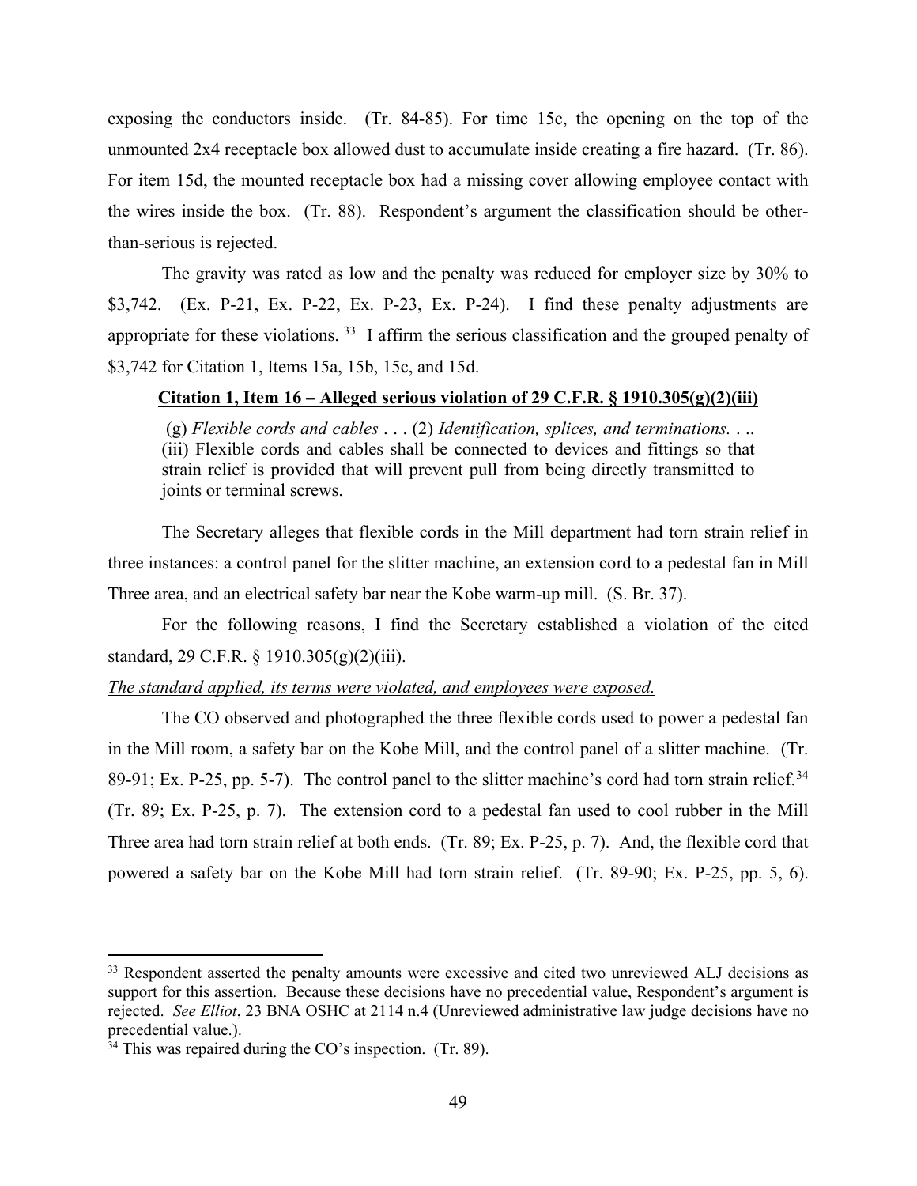exposing the conductors inside. (Tr. 84-85). For time 15c, the opening on the top of the unmounted 2x4 receptacle box allowed dust to accumulate inside creating a fire hazard. (Tr. 86). For item 15d, the mounted receptacle box had a missing cover allowing employee contact with the wires inside the box. (Tr. 88). Respondent's argument the classification should be other-than-serious is rejected.

The gravity was rated as low and the penalty was reduced for employer size by 30% to $3,742. (Ex. P-21, Ex. P-22, Ex. P-23, Ex. P-24). I find these penalty adjustments are appropriate for these violations. [33] I affirm the serious classification and the grouped penalty of $3,742 for Citation 1, Items 15a, 15b, 15c, and 15d.

**Citation 1, Item 16 – Alleged serious violation of 29 C.F.R. § 1910.305(g)(2)(iii)**

> (g) *Flexible cords and cables* . . . (2) *Identification, splices, and terminations.* . .. (iii) Flexible cords and cables shall be connected to devices and fittings so that strain relief is provided that will prevent pull from being directly transmitted to joints or terminal screws.

The Secretary alleges that flexible cords in the Mill department had torn strain relief in three instances: a control panel for the slitter machine, an extension cord to a pedestal fan in Mill Three area, and an electrical safety bar near the Kobe warm-up mill. (S. Br. 37).

For the following reasons, I find the Secretary established a violation of the cited standard, 29 C.F.R. § 1910.305(g)(2)(iii).

*The standard applied, its terms were violated, and employees were exposed.*

The CO observed and photographed the three flexible cords used to power a pedestal fan in the Mill room, a safety bar on the Kobe Mill, and the control panel of a slitter machine. (Tr. 89-91; Ex. P-25, pp. 5-7). The control panel to the slitter machine's cord had torn strain relief.[34] (Tr. 89; Ex. P-25, p. 7). The extension cord to a pedestal fan used to cool rubber in the Mill Three area had torn strain relief at both ends. (Tr. 89; Ex. P-25, p. 7). And, the flexible cord that powered a safety bar on the Kobe Mill had torn strain relief. (Tr. 89-90; Ex. P-25, pp. 5, 6).

[33] Respondent asserted the penalty amounts were excessive and cited two unreviewed ALJ decisions as support for this assertion. Because these decisions have no precedential value, Respondent's argument is rejected. *See Elliot*, 23 BNA OSHC at 2114 n.4 (Unreviewed administrative law judge decisions have no precedential value.).

[34] This was repaired during the CO's inspection. (Tr. 89).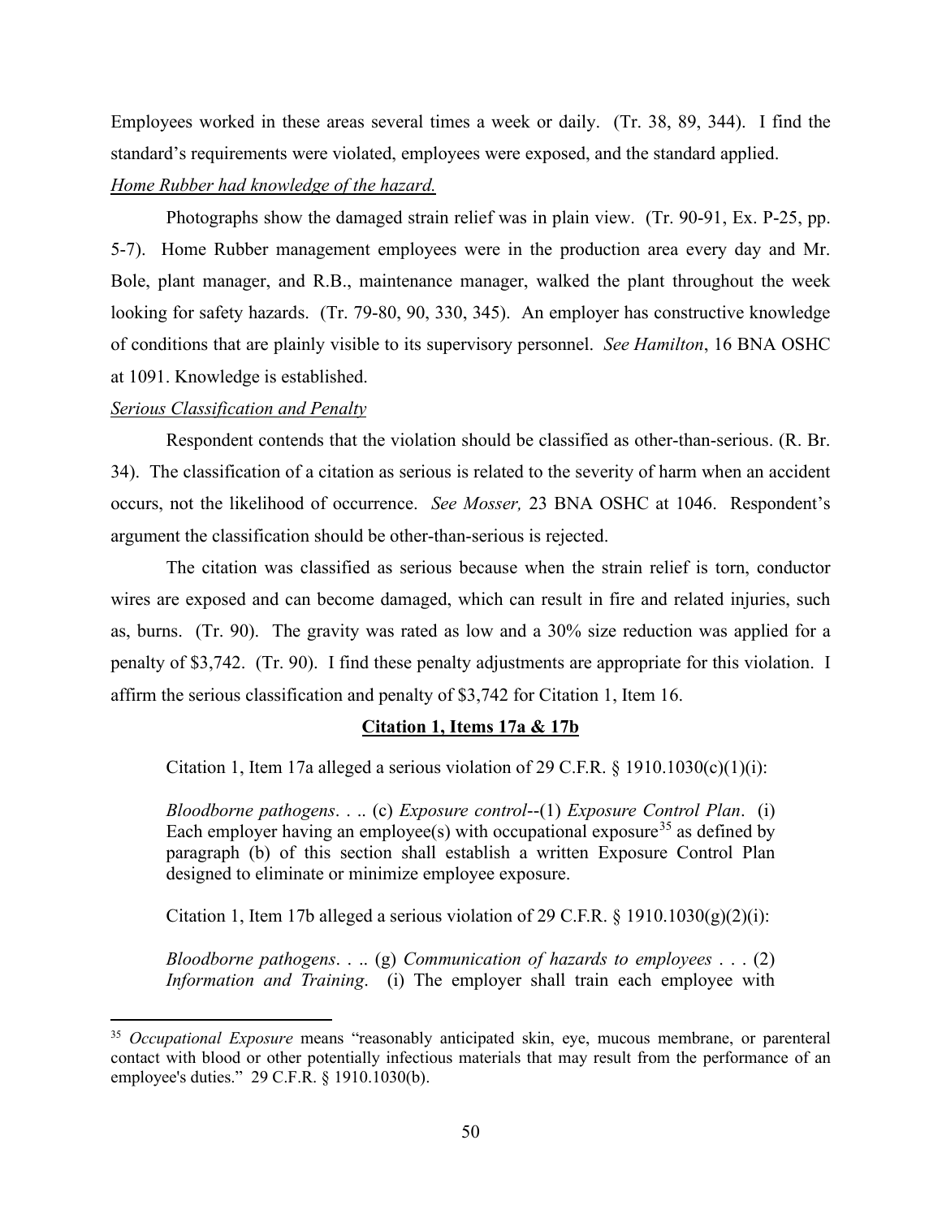Employees worked in these areas several times a week or daily. (Tr. 38, 89, 344). I find the standard's requirements were violated, employees were exposed, and the standard applied.

*Home Rubber had knowledge of the hazard.*

Photographs show the damaged strain relief was in plain view. (Tr. 90-91, Ex. P-25, pp. 5-7). Home Rubber management employees were in the production area every day and Mr. Bole, plant manager, and R.B., maintenance manager, walked the plant throughout the week looking for safety hazards. (Tr. 79-80, 90, 330, 345). An employer has constructive knowledge of conditions that are plainly visible to its supervisory personnel. *See Hamilton*, 16 BNA OSHC at 1091. Knowledge is established.

*Serious Classification and Penalty*

Respondent contends that the violation should be classified as other-than-serious. (R. Br. 34). The classification of a citation as serious is related to the severity of harm when an accident occurs, not the likelihood of occurrence. *See Mosser,* 23 BNA OSHC at 1046. Respondent's argument the classification should be other-than-serious is rejected.

The citation was classified as serious because when the strain relief is torn, conductor wires are exposed and can become damaged, which can result in fire and related injuries, such as, burns. (Tr. 90). The gravity was rated as low and a 30% size reduction was applied for a penalty of $3,742. (Tr. 90). I find these penalty adjustments are appropriate for this violation. I affirm the serious classification and penalty of $3,742 for Citation 1, Item 16.

**Citation 1, Items 17a & 17b**

Citation 1, Item 17a alleged a serious violation of 29 C.F.R. § 1910.1030(c)(1)(i):

> *Bloodborne pathogens*. . .. (c) *Exposure control*--(1) *Exposure Control Plan*. (i) Each employer having an employee(s) with occupational exposure[35] as defined by paragraph (b) of this section shall establish a written Exposure Control Plan designed to eliminate or minimize employee exposure.

Citation 1, Item 17b alleged a serious violation of 29 C.F.R. § 1910.1030(g)(2)(i):

> *Bloodborne pathogens*. . .. (g) *Communication of hazards to employees* . . . (2) *Information and Training*. (i) The employer shall train each employee with

[35] *Occupational Exposure* means "reasonably anticipated skin, eye, mucous membrane, or parenteral contact with blood or other potentially infectious materials that may result from the performance of an employee's duties." 29 C.F.R. § 1910.1030(b).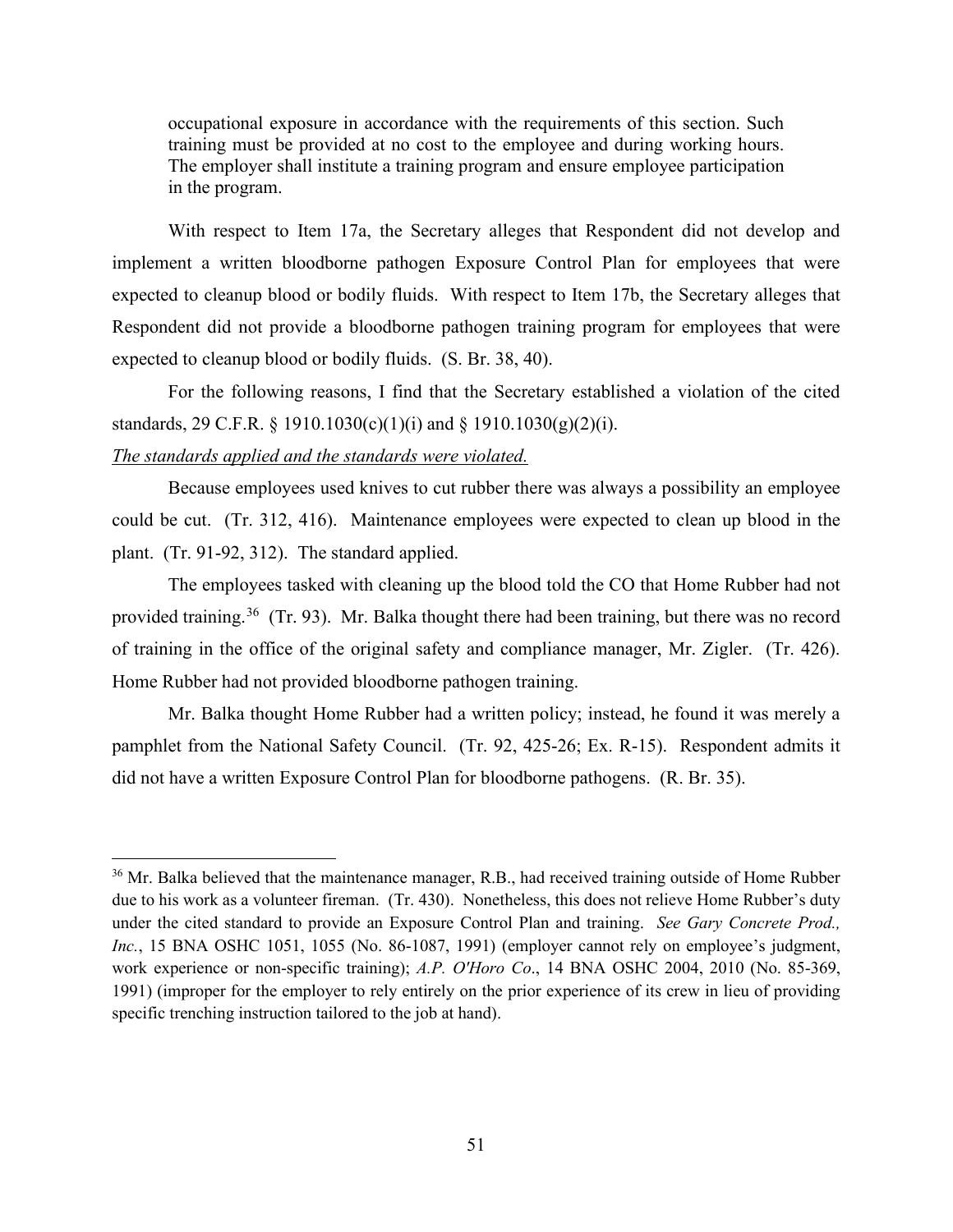> occupational exposure in accordance with the requirements of this section. Such training must be provided at no cost to the employee and during working hours. The employer shall institute a training program and ensure employee participation in the program.

With respect to Item 17a, the Secretary alleges that Respondent did not develop and implement a written bloodborne pathogen Exposure Control Plan for employees that were expected to cleanup blood or bodily fluids. With respect to Item 17b, the Secretary alleges that Respondent did not provide a bloodborne pathogen training program for employees that were expected to cleanup blood or bodily fluids. (S. Br. 38, 40).

For the following reasons, I find that the Secretary established a violation of the cited standards, 29 C.F.R. § 1910.1030(c)(1)(i) and § 1910.1030(g)(2)(i).

*The standards applied and the standards were violated.*

Because employees used knives to cut rubber there was always a possibility an employee could be cut. (Tr. 312, 416). Maintenance employees were expected to clean up blood in the plant. (Tr. 91-92, 312). The standard applied.

The employees tasked with cleaning up the blood told the CO that Home Rubber had not provided training.[36] (Tr. 93). Mr. Balka thought there had been training, but there was no record of training in the office of the original safety and compliance manager, Mr. Zigler. (Tr. 426). Home Rubber had not provided bloodborne pathogen training.

Mr. Balka thought Home Rubber had a written policy; instead, he found it was merely a pamphlet from the National Safety Council. (Tr. 92, 425-26; Ex. R-15). Respondent admits it did not have a written Exposure Control Plan for bloodborne pathogens. (R. Br. 35).

---

[36] Mr. Balka believed that the maintenance manager, R.B., had received training outside of Home Rubber due to his work as a volunteer fireman. (Tr. 430). Nonetheless, this does not relieve Home Rubber's duty under the cited standard to provide an Exposure Control Plan and training. *See Gary Concrete Prod., Inc.*, 15 BNA OSHC 1051, 1055 (No. 86-1087, 1991) (employer cannot rely on employee's judgment, work experience or non-specific training); *A.P. O'Horo Co*., 14 BNA OSHC 2004, 2010 (No. 85-369, 1991) (improper for the employer to rely entirely on the prior experience of its crew in lieu of providing specific trenching instruction tailored to the job at hand).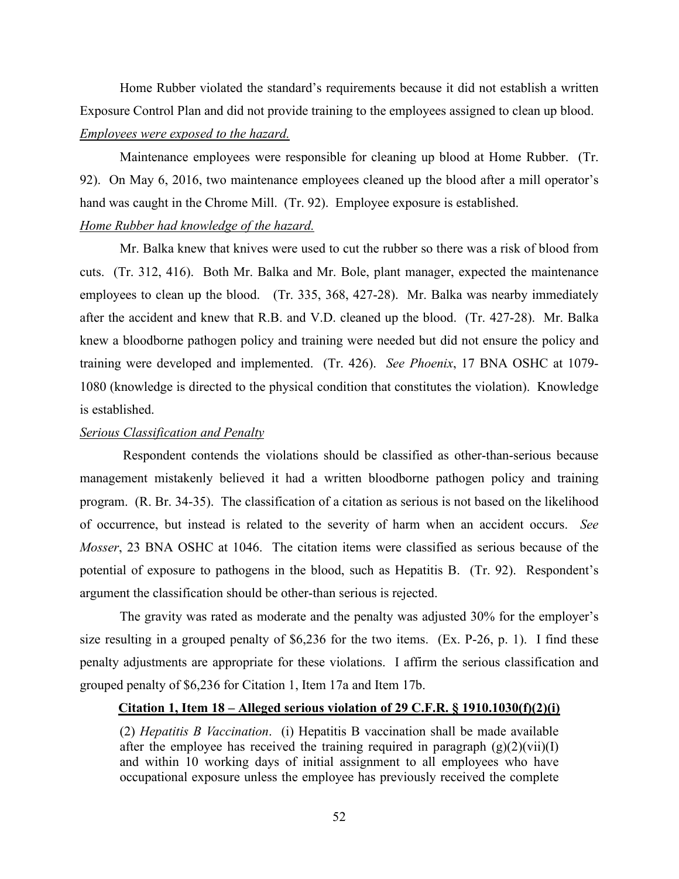Home Rubber violated the standard's requirements because it did not establish a written Exposure Control Plan and did not provide training to the employees assigned to clean up blood.

*Employees were exposed to the hazard.*

Maintenance employees were responsible for cleaning up blood at Home Rubber. (Tr. 92). On May 6, 2016, two maintenance employees cleaned up the blood after a mill operator's hand was caught in the Chrome Mill. (Tr. 92). Employee exposure is established.

*Home Rubber had knowledge of the hazard.*

Mr. Balka knew that knives were used to cut the rubber so there was a risk of blood from cuts. (Tr. 312, 416). Both Mr. Balka and Mr. Bole, plant manager, expected the maintenance employees to clean up the blood. (Tr. 335, 368, 427-28). Mr. Balka was nearby immediately after the accident and knew that R.B. and V.D. cleaned up the blood. (Tr. 427-28). Mr. Balka knew a bloodborne pathogen policy and training were needed but did not ensure the policy and training were developed and implemented. (Tr. 426). *See Phoenix*, 17 BNA OSHC at 1079-1080 (knowledge is directed to the physical condition that constitutes the violation). Knowledge is established.

*Serious Classification and Penalty*

Respondent contends the violations should be classified as other-than-serious because management mistakenly believed it had a written bloodborne pathogen policy and training program. (R. Br. 34-35). The classification of a citation as serious is not based on the likelihood of occurrence, but instead is related to the severity of harm when an accident occurs. *See Mosser*, 23 BNA OSHC at 1046. The citation items were classified as serious because of the potential of exposure to pathogens in the blood, such as Hepatitis B. (Tr. 92). Respondent's argument the classification should be other-than serious is rejected.

The gravity was rated as moderate and the penalty was adjusted 30% for the employer's size resulting in a grouped penalty of $6,236 for the two items. (Ex. P-26, p. 1). I find these penalty adjustments are appropriate for these violations. I affirm the serious classification and grouped penalty of $6,236 for Citation 1, Item 17a and Item 17b.

**Citation 1, Item 18 – Alleged serious violation of 29 C.F.R. § 1910.1030(f)(2)(i)**

> (2) *Hepatitis B Vaccination*. (i) Hepatitis B vaccination shall be made available after the employee has received the training required in paragraph (g)(2)(vii)(I) and within 10 working days of initial assignment to all employees who have occupational exposure unless the employee has previously received the complete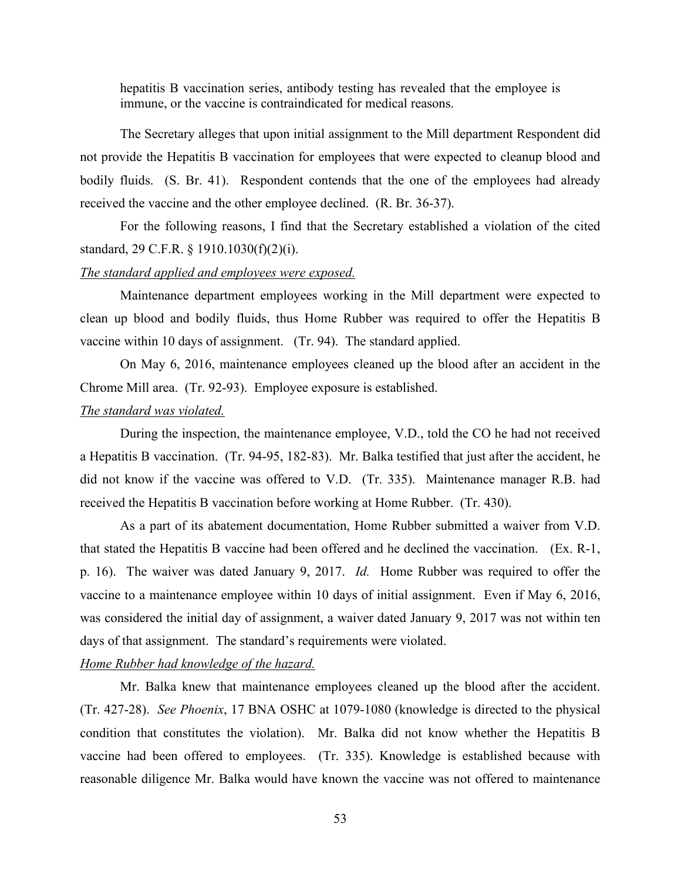> hepatitis B vaccination series, antibody testing has revealed that the employee is immune, or the vaccine is contraindicated for medical reasons.

The Secretary alleges that upon initial assignment to the Mill department Respondent did not provide the Hepatitis B vaccination for employees that were expected to cleanup blood and bodily fluids. (S. Br. 41). Respondent contends that the one of the employees had already received the vaccine and the other employee declined. (R. Br. 36-37).

For the following reasons, I find that the Secretary established a violation of the cited standard, 29 C.F.R. § 1910.1030(f)(2)(i).

*The standard applied and employees were exposed.*

Maintenance department employees working in the Mill department were expected to clean up blood and bodily fluids, thus Home Rubber was required to offer the Hepatitis B vaccine within 10 days of assignment. (Tr. 94). The standard applied.

On May 6, 2016, maintenance employees cleaned up the blood after an accident in the Chrome Mill area. (Tr. 92-93). Employee exposure is established.

*The standard was violated.*

During the inspection, the maintenance employee, V.D., told the CO he had not received a Hepatitis B vaccination. (Tr. 94-95, 182-83). Mr. Balka testified that just after the accident, he did not know if the vaccine was offered to V.D. (Tr. 335). Maintenance manager R.B. had received the Hepatitis B vaccination before working at Home Rubber. (Tr. 430).

As a part of its abatement documentation, Home Rubber submitted a waiver from V.D. that stated the Hepatitis B vaccine had been offered and he declined the vaccination. (Ex. R-1, p. 16). The waiver was dated January 9, 2017. *Id.* Home Rubber was required to offer the vaccine to a maintenance employee within 10 days of initial assignment. Even if May 6, 2016, was considered the initial day of assignment, a waiver dated January 9, 2017 was not within ten days of that assignment. The standard's requirements were violated.

*Home Rubber had knowledge of the hazard.*

Mr. Balka knew that maintenance employees cleaned up the blood after the accident. (Tr. 427-28). *See Phoenix*, 17 BNA OSHC at 1079-1080 (knowledge is directed to the physical condition that constitutes the violation). Mr. Balka did not know whether the Hepatitis B vaccine had been offered to employees. (Tr. 335). Knowledge is established because with reasonable diligence Mr. Balka would have known the vaccine was not offered to maintenance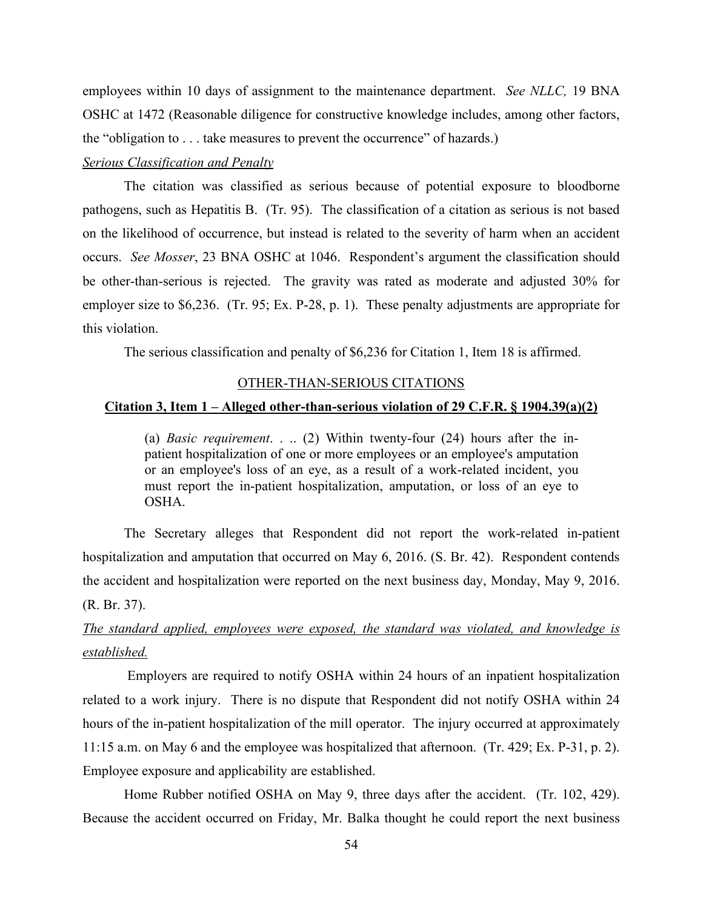employees within 10 days of assignment to the maintenance department. *See NLLC,* 19 BNA OSHC at 1472 (Reasonable diligence for constructive knowledge includes, among other factors, the "obligation to . . . take measures to prevent the occurrence" of hazards.)

*Serious Classification and Penalty*

The citation was classified as serious because of potential exposure to bloodborne pathogens, such as Hepatitis B. (Tr. 95). The classification of a citation as serious is not based on the likelihood of occurrence, but instead is related to the severity of harm when an accident occurs. *See Mosser*, 23 BNA OSHC at 1046. Respondent's argument the classification should be other-than-serious is rejected. The gravity was rated as moderate and adjusted 30% for employer size to $6,236. (Tr. 95; Ex. P-28, p. 1). These penalty adjustments are appropriate for this violation.

The serious classification and penalty of $6,236 for Citation 1, Item 18 is affirmed.

## OTHER-THAN-SERIOUS CITATIONS

### Citation 3, Item 1 – Alleged other-than-serious violation of 29 C.F.R. § 1904.39(a)(2)

> (a) *Basic requirement*. . .. (2) Within twenty-four (24) hours after the in-patient hospitalization of one or more employees or an employee's amputation or an employee's loss of an eye, as a result of a work-related incident, you must report the in-patient hospitalization, amputation, or loss of an eye to OSHA.

The Secretary alleges that Respondent did not report the work-related in-patient hospitalization and amputation that occurred on May 6, 2016. (S. Br. 42). Respondent contends the accident and hospitalization were reported on the next business day, Monday, May 9, 2016. (R. Br. 37).

*The standard applied, employees were exposed, the standard was violated, and knowledge is established.*

Employers are required to notify OSHA within 24 hours of an inpatient hospitalization related to a work injury. There is no dispute that Respondent did not notify OSHA within 24 hours of the in-patient hospitalization of the mill operator. The injury occurred at approximately 11:15 a.m. on May 6 and the employee was hospitalized that afternoon. (Tr. 429; Ex. P-31, p. 2). Employee exposure and applicability are established.

Home Rubber notified OSHA on May 9, three days after the accident. (Tr. 102, 429). Because the accident occurred on Friday, Mr. Balka thought he could report the next business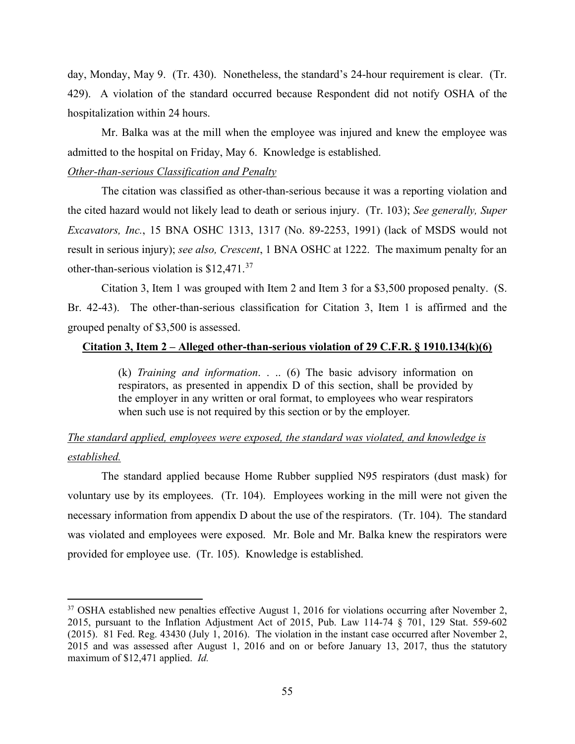day, Monday, May 9. (Tr. 430). Nonetheless, the standard's 24-hour requirement is clear. (Tr. 429). A violation of the standard occurred because Respondent did not notify OSHA of the hospitalization within 24 hours.

Mr. Balka was at the mill when the employee was injured and knew the employee was admitted to the hospital on Friday, May 6. Knowledge is established.

*Other-than-serious Classification and Penalty*

The citation was classified as other-than-serious because it was a reporting violation and the cited hazard would not likely lead to death or serious injury. (Tr. 103); *See generally, Super Excavators, Inc.*, 15 BNA OSHC 1313, 1317 (No. 89-2253, 1991) (lack of MSDS would not result in serious injury); *see also, Crescent*, 1 BNA OSHC at 1222. The maximum penalty for an other-than-serious violation is $12,471.[37]

Citation 3, Item 1 was grouped with Item 2 and Item 3 for a $3,500 proposed penalty. (S. Br. 42-43). The other-than-serious classification for Citation 3, Item 1 is affirmed and the grouped penalty of $3,500 is assessed.

**Citation 3, Item 2 – Alleged other-than-serious violation of 29 C.F.R. § 1910.134(k)(6)**

> (k) *Training and information*. . .. (6) The basic advisory information on respirators, as presented in appendix D of this section, shall be provided by the employer in any written or oral format, to employees who wear respirators when such use is not required by this section or by the employer.

*The standard applied, employees were exposed, the standard was violated, and knowledge is established.*

The standard applied because Home Rubber supplied N95 respirators (dust mask) for voluntary use by its employees. (Tr. 104). Employees working in the mill were not given the necessary information from appendix D about the use of the respirators. (Tr. 104). The standard was violated and employees were exposed. Mr. Bole and Mr. Balka knew the respirators were provided for employee use. (Tr. 105). Knowledge is established.

---

[37] OSHA established new penalties effective August 1, 2016 for violations occurring after November 2, 2015, pursuant to the Inflation Adjustment Act of 2015, Pub. Law 114-74 § 701, 129 Stat. 559-602 (2015). 81 Fed. Reg. 43430 (July 1, 2016). The violation in the instant case occurred after November 2, 2015 and was assessed after August 1, 2016 and on or before January 13, 2017, thus the statutory maximum of $12,471 applied. *Id.*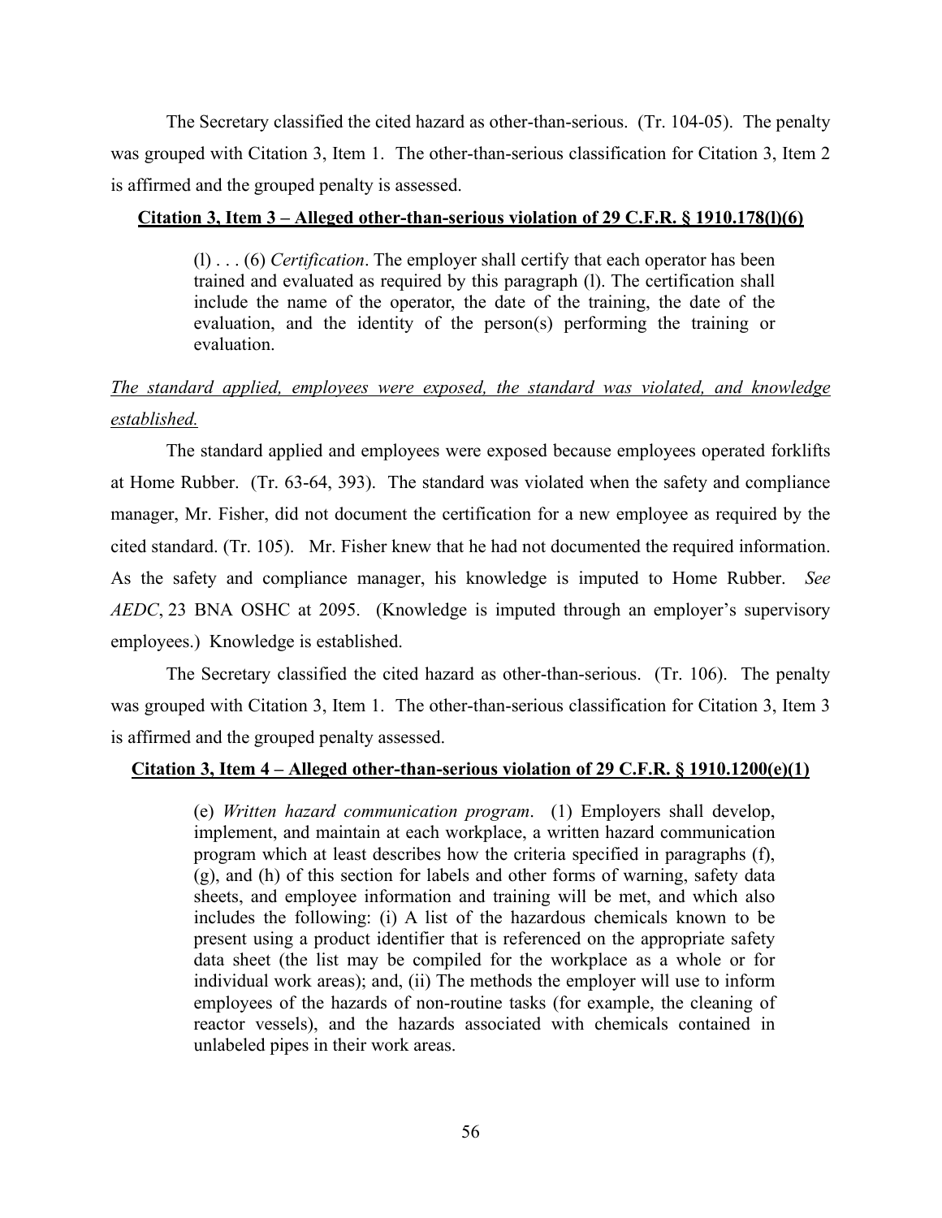The Secretary classified the cited hazard as other-than-serious. (Tr. 104-05). The penalty was grouped with Citation 3, Item 1. The other-than-serious classification for Citation 3, Item 2 is affirmed and the grouped penalty is assessed.

**Citation 3, Item 3 – Alleged other-than-serious violation of 29 C.F.R. § 1910.178(l)(6)**

> (l) . . . (6) *Certification*. The employer shall certify that each operator has been trained and evaluated as required by this paragraph (l). The certification shall include the name of the operator, the date of the training, the date of the evaluation, and the identity of the person(s) performing the training or evaluation.

*The standard applied, employees were exposed, the standard was violated, and knowledge established.*

The standard applied and employees were exposed because employees operated forklifts at Home Rubber. (Tr. 63-64, 393). The standard was violated when the safety and compliance manager, Mr. Fisher, did not document the certification for a new employee as required by the cited standard. (Tr. 105). Mr. Fisher knew that he had not documented the required information. As the safety and compliance manager, his knowledge is imputed to Home Rubber. *See AEDC*, 23 BNA OSHC at 2095. (Knowledge is imputed through an employer's supervisory employees.) Knowledge is established.

The Secretary classified the cited hazard as other-than-serious. (Tr. 106). The penalty was grouped with Citation 3, Item 1. The other-than-serious classification for Citation 3, Item 3 is affirmed and the grouped penalty assessed.

**Citation 3, Item 4 – Alleged other-than-serious violation of 29 C.F.R. § 1910.1200(e)(1)**

> (e) *Written hazard communication program*. (1) Employers shall develop, implement, and maintain at each workplace, a written hazard communication program which at least describes how the criteria specified in paragraphs (f), (g), and (h) of this section for labels and other forms of warning, safety data sheets, and employee information and training will be met, and which also includes the following: (i) A list of the hazardous chemicals known to be present using a product identifier that is referenced on the appropriate safety data sheet (the list may be compiled for the workplace as a whole or for individual work areas); and, (ii) The methods the employer will use to inform employees of the hazards of non-routine tasks (for example, the cleaning of reactor vessels), and the hazards associated with chemicals contained in unlabeled pipes in their work areas.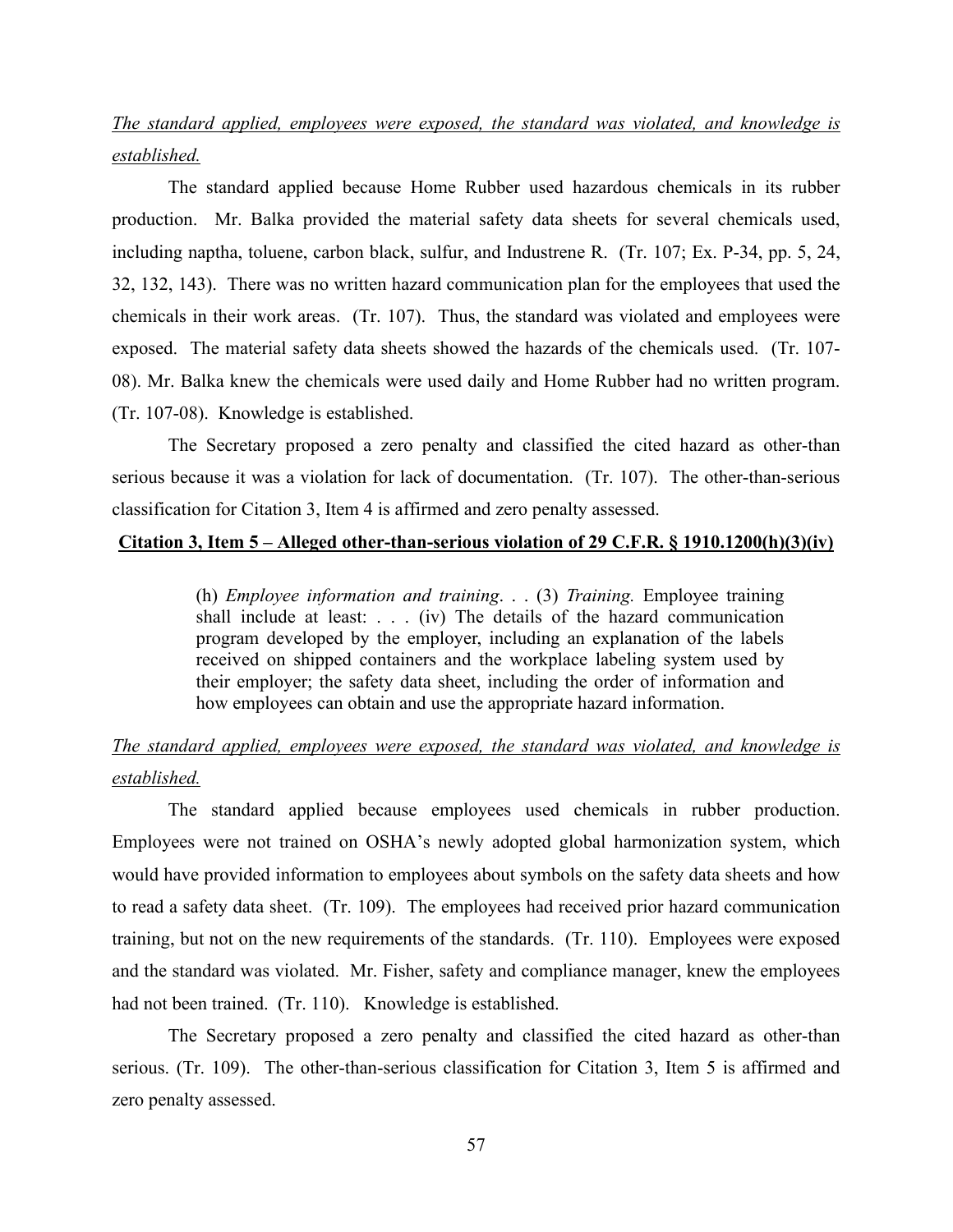*The standard applied, employees were exposed, the standard was violated, and knowledge is established.*

The standard applied because Home Rubber used hazardous chemicals in its rubber production. Mr. Balka provided the material safety data sheets for several chemicals used, including naptha, toluene, carbon black, sulfur, and Industrene R. (Tr. 107; Ex. P-34, pp. 5, 24, 32, 132, 143). There was no written hazard communication plan for the employees that used the chemicals in their work areas. (Tr. 107). Thus, the standard was violated and employees were exposed. The material safety data sheets showed the hazards of the chemicals used. (Tr. 107-08). Mr. Balka knew the chemicals were used daily and Home Rubber had no written program. (Tr. 107-08). Knowledge is established.

The Secretary proposed a zero penalty and classified the cited hazard as other-than serious because it was a violation for lack of documentation. (Tr. 107). The other-than-serious classification for Citation 3, Item 4 is affirmed and zero penalty assessed.

**Citation 3, Item 5 – Alleged other-than-serious violation of 29 C.F.R. § 1910.1200(h)(3)(iv)**

> (h) *Employee information and training*. . . (3) *Training.* Employee training shall include at least: . . . (iv) The details of the hazard communication program developed by the employer, including an explanation of the labels received on shipped containers and the workplace labeling system used by their employer; the safety data sheet, including the order of information and how employees can obtain and use the appropriate hazard information.

*The standard applied, employees were exposed, the standard was violated, and knowledge is established.*

The standard applied because employees used chemicals in rubber production. Employees were not trained on OSHA's newly adopted global harmonization system, which would have provided information to employees about symbols on the safety data sheets and how to read a safety data sheet. (Tr. 109). The employees had received prior hazard communication training, but not on the new requirements of the standards. (Tr. 110). Employees were exposed and the standard was violated. Mr. Fisher, safety and compliance manager, knew the employees had not been trained. (Tr. 110). Knowledge is established.

The Secretary proposed a zero penalty and classified the cited hazard as other-than serious. (Tr. 109). The other-than-serious classification for Citation 3, Item 5 is affirmed and zero penalty assessed.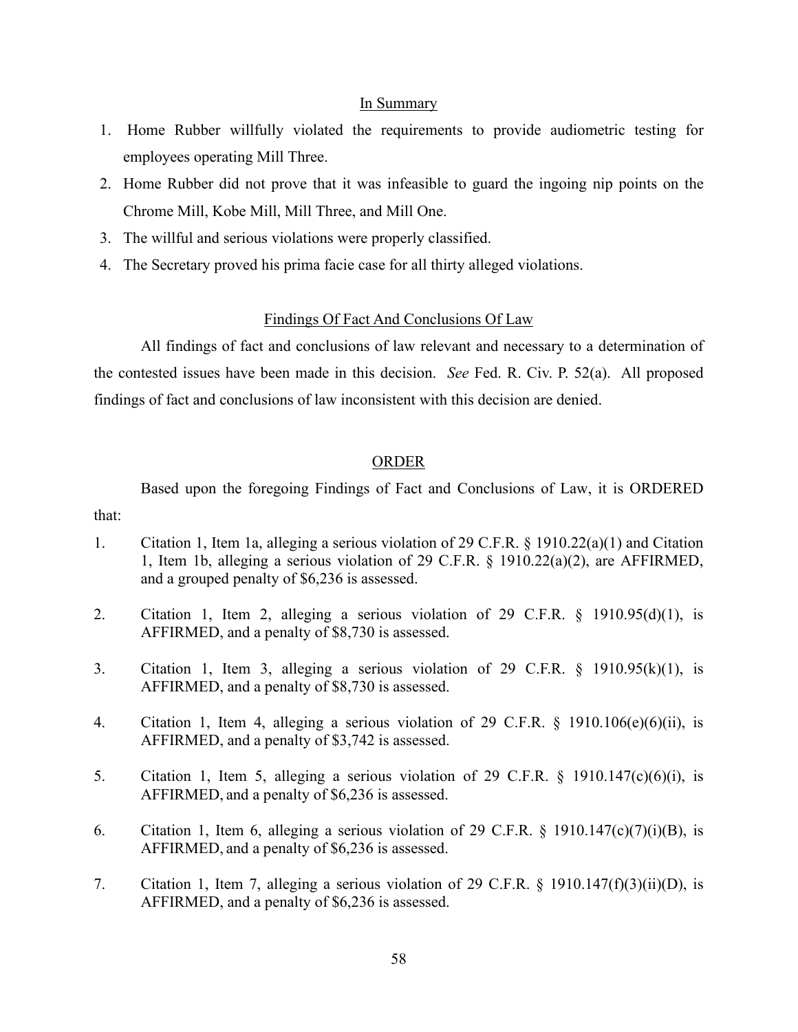## In Summary

1. Home Rubber willfully violated the requirements to provide audiometric testing for employees operating Mill Three.
2. Home Rubber did not prove that it was infeasible to guard the ingoing nip points on the Chrome Mill, Kobe Mill, Mill Three, and Mill One.
3. The willful and serious violations were properly classified.
4. The Secretary proved his prima facie case for all thirty alleged violations.

## Findings Of Fact And Conclusions Of Law

All findings of fact and conclusions of law relevant and necessary to a determination of the contested issues have been made in this decision. *See* Fed. R. Civ. P. 52(a). All proposed findings of fact and conclusions of law inconsistent with this decision are denied.

## ORDER

Based upon the foregoing Findings of Fact and Conclusions of Law, it is ORDERED that:

1. Citation 1, Item 1a, alleging a serious violation of 29 C.F.R. § 1910.22(a)(1) and Citation 1, Item 1b, alleging a serious violation of 29 C.F.R. § 1910.22(a)(2), are AFFIRMED, and a grouped penalty of $6,236 is assessed.
2. Citation 1, Item 2, alleging a serious violation of 29 C.F.R. § 1910.95(d)(1), is AFFIRMED, and a penalty of $8,730 is assessed.
3. Citation 1, Item 3, alleging a serious violation of 29 C.F.R. § 1910.95(k)(1), is AFFIRMED, and a penalty of $8,730 is assessed.
4. Citation 1, Item 4, alleging a serious violation of 29 C.F.R. § 1910.106(e)(6)(ii), is AFFIRMED, and a penalty of $3,742 is assessed.
5. Citation 1, Item 5, alleging a serious violation of 29 C.F.R. § 1910.147(c)(6)(i), is AFFIRMED, and a penalty of $6,236 is assessed.
6. Citation 1, Item 6, alleging a serious violation of 29 C.F.R. § 1910.147(c)(7)(i)(B), is AFFIRMED, and a penalty of $6,236 is assessed.
7. Citation 1, Item 7, alleging a serious violation of 29 C.F.R. § 1910.147(f)(3)(ii)(D), is AFFIRMED, and a penalty of $6,236 is assessed.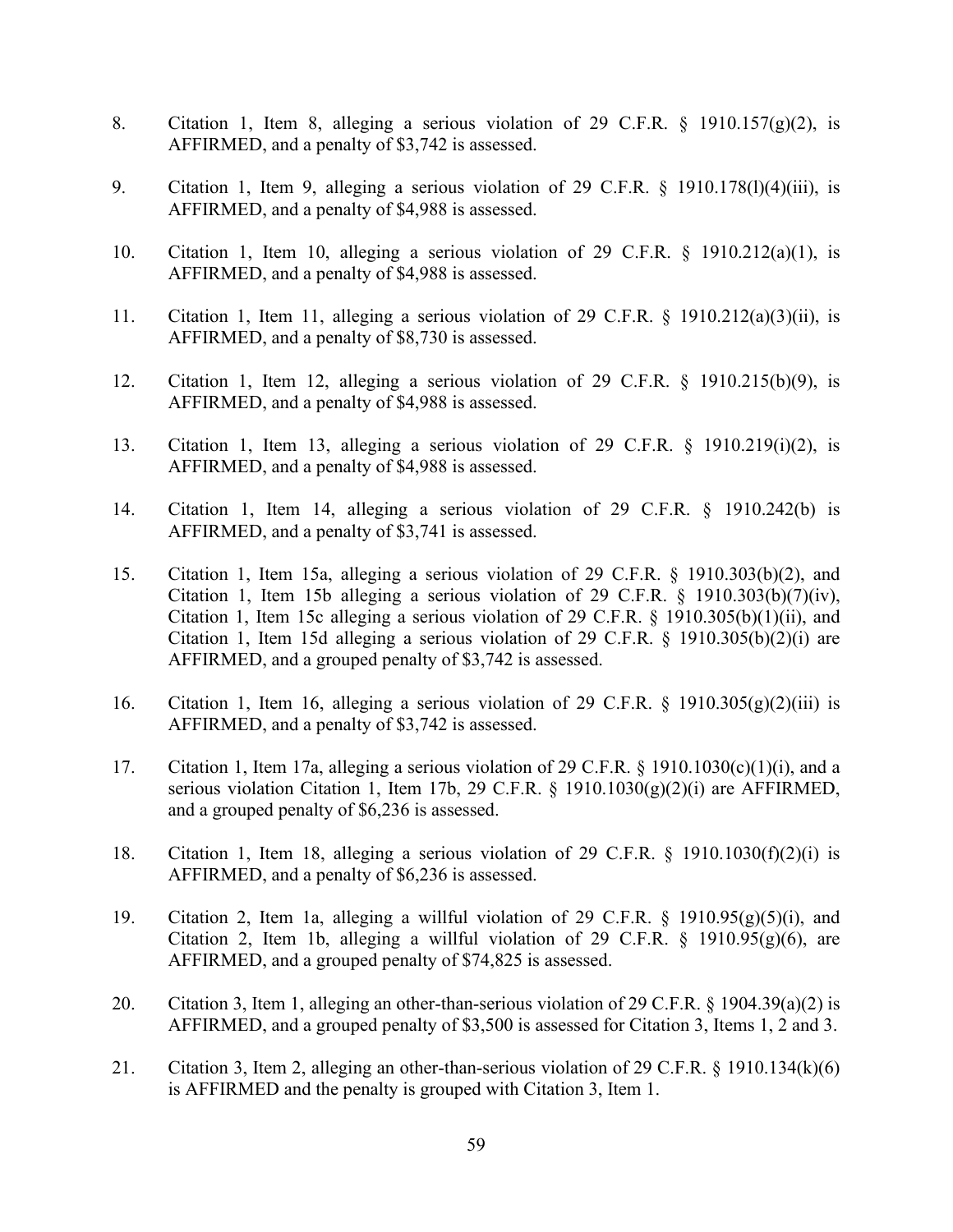8. Citation 1, Item 8, alleging a serious violation of 29 C.F.R. § 1910.157(g)(2), is AFFIRMED, and a penalty of $3,742 is assessed.

9. Citation 1, Item 9, alleging a serious violation of 29 C.F.R. § 1910.178(l)(4)(iii), is AFFIRMED, and a penalty of $4,988 is assessed.

10. Citation 1, Item 10, alleging a serious violation of 29 C.F.R. § 1910.212(a)(1), is AFFIRMED, and a penalty of $4,988 is assessed.

11. Citation 1, Item 11, alleging a serious violation of 29 C.F.R. § 1910.212(a)(3)(ii), is AFFIRMED, and a penalty of $8,730 is assessed.

12. Citation 1, Item 12, alleging a serious violation of 29 C.F.R. § 1910.215(b)(9), is AFFIRMED, and a penalty of $4,988 is assessed.

13. Citation 1, Item 13, alleging a serious violation of 29 C.F.R. § 1910.219(i)(2), is AFFIRMED, and a penalty of $4,988 is assessed.

14. Citation 1, Item 14, alleging a serious violation of 29 C.F.R. § 1910.242(b) is AFFIRMED, and a penalty of $3,741 is assessed.

15. Citation 1, Item 15a, alleging a serious violation of 29 C.F.R. § 1910.303(b)(2), and Citation 1, Item 15b alleging a serious violation of 29 C.F.R. § 1910.303(b)(7)(iv), Citation 1, Item 15c alleging a serious violation of 29 C.F.R. § 1910.305(b)(1)(ii), and Citation 1, Item 15d alleging a serious violation of 29 C.F.R. § 1910.305(b)(2)(i) are AFFIRMED, and a grouped penalty of $3,742 is assessed.

16. Citation 1, Item 16, alleging a serious violation of 29 C.F.R. § 1910.305(g)(2)(iii) is AFFIRMED, and a penalty of $3,742 is assessed.

17. Citation 1, Item 17a, alleging a serious violation of 29 C.F.R. § 1910.1030(c)(1)(i), and a serious violation Citation 1, Item 17b, 29 C.F.R. § 1910.1030(g)(2)(i) are AFFIRMED, and a grouped penalty of $6,236 is assessed.

18. Citation 1, Item 18, alleging a serious violation of 29 C.F.R. § 1910.1030(f)(2)(i) is AFFIRMED, and a penalty of $6,236 is assessed.

19. Citation 2, Item 1a, alleging a willful violation of 29 C.F.R. § 1910.95(g)(5)(i), and Citation 2, Item 1b, alleging a willful violation of 29 C.F.R. § 1910.95(g)(6), are AFFIRMED, and a grouped penalty of $74,825 is assessed.

20. Citation 3, Item 1, alleging an other-than-serious violation of 29 C.F.R. § 1904.39(a)(2) is AFFIRMED, and a grouped penalty of $3,500 is assessed for Citation 3, Items 1, 2 and 3.

21. Citation 3, Item 2, alleging an other-than-serious violation of 29 C.F.R. § 1910.134(k)(6) is AFFIRMED and the penalty is grouped with Citation 3, Item 1.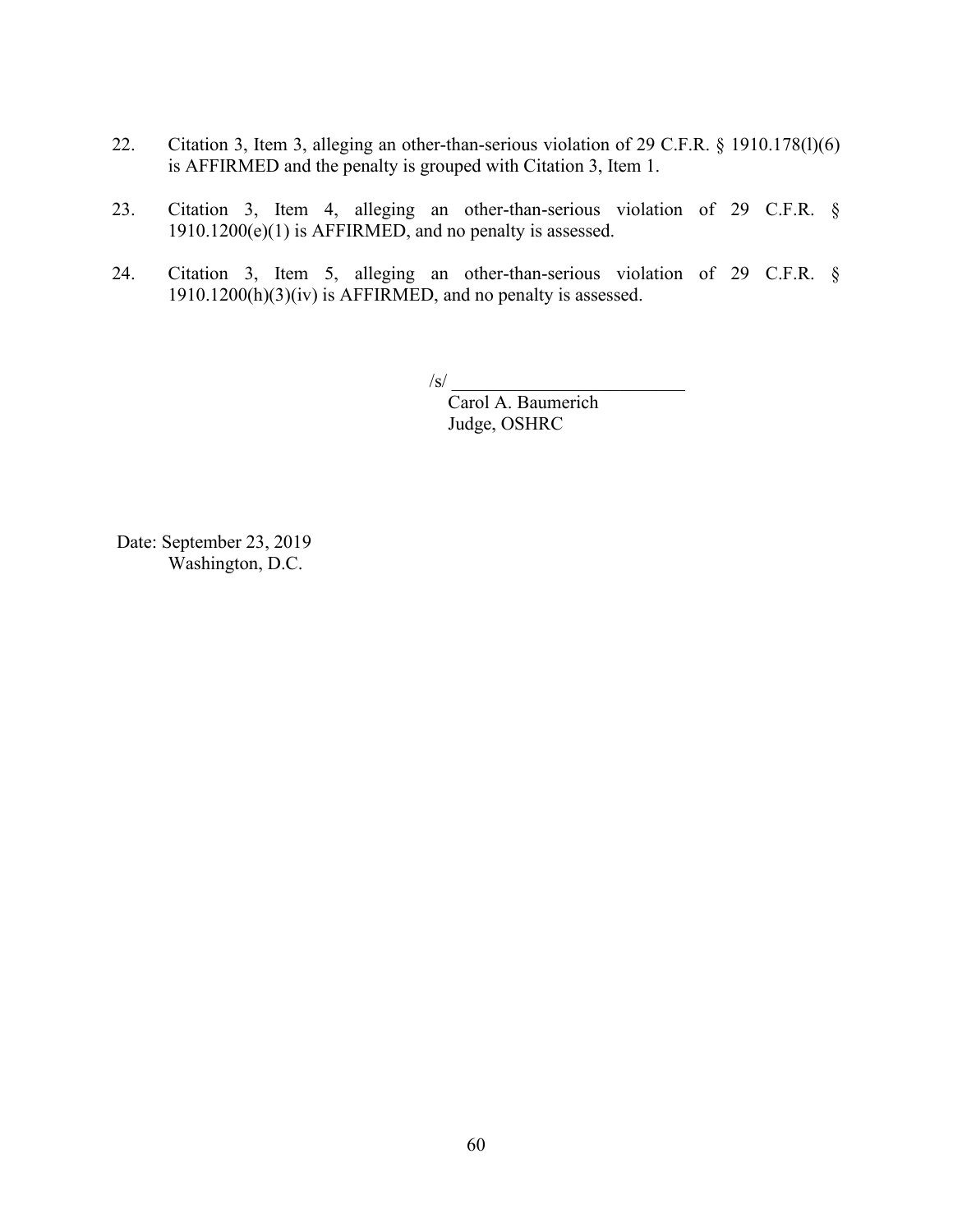22. Citation 3, Item 3, alleging an other-than-serious violation of 29 C.F.R. § 1910.178(l)(6) is AFFIRMED and the penalty is grouped with Citation 3, Item 1.

23. Citation 3, Item 4, alleging an other-than-serious violation of 29 C.F.R. § 1910.1200(e)(1) is AFFIRMED, and no penalty is assessed.

24. Citation 3, Item 5, alleging an other-than-serious violation of 29 C.F.R. § 1910.1200(h)(3)(iv) is AFFIRMED, and no penalty is assessed.

/s/ ________________________
Carol A. Baumerich
Judge, OSHRC

Date: September 23, 2019
Washington, D.C.